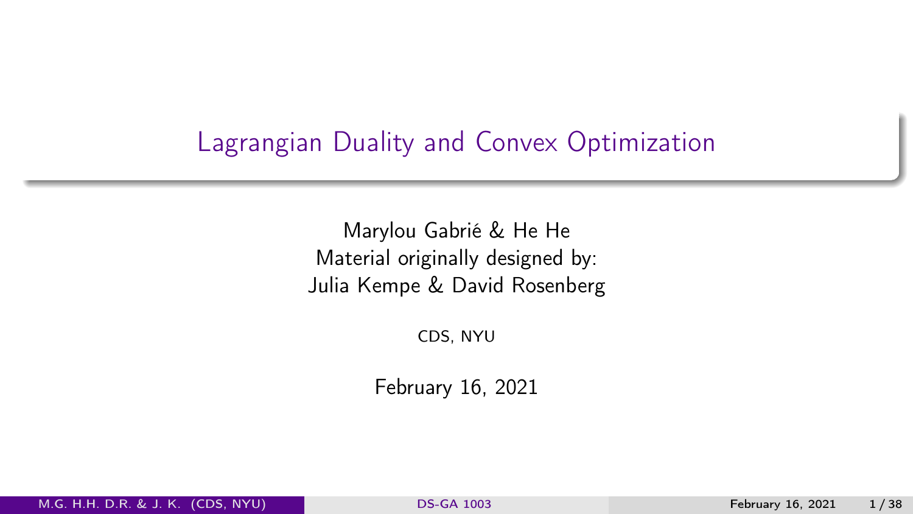# Lagrangian Duality and Convex Optimization

Marylou Gabrié & He He
Material originally designed by:
Julia Kempe & David Rosenberg

CDS, NYU

February 16, 2021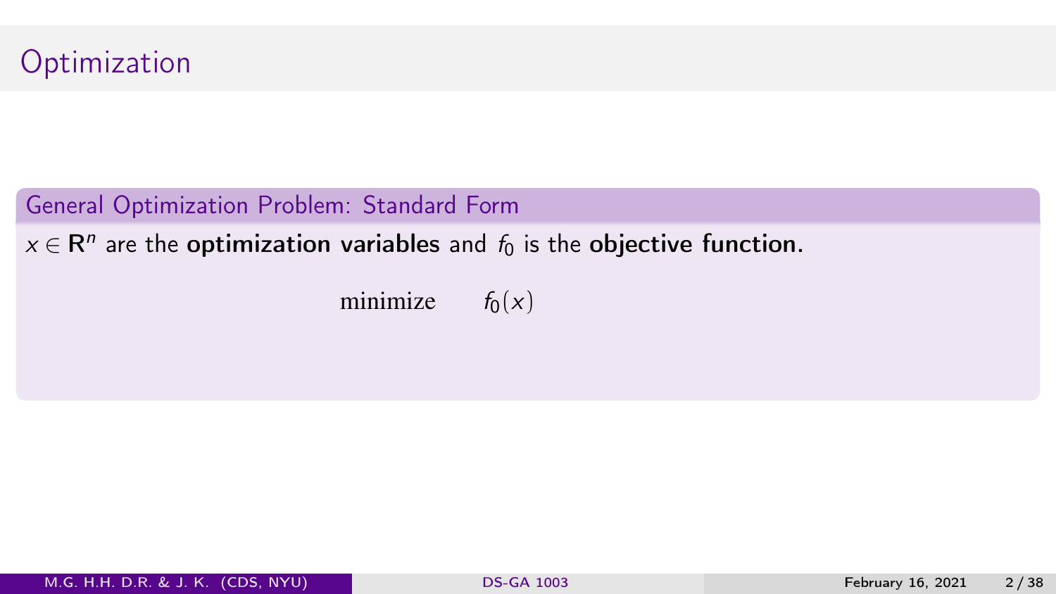# Optimization

## General Optimization Problem: Standard Form

$x \in \mathbf{R}^n$ are the **optimization variables** and $f_0$ is the **objective function.**

$$\text{minimize} \quad f_0(x)$$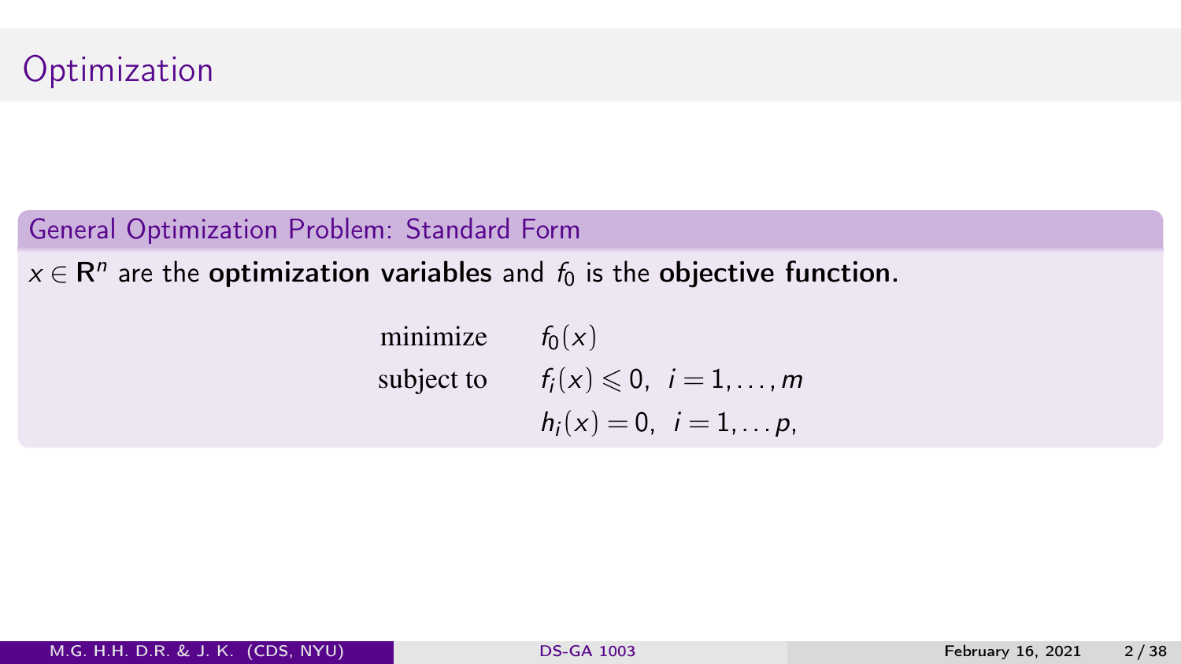# Optimization

### General Optimization Problem: Standard Form

$x \in \mathbf{R}^n$ are the **optimization variables** and $f_0$ is the **objective function.**

$$
\begin{array}{ll}
\text{minimize} & f_0(x) \\
\text{subject to} & f_i(x) \leqslant 0, \;\; i = 1, \ldots, m \\
& h_i(x) = 0, \;\; i = 1, \ldots p,
\end{array}
$$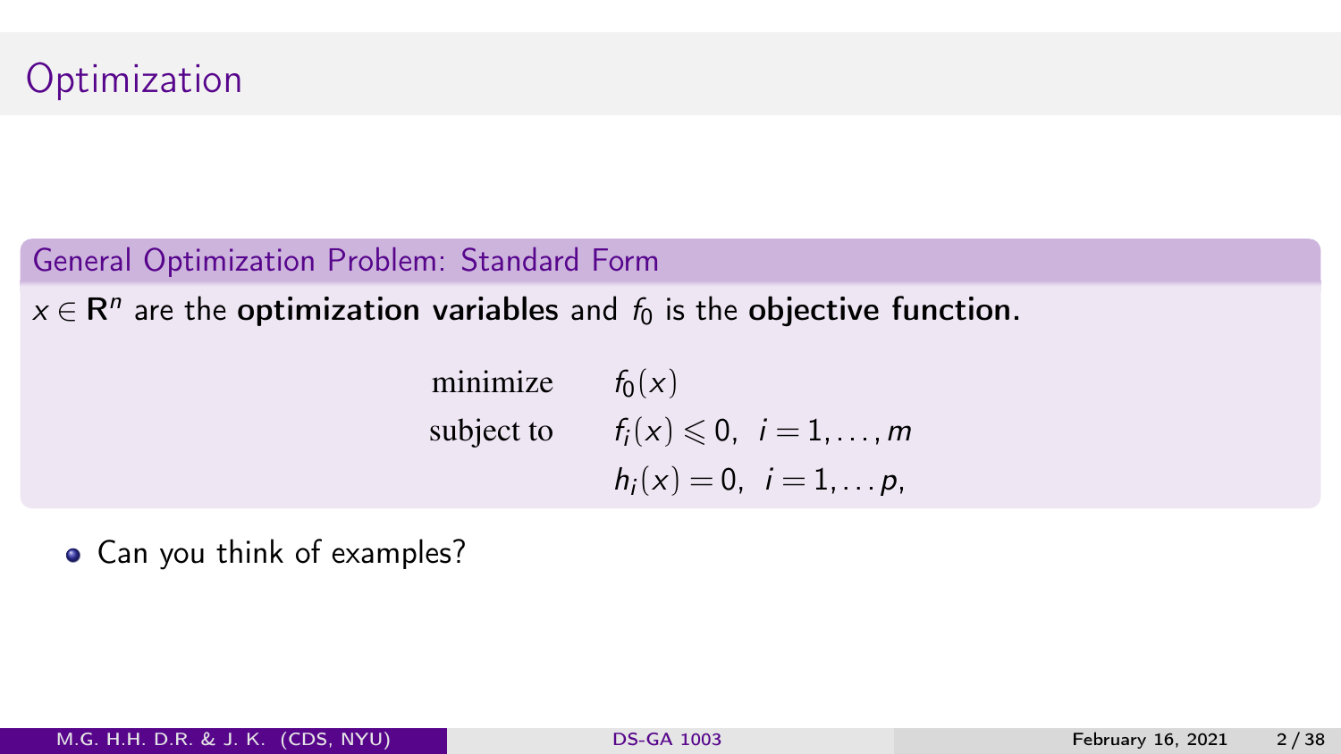# Optimization

### General Optimization Problem: Standard Form

$x \in \mathbf{R}^n$ are the **optimization variables** and $f_0$ is the **objective function.**

$$
\begin{array}{ll}
\text{minimize} & f_0(x) \\
\text{subject to} & f_i(x) \leqslant 0, \;\; i = 1, \ldots, m \\
& h_i(x) = 0, \;\; i = 1, \ldots p,
\end{array}
$$

- Can you think of examples?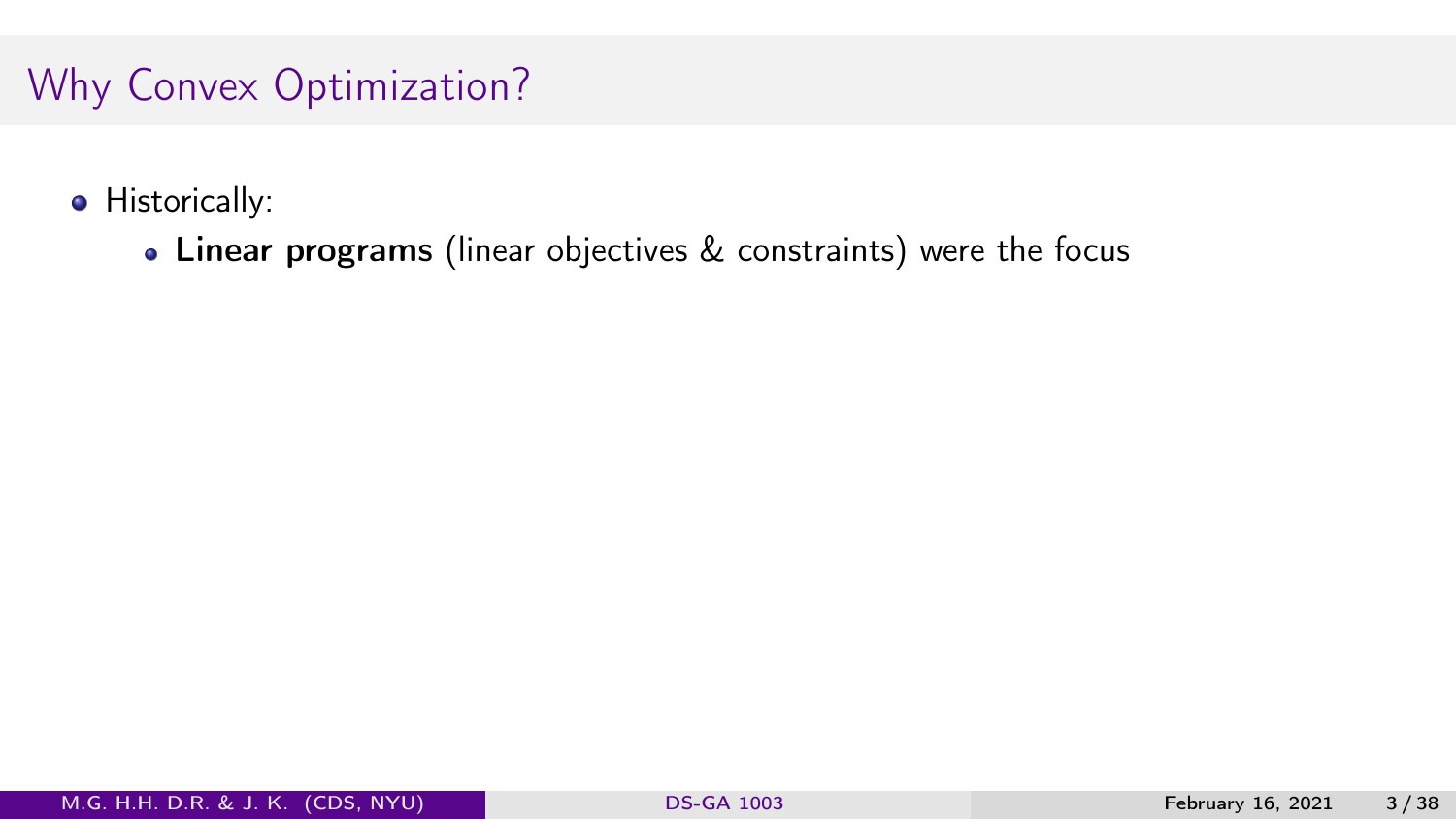# Why Convex Optimization?

- Historically:
  - **Linear programs** (linear objectives & constraints) were the focus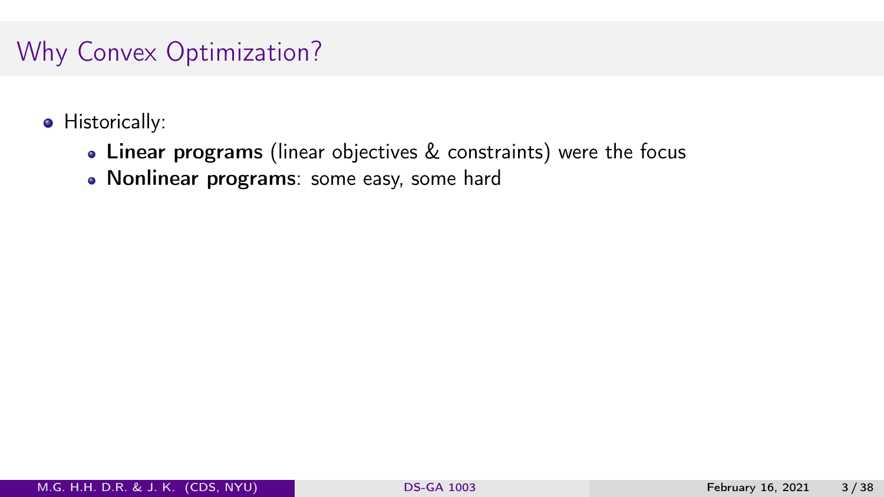# Why Convex Optimization?

- Historically:
  - **Linear programs** (linear objectives & constraints) were the focus
  - **Nonlinear programs**: some easy, some hard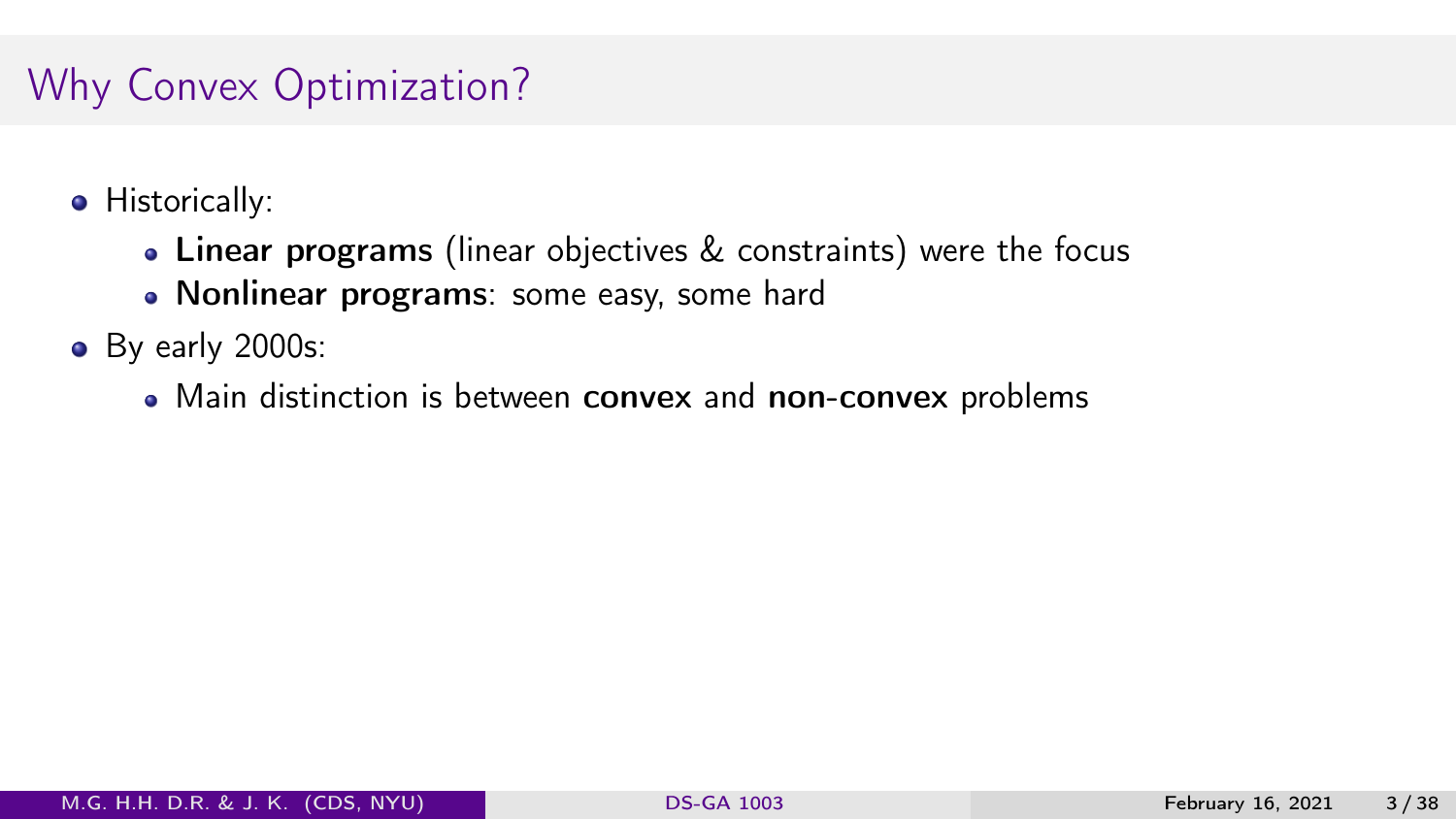## Why Convex Optimization?

- Historically:
  - **Linear programs** (linear objectives & constraints) were the focus
  - **Nonlinear programs**: some easy, some hard
- By early 2000s:
  - Main distinction is between **convex** and **non-convex** problems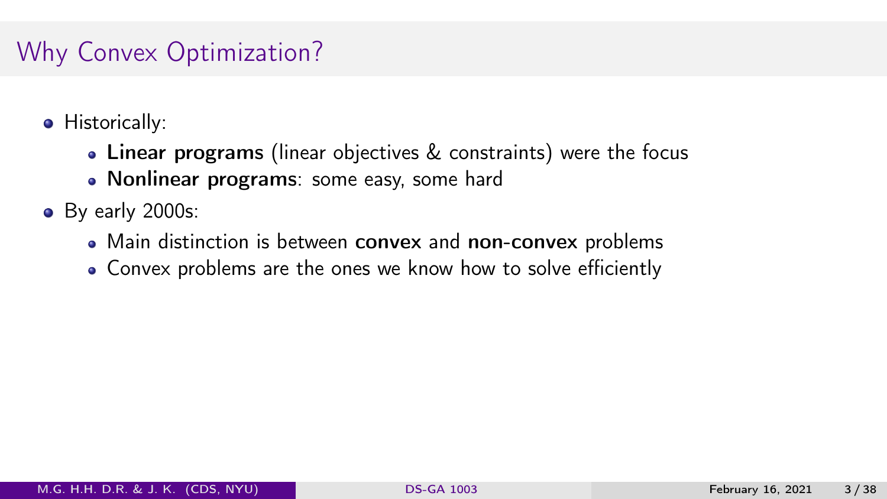# Why Convex Optimization?

- Historically:
  - **Linear programs** (linear objectives & constraints) were the focus
  - **Nonlinear programs**: some easy, some hard
- By early 2000s:
  - Main distinction is between **convex** and **non-convex** problems
  - Convex problems are the ones we know how to solve efficiently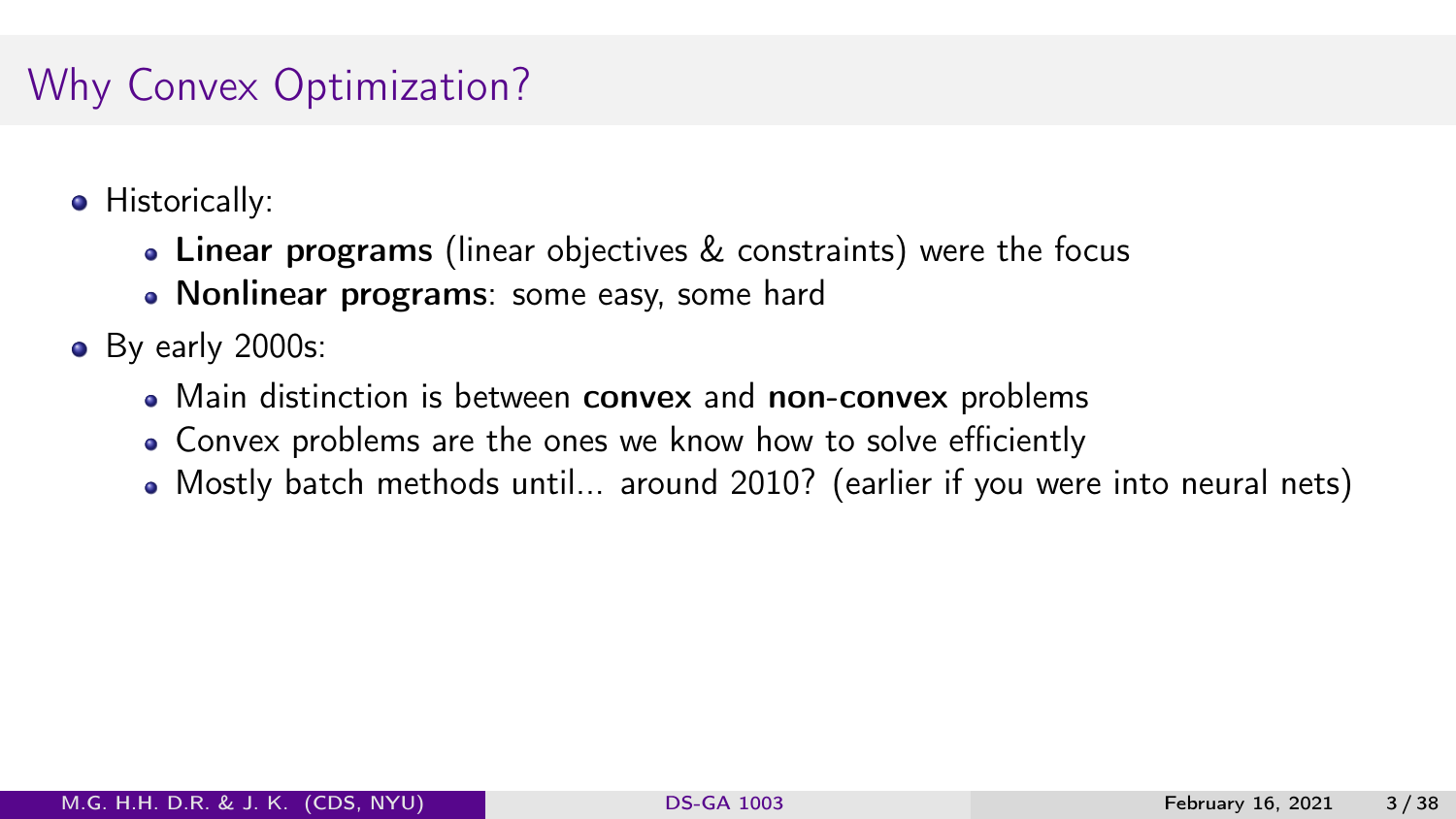# Why Convex Optimization?

- Historically:
  - **Linear programs** (linear objectives & constraints) were the focus
  - **Nonlinear programs**: some easy, some hard
- By early 2000s:
  - Main distinction is between **convex** and **non-convex** problems
  - Convex problems are the ones we know how to solve efficiently
  - Mostly batch methods until... around 2010? (earlier if you were into neural nets)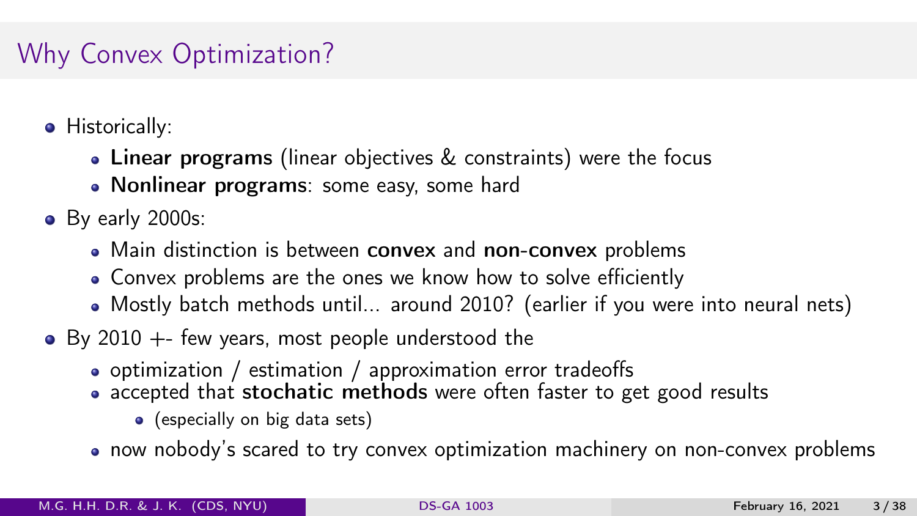# Why Convex Optimization?

- Historically:
  - **Linear programs** (linear objectives & constraints) were the focus
  - **Nonlinear programs**: some easy, some hard
- By early 2000s:
  - Main distinction is between **convex** and **non-convex** problems
  - Convex problems are the ones we know how to solve efficiently
  - Mostly batch methods until... around 2010? (earlier if you were into neural nets)
- By 2010 +- few years, most people understood the
  - optimization / estimation / approximation error tradeoffs
  - accepted that **stochatic methods** were often faster to get good results
    - (especially on big data sets)
  - now nobody's scared to try convex optimization machinery on non-convex problems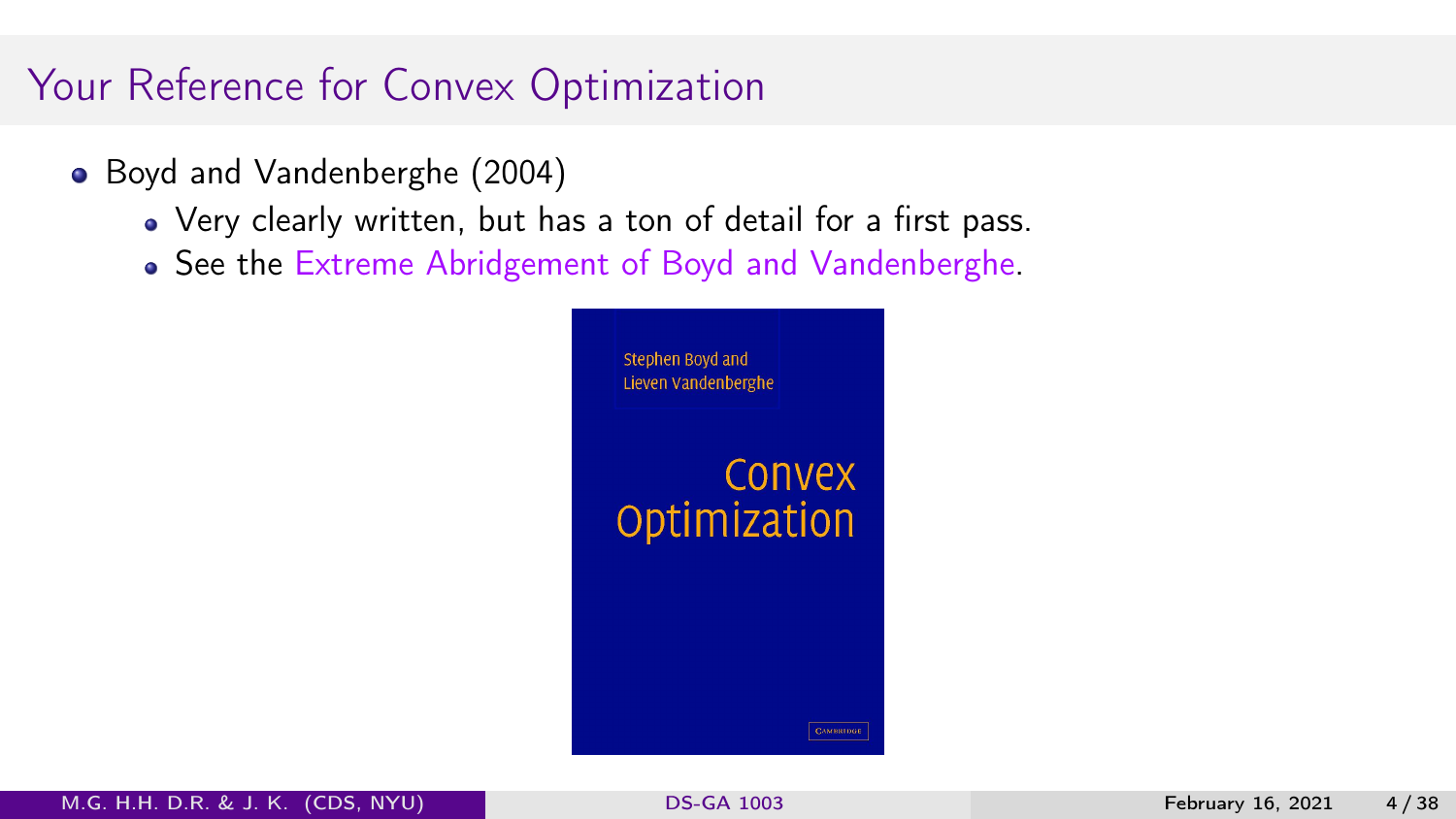# Your Reference for Convex Optimization

- Boyd and Vandenberghe (2004)
  - Very clearly written, but has a ton of detail for a first pass.
  - See the Extreme Abridgement of Boyd and Vandenberghe.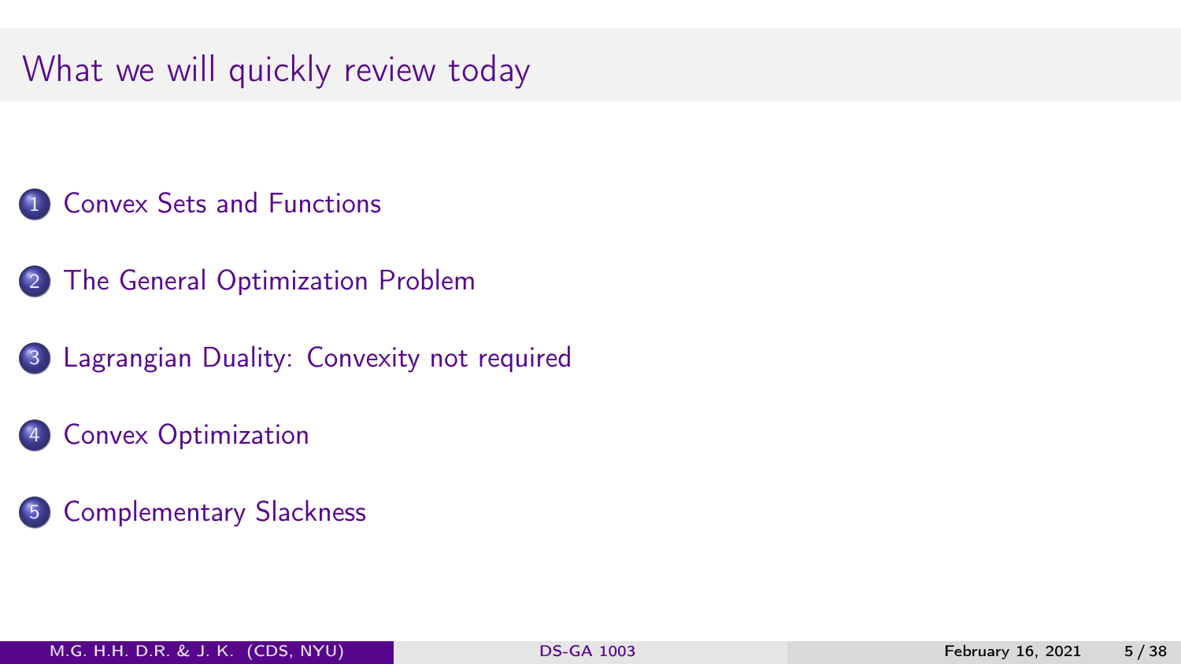# What we will quickly review today

1. Convex Sets and Functions
2. The General Optimization Problem
3. Lagrangian Duality: Convexity not required
4. Convex Optimization
5. Complementary Slackness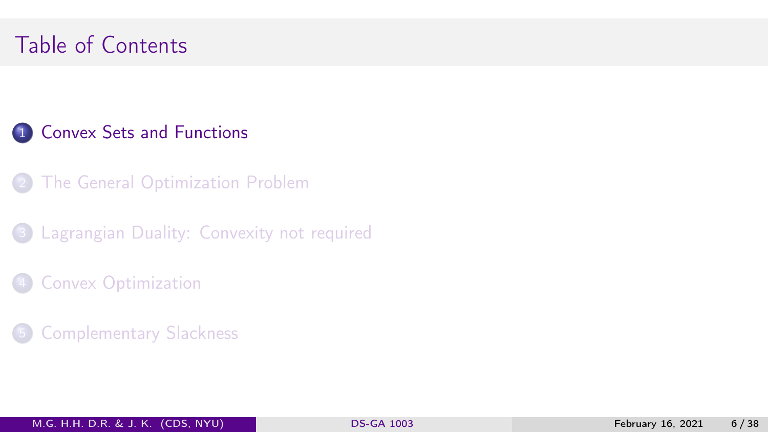# Table of Contents

1. Convex Sets and Functions
2. The General Optimization Problem
3. Lagrangian Duality: Convexity not required
4. Convex Optimization
5. Complementary Slackness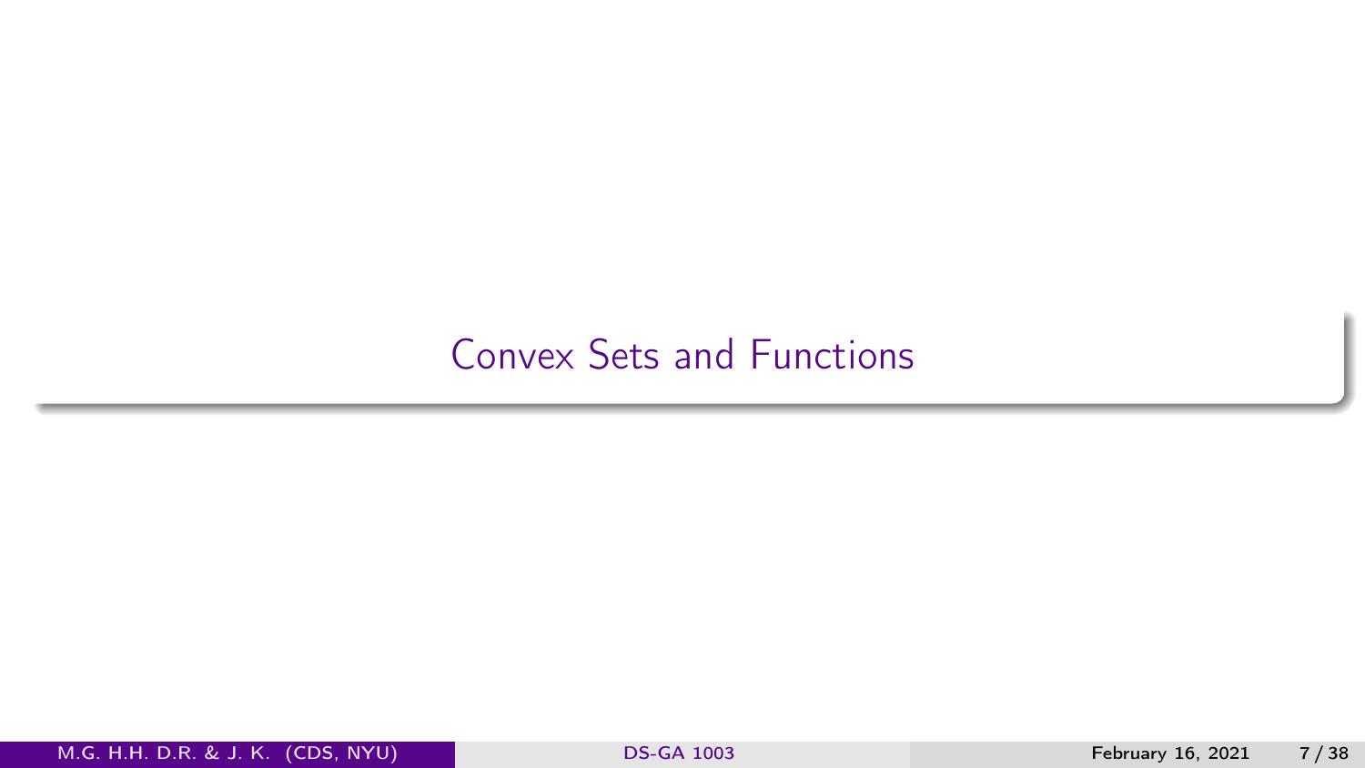# Convex Sets and Functions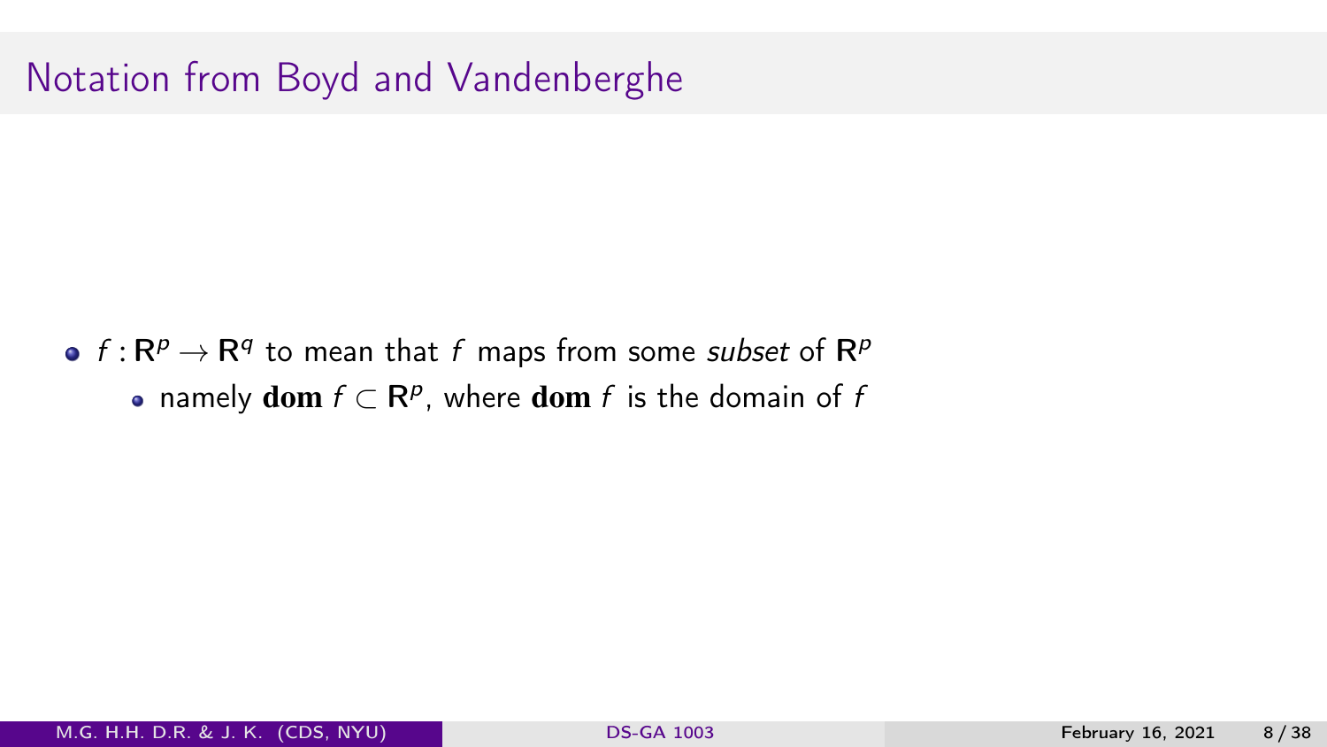# Notation from Boyd and Vandenberghe

- $f : \mathbf{R}^p \to \mathbf{R}^q$ to mean that $f$ maps from some *subset* of $\mathbf{R}^p$
  - namely $\textbf{dom}\ f \subset \mathbf{R}^p$, where $\textbf{dom}\ f$ is the domain of $f$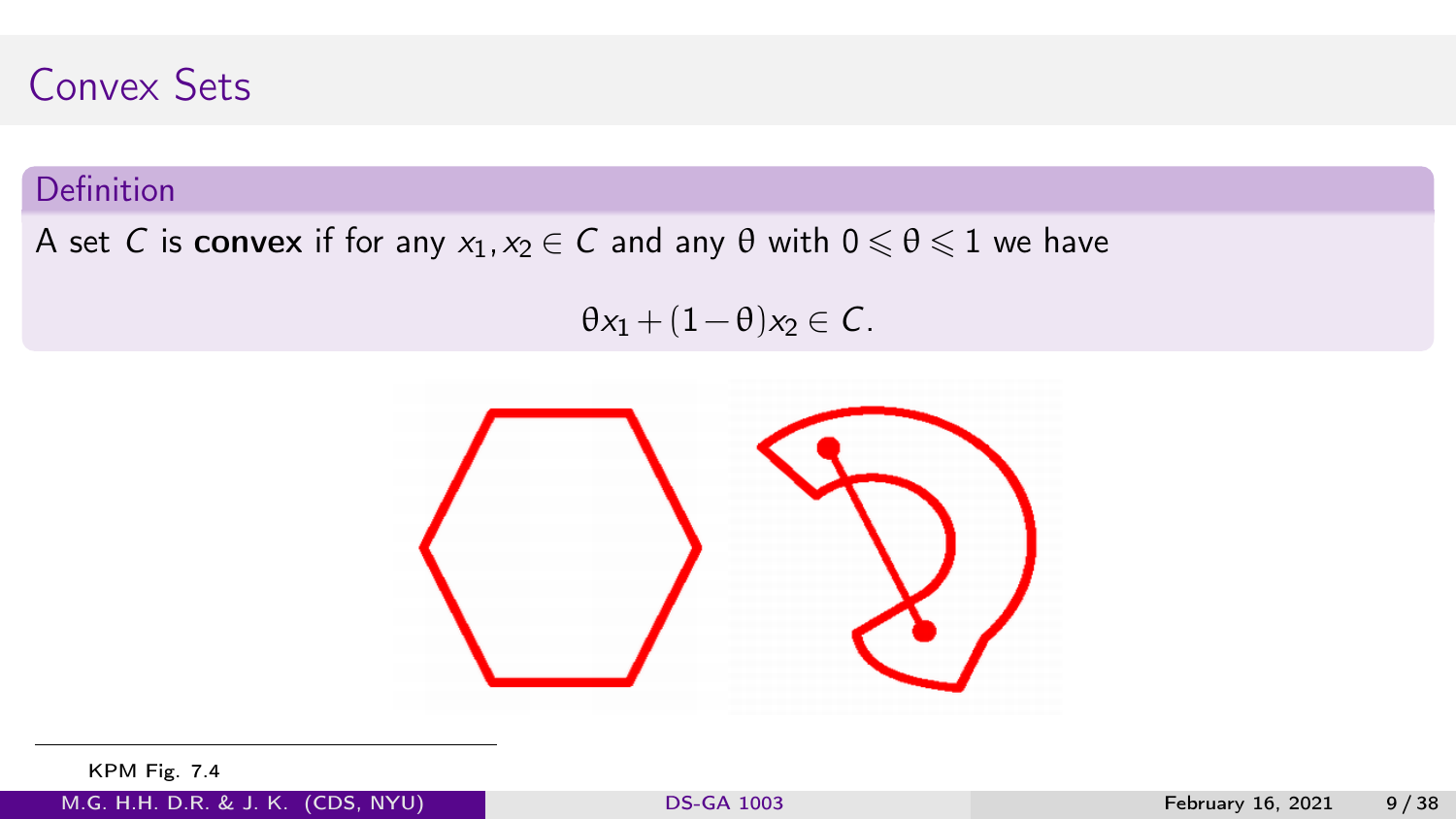# Convex Sets

**Definition**

A set $C$ is **convex** if for any $x_1, x_2 \in C$ and any $\theta$ with $0 \leqslant \theta \leqslant 1$ we have

$$\theta x_1 + (1-\theta) x_2 \in C.$$

KPM Fig. 7.4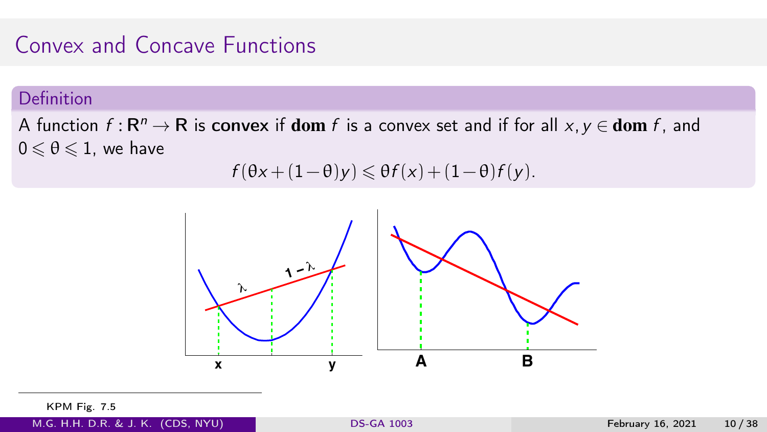# Convex and Concave Functions

**Definition**

A function $f : \mathbf{R}^n \to \mathbf{R}$ is **convex** if $\mathbf{dom}\, f$ is a convex set and if for all $x, y \in \mathbf{dom}\, f$, and $0 \leqslant \theta \leqslant 1$, we have

$$f(\theta x + (1-\theta)y) \leqslant \theta f(x) + (1-\theta) f(y).$$

KPM Fig. 7.5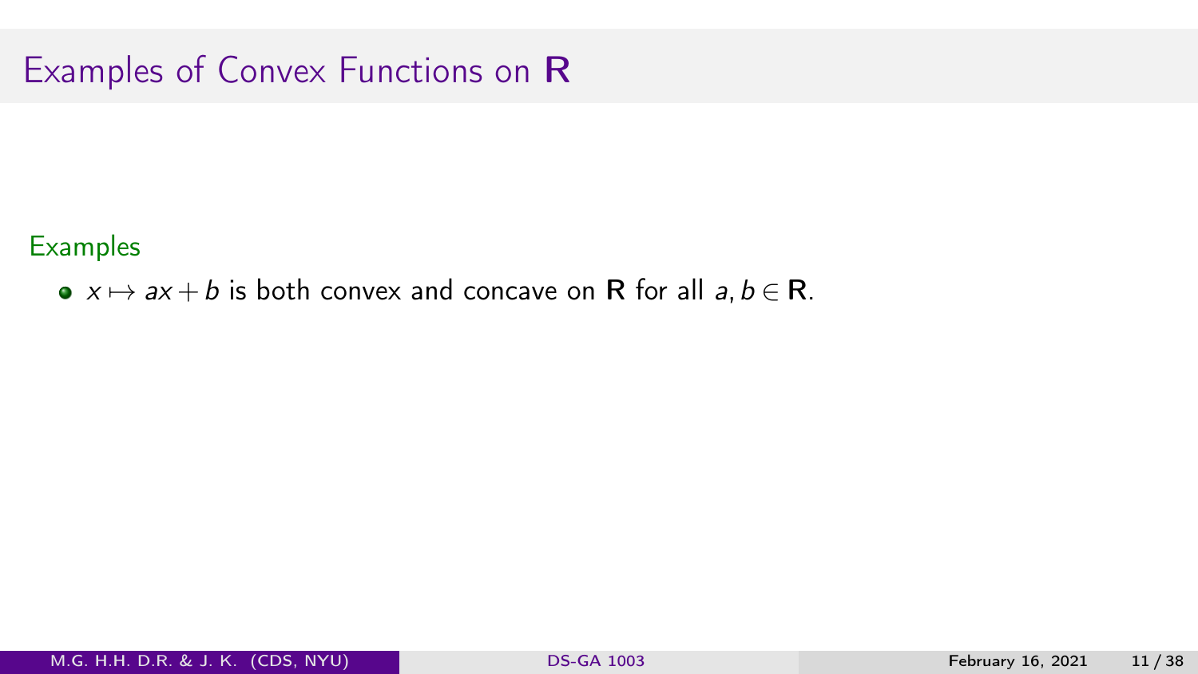# Examples of Convex Functions on $\mathbf{R}$

**Examples**

- $x \mapsto ax + b$ is both convex and concave on $\mathbf{R}$ for all $a, b \in \mathbf{R}$.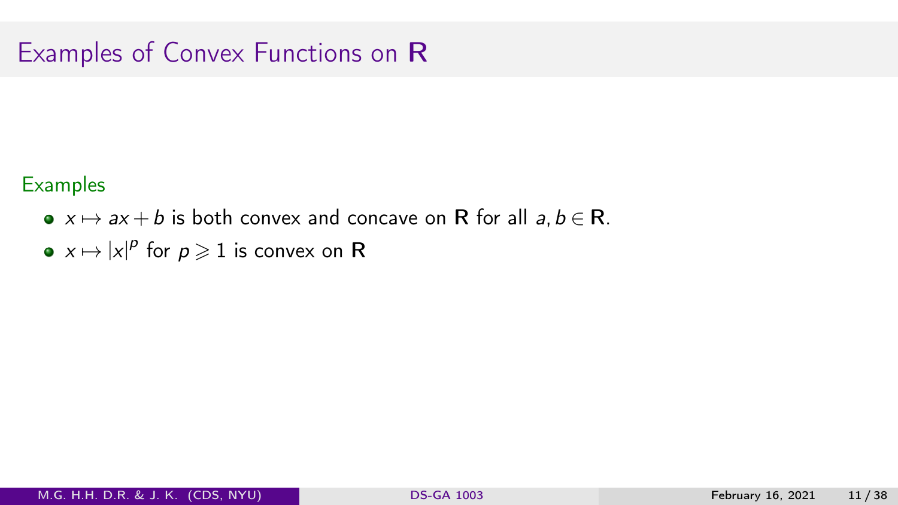# Examples of Convex Functions on $\mathbf{R}$

**Examples**

- $x \mapsto ax + b$ is both convex and concave on $\mathbf{R}$ for all $a, b \in \mathbf{R}$.
- $x \mapsto |x|^p$ for $p \geqslant 1$ is convex on $\mathbf{R}$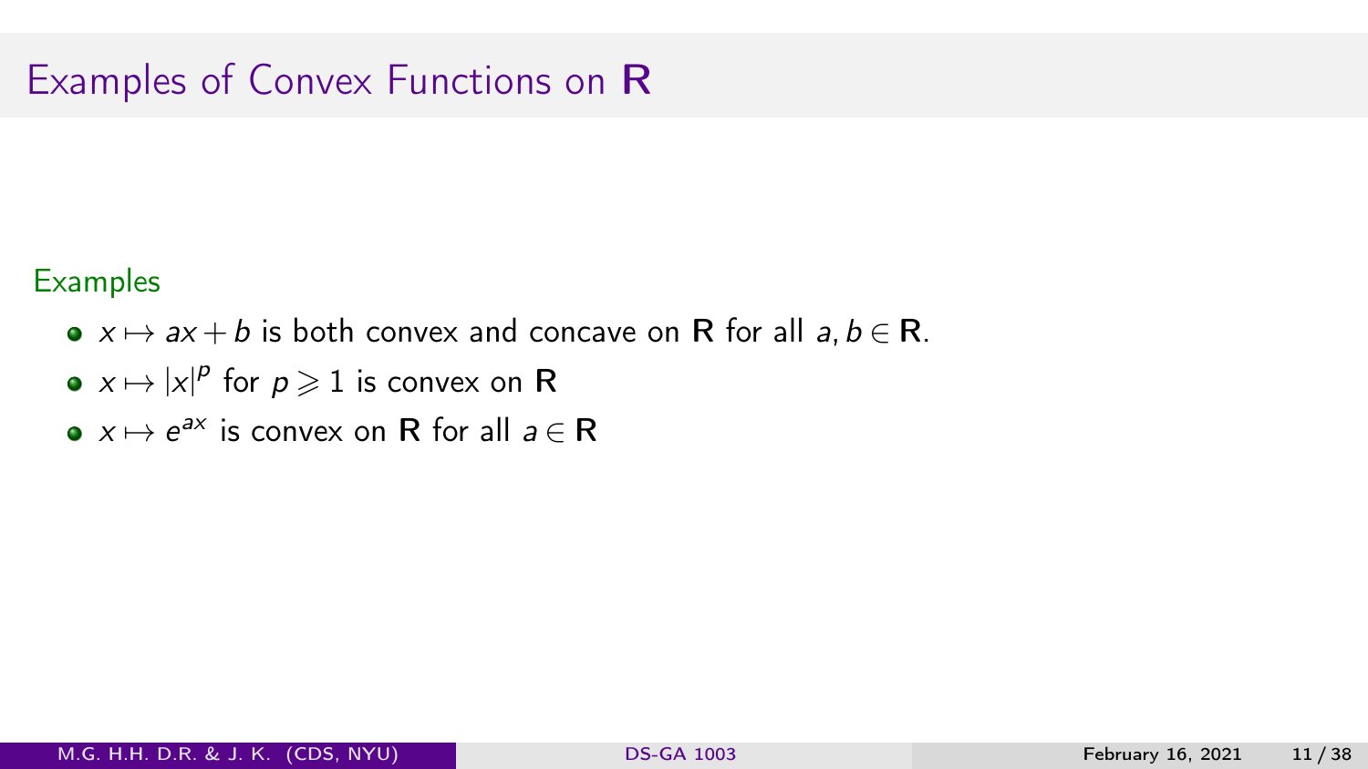# Examples of Convex Functions on $\mathbf{R}$

**Examples**

- $x \mapsto ax + b$ is both convex and concave on $\mathbf{R}$ for all $a, b \in \mathbf{R}$.
- $x \mapsto |x|^p$ for $p \geqslant 1$ is convex on $\mathbf{R}$
- $x \mapsto e^{ax}$ is convex on $\mathbf{R}$ for all $a \in \mathbf{R}$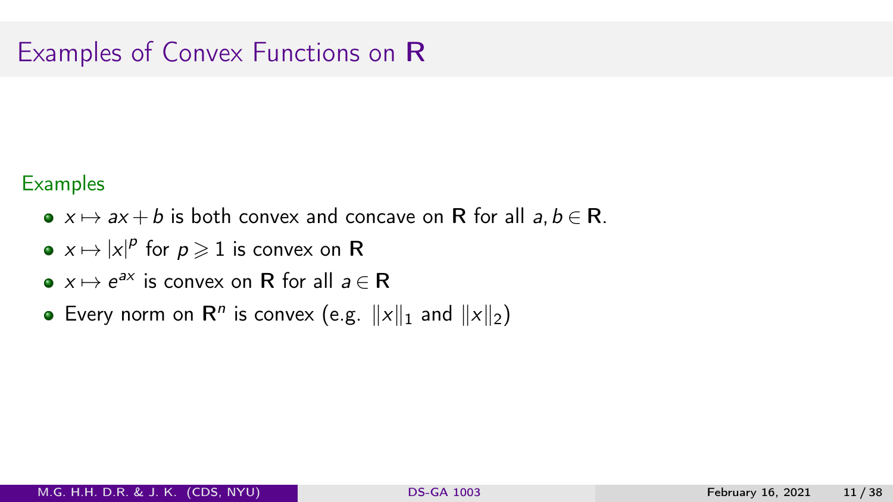# Examples of Convex Functions on $\mathbf{R}$

## Examples

- $x \mapsto ax + b$ is both convex and concave on $\mathbf{R}$ for all $a, b \in \mathbf{R}$.
- $x \mapsto |x|^p$ for $p \geqslant 1$ is convex on $\mathbf{R}$
- $x \mapsto e^{ax}$ is convex on $\mathbf{R}$ for all $a \in \mathbf{R}$
- Every norm on $\mathbf{R}^n$ is convex (e.g. $\|x\|_1$ and $\|x\|_2$)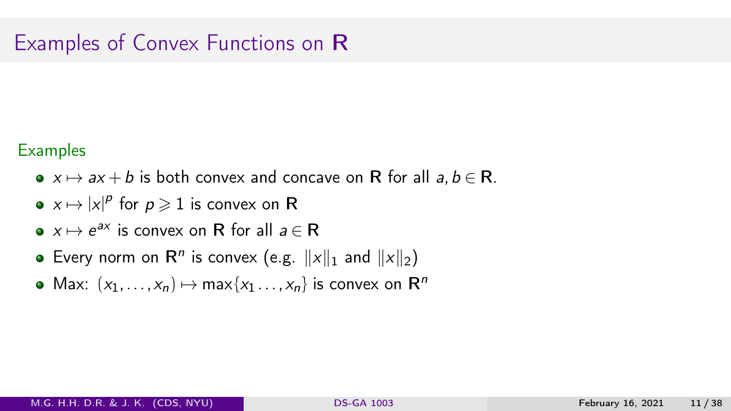# Examples of Convex Functions on $\mathbf{R}$

### Examples

- $x \mapsto ax + b$ is both convex and concave on $\mathbf{R}$ for all $a, b \in \mathbf{R}$.
- $x \mapsto |x|^p$ for $p \geqslant 1$ is convex on $\mathbf{R}$
- $x \mapsto e^{ax}$ is convex on $\mathbf{R}$ for all $a \in \mathbf{R}$
- Every norm on $\mathbf{R}^n$ is convex (e.g. $\|x\|_1$ and $\|x\|_2$)
- Max: $(x_1, \ldots, x_n) \mapsto \max\{x_1 \ldots, x_n\}$ is convex on $\mathbf{R}^n$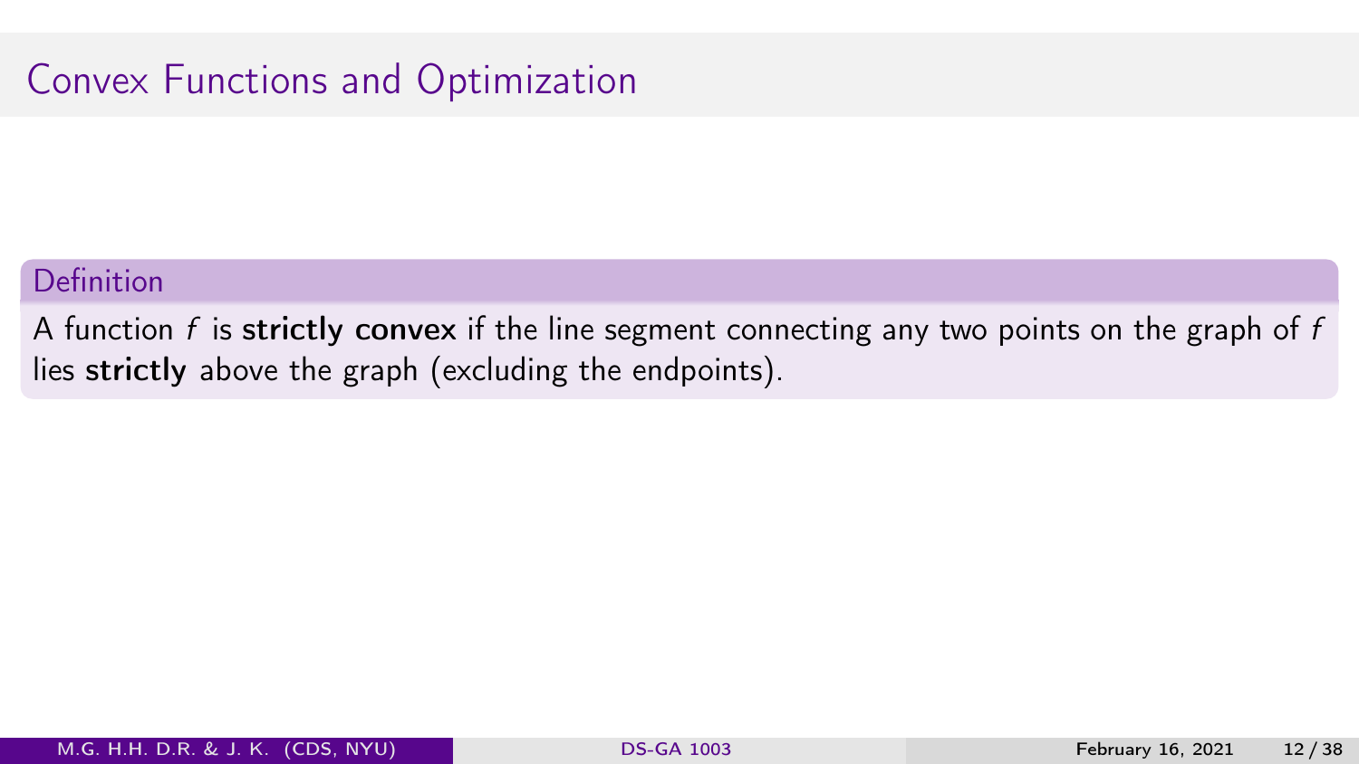# Convex Functions and Optimization

**Definition**

A function $f$ is **strictly convex** if the line segment connecting any two points on the graph of $f$ lies **strictly** above the graph (excluding the endpoints).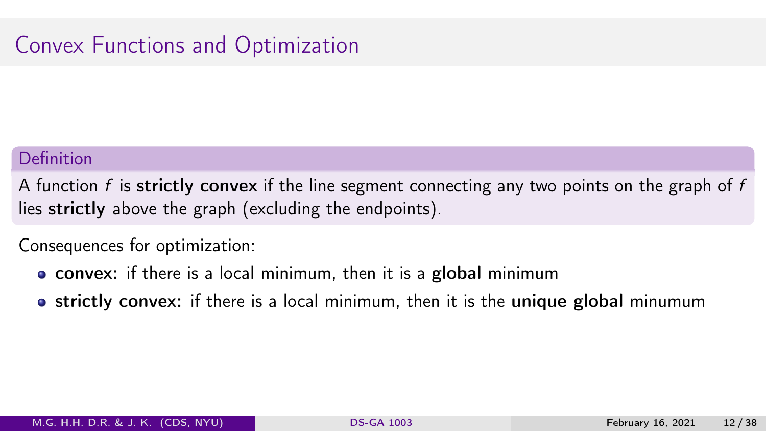# Convex Functions and Optimization

**Definition**

A function $f$ is **strictly convex** if the line segment connecting any two points on the graph of $f$ lies **strictly** above the graph (excluding the endpoints).

Consequences for optimization:

- **convex:** if there is a local minimum, then it is a **global** minimum
- **strictly convex:** if there is a local minimum, then it is the **unique global** minumum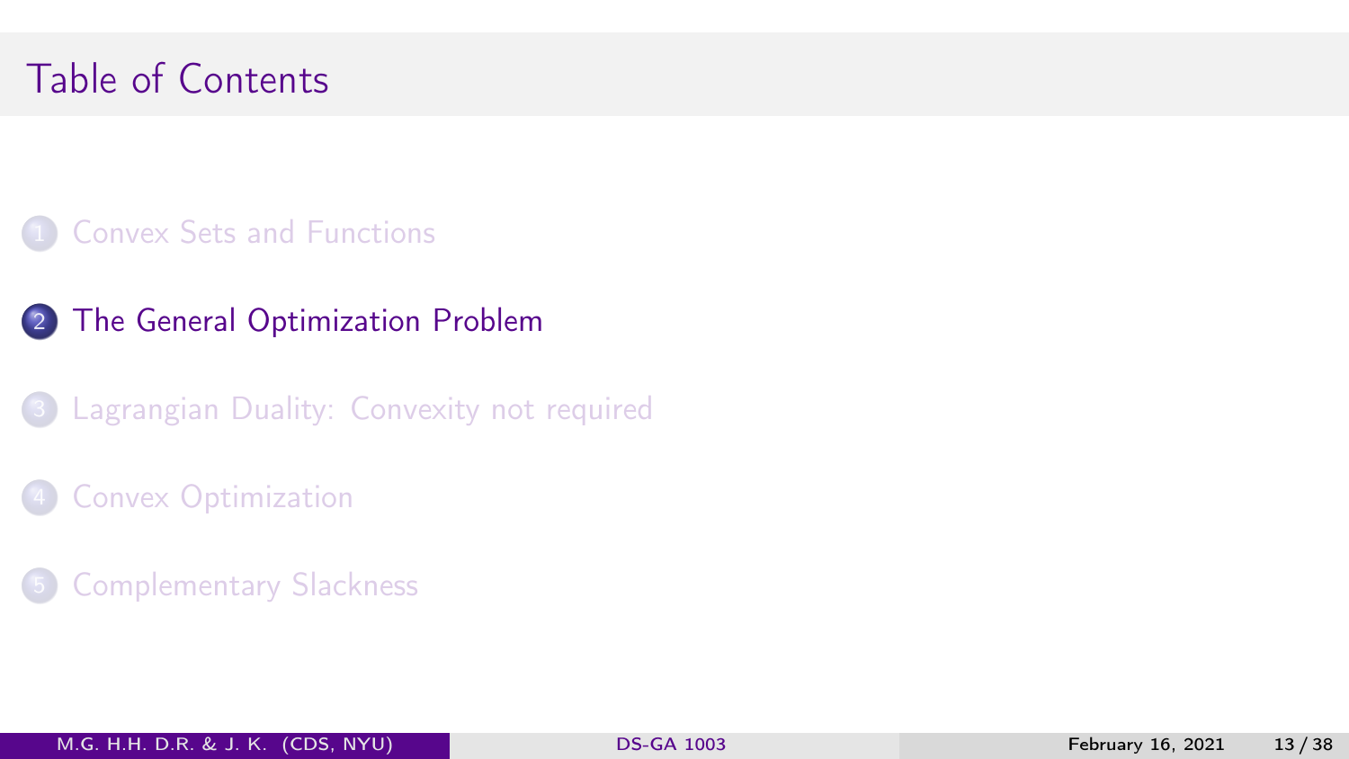# Table of Contents

1. Convex Sets and Functions
2. The General Optimization Problem
3. Lagrangian Duality: Convexity not required
4. Convex Optimization
5. Complementary Slackness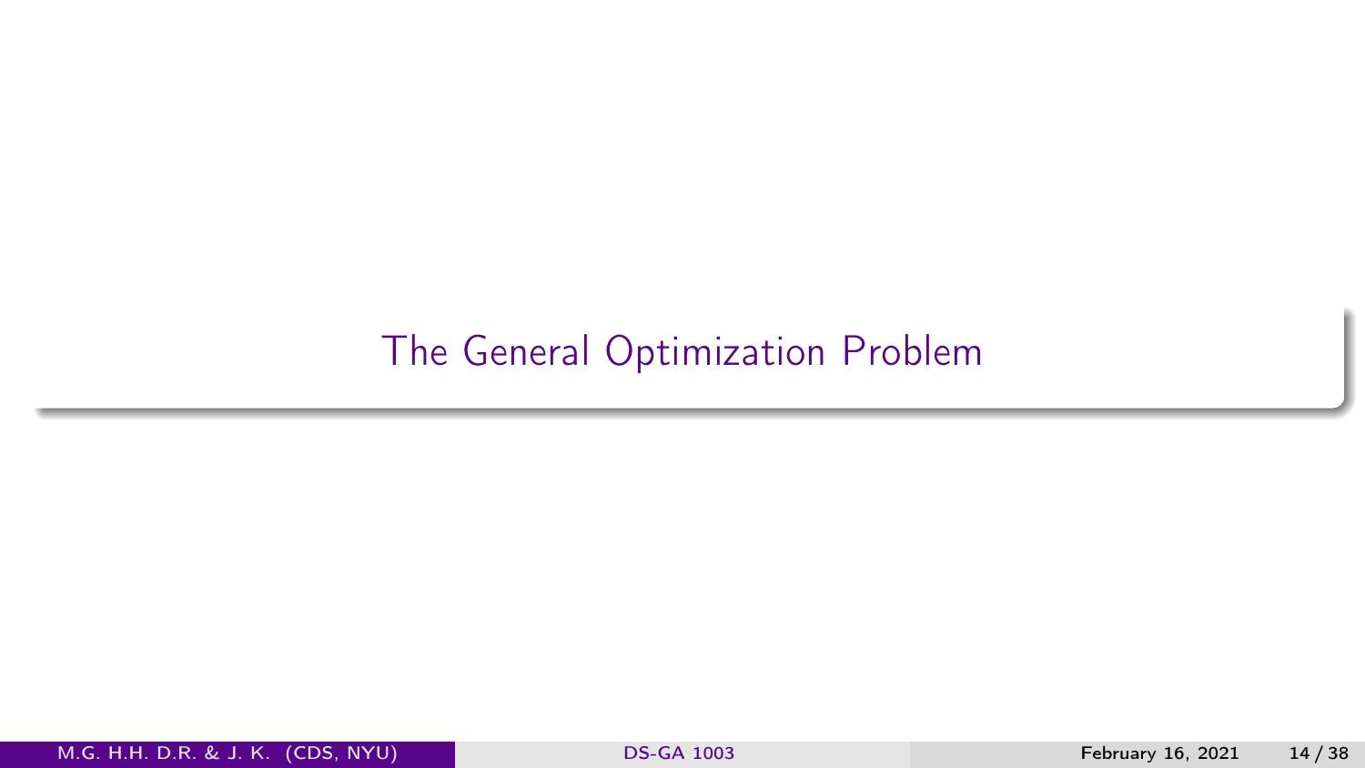# The General Optimization Problem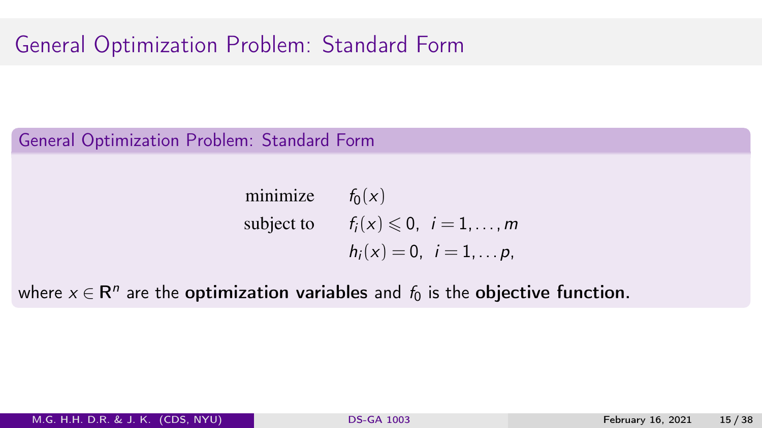# General Optimization Problem: Standard Form

## General Optimization Problem: Standard Form

$$
\begin{array}{ll}
\text{minimize} & f_0(x) \\
\text{subject to} & f_i(x) \leqslant 0, \;\; i = 1, \ldots, m \\
& h_i(x) = 0, \;\; i = 1, \ldots p,
\end{array}
$$

where $x \in \mathbf{R}^n$ are the **optimization variables** and $f_0$ is the **objective function.**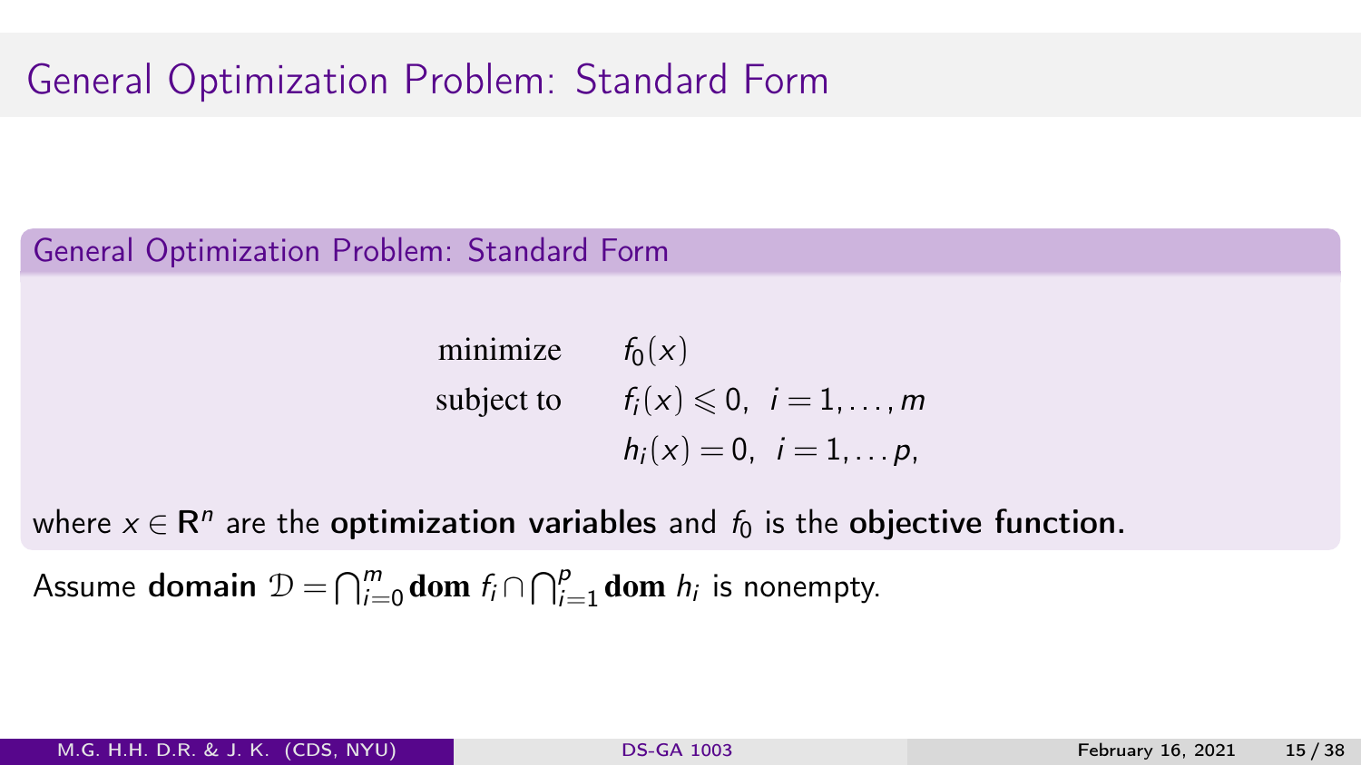# General Optimization Problem: Standard Form

## General Optimization Problem: Standard Form

$$
\begin{array}{ll}
\text{minimize} & f_0(x) \\
\text{subject to} & f_i(x) \leqslant 0, \;\; i = 1, \ldots, m \\
 & h_i(x) = 0, \;\; i = 1, \ldots p,
\end{array}
$$

where $x \in \mathbf{R}^n$ are the **optimization variables** and $f_0$ is the **objective function.**

Assume **domain** $\mathcal{D} = \bigcap_{i=0}^{m} \mathbf{dom}\ f_i \cap \bigcap_{i=1}^{p} \mathbf{dom}\ h_i$ is nonempty.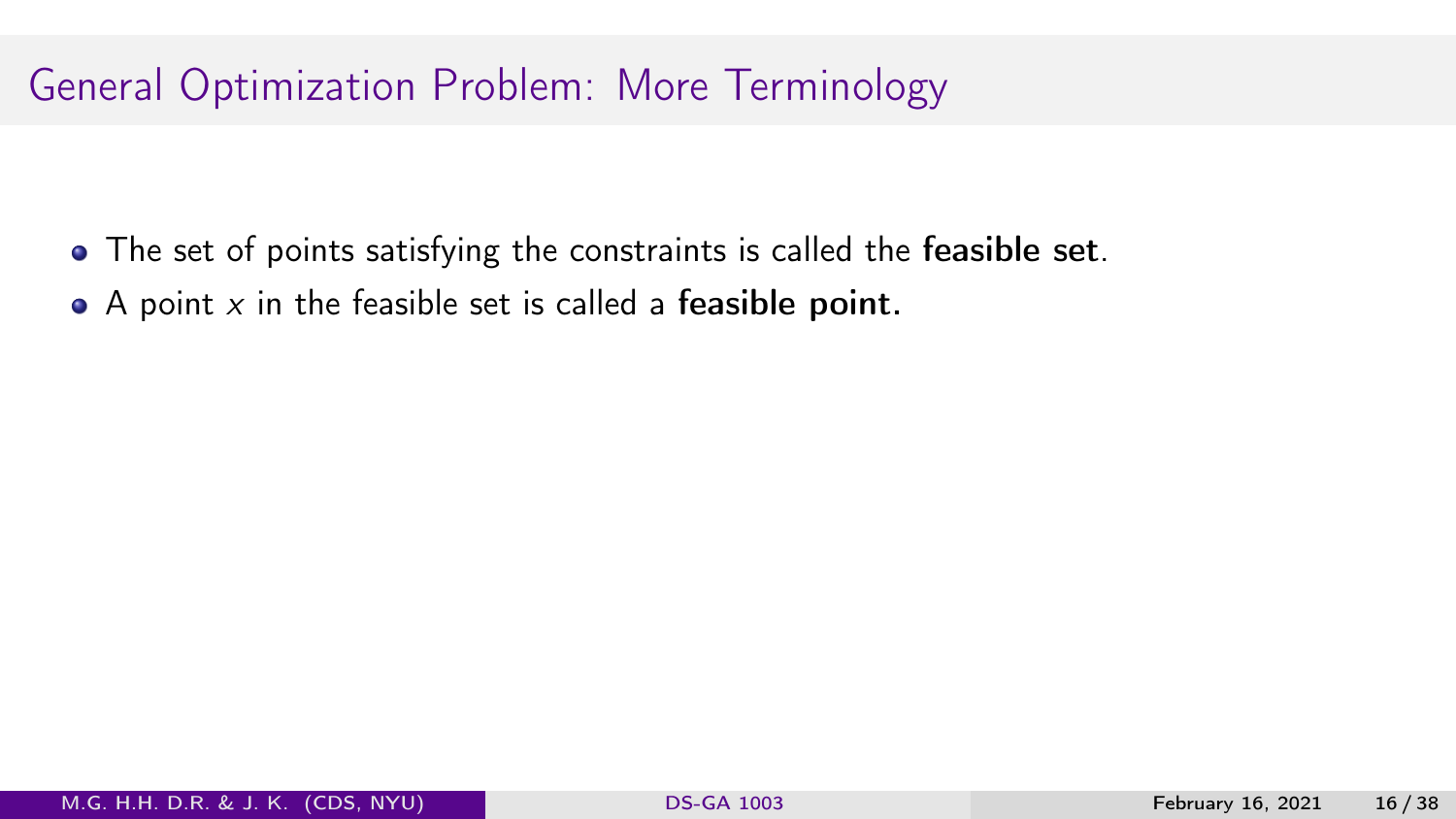# General Optimization Problem: More Terminology

- The set of points satisfying the constraints is called the **feasible set**.
- A point $x$ in the feasible set is called a **feasible point.**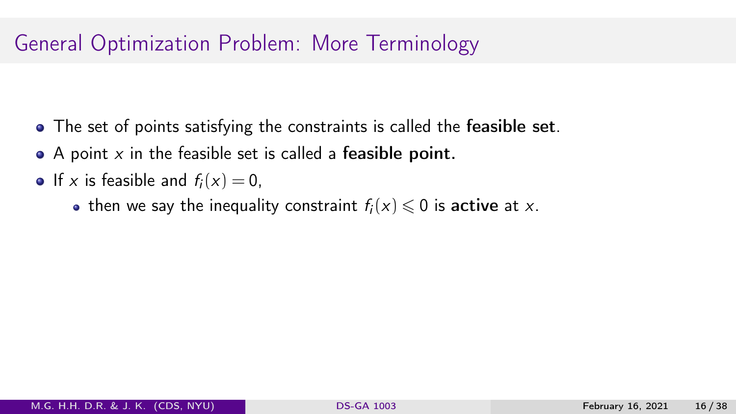# General Optimization Problem: More Terminology

- The set of points satisfying the constraints is called the **feasible set**.
- A point $x$ in the feasible set is called a **feasible point.**
- If $x$ is feasible and $f_i(x) = 0$,
  - then we say the inequality constraint $f_i(x) \leqslant 0$ is **active** at $x$.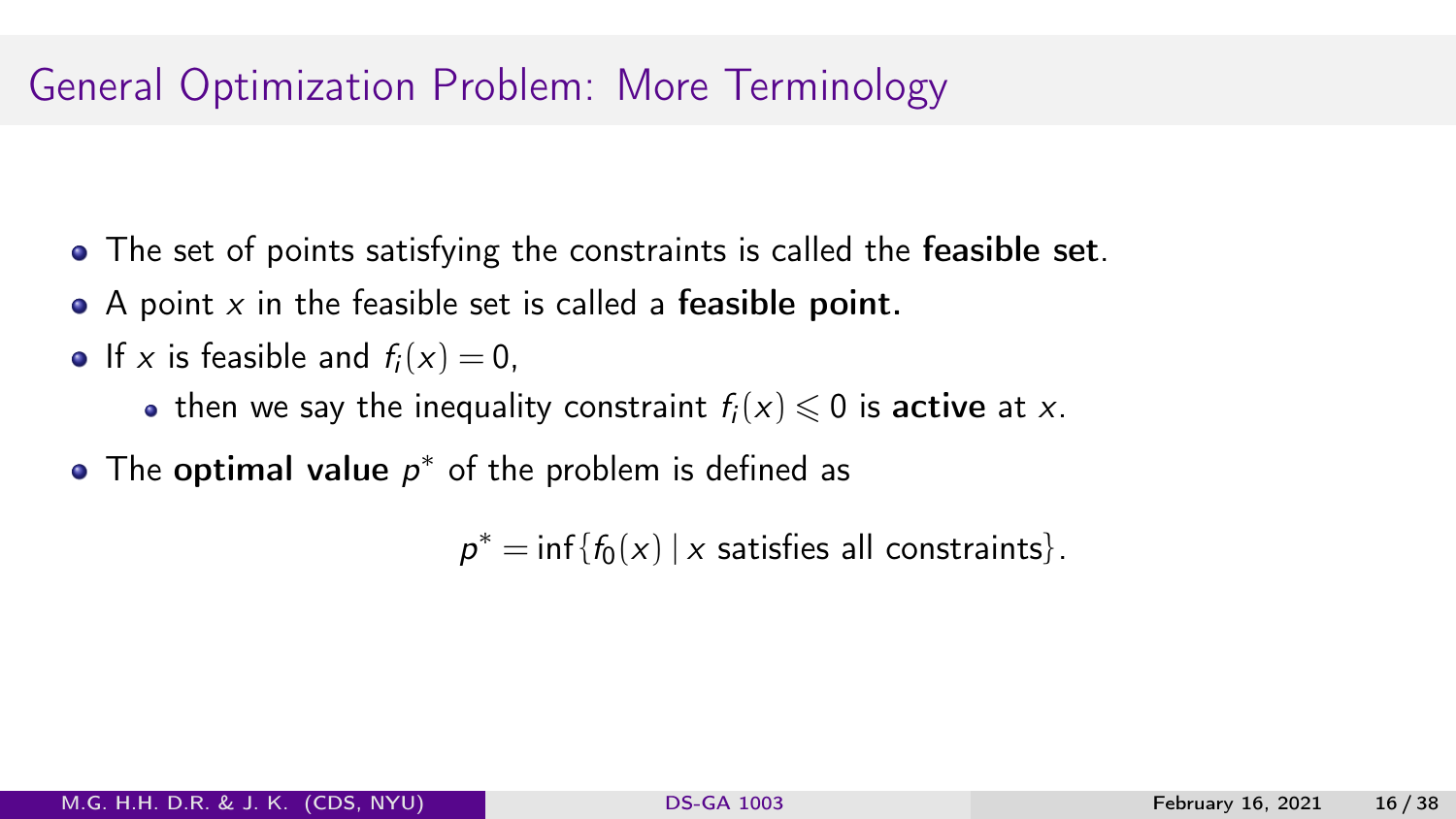# General Optimization Problem: More Terminology

- The set of points satisfying the constraints is called the **feasible set**.
- A point $x$ in the feasible set is called a **feasible point.**
- If $x$ is feasible and $f_i(x) = 0$,
  - then we say the inequality constraint $f_i(x) \leqslant 0$ is **active** at $x$.
- The **optimal value** $p^*$ of the problem is defined as

$$p^* = \inf\{f_0(x) \mid x \text{ satisfies all constraints}\}.$$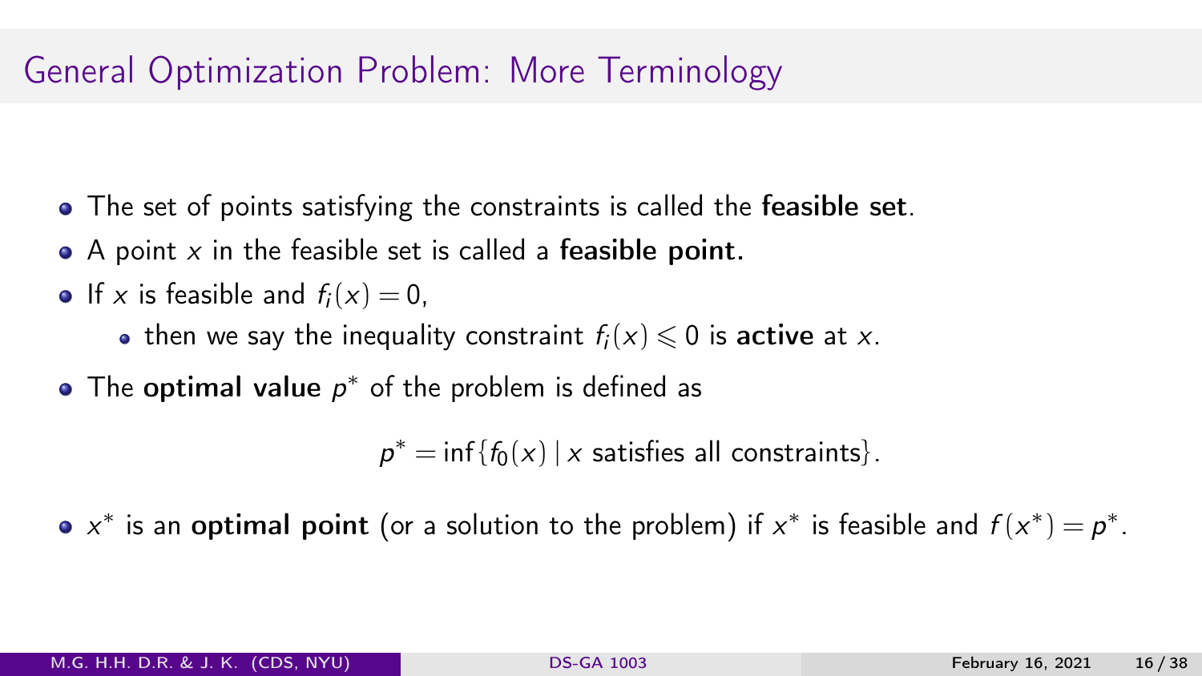## General Optimization Problem: More Terminology

- The set of points satisfying the constraints is called the **feasible set**.
- A point $x$ in the feasible set is called a **feasible point.**
- If $x$ is feasible and $f_i(x) = 0$,
  - then we say the inequality constraint $f_i(x) \leqslant 0$ is **active** at $x$.
- The **optimal value** $p^*$ of the problem is defined as

$$p^* = \inf\{f_0(x) \mid x \text{ satisfies all constraints}\}.$$

- $x^*$ is an **optimal point** (or a solution to the problem) if $x^*$ is feasible and $f(x^*) = p^*$.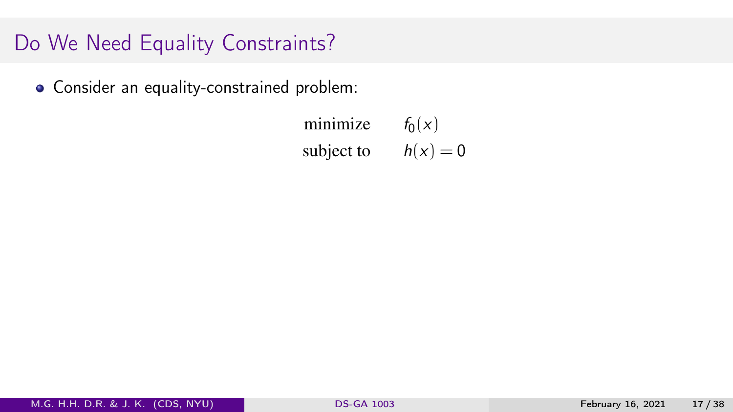# Do We Need Equality Constraints?

- Consider an equality-constrained problem:

$$
\begin{aligned}
\text{minimize} \quad & f_0(x) \\
\text{subject to} \quad & h(x) = 0
\end{aligned}
$$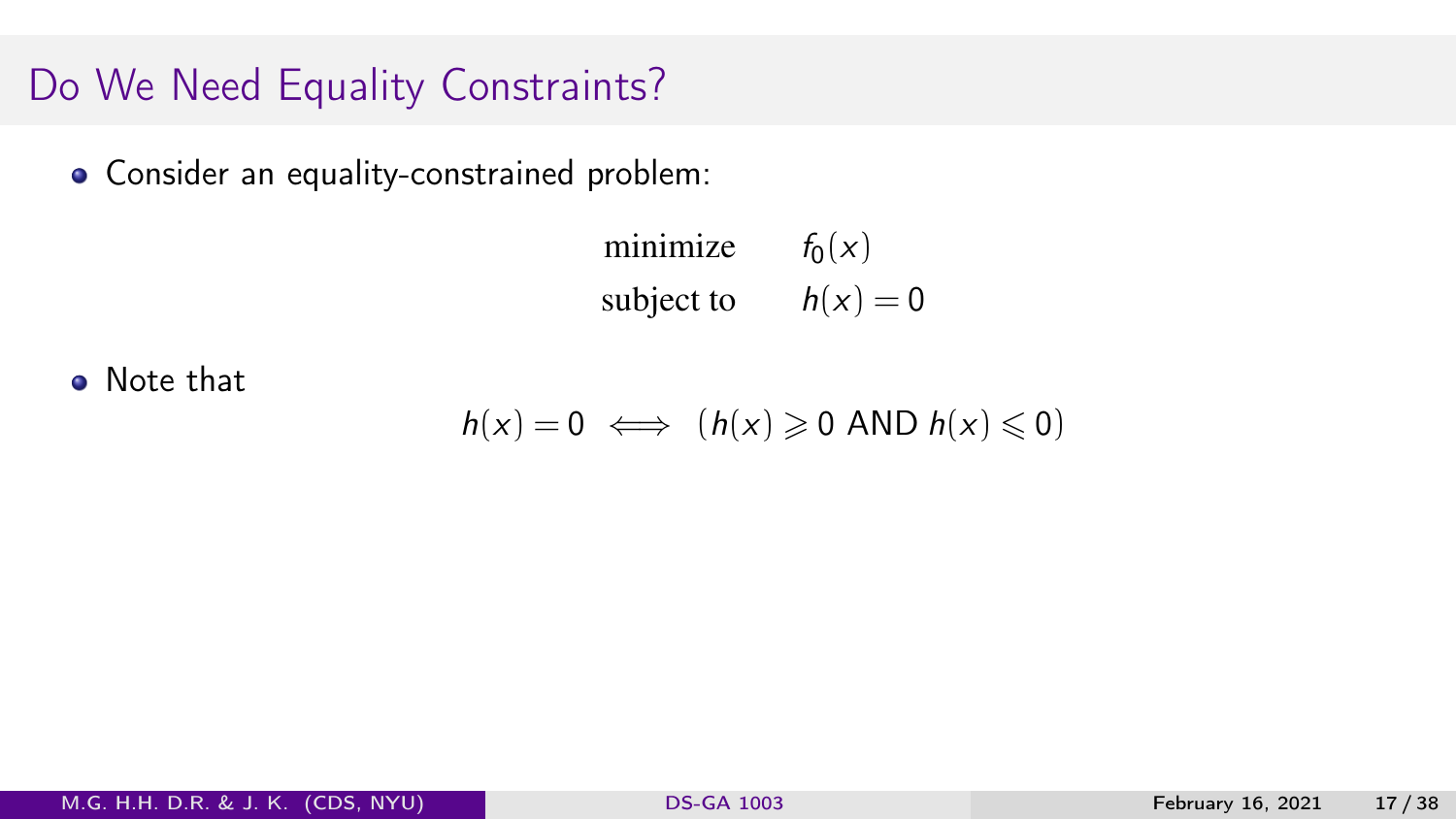# Do We Need Equality Constraints?

- Consider an equality-constrained problem:

$$
\begin{array}{ll}
\text{minimize} & f_0(x) \\
\text{subject to} & h(x) = 0
\end{array}
$$

- Note that

$$
h(x) = 0 \iff (h(x) \geqslant 0 \text{ AND } h(x) \leqslant 0)
$$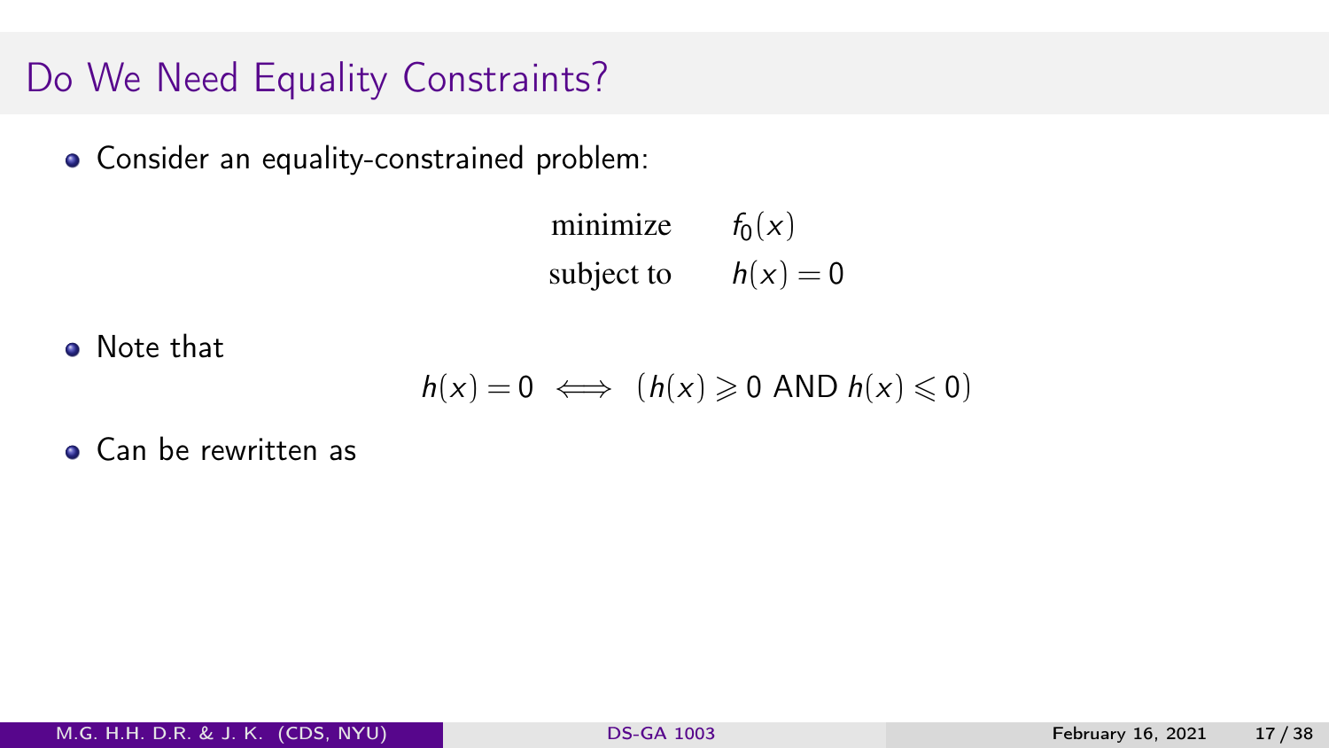## Do We Need Equality Constraints?

- Consider an equality-constrained problem:

$$\begin{array}{ll} \text{minimize} & f_0(x) \\ \text{subject to} & h(x) = 0 \end{array}$$

- Note that

$$h(x) = 0 \iff (h(x) \geqslant 0 \text{ AND } h(x) \leqslant 0)$$

- Can be rewritten as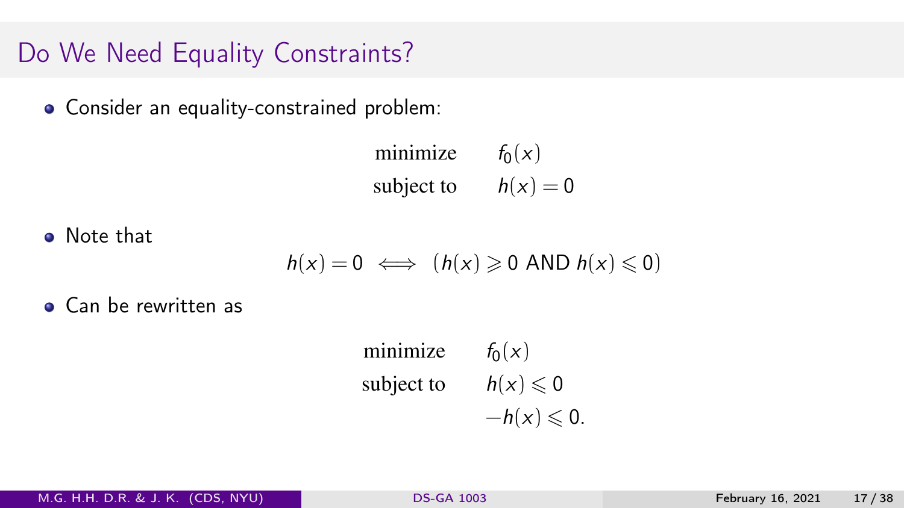# Do We Need Equality Constraints?

- Consider an equality-constrained problem:

$$
\begin{array}{ll}
\text{minimize} & f_0(x) \\
\text{subject to} & h(x) = 0
\end{array}
$$

- Note that

$$
h(x) = 0 \iff (h(x) \geqslant 0 \text{ AND } h(x) \leqslant 0)
$$

- Can be rewritten as

$$
\begin{array}{ll}
\text{minimize} & f_0(x) \\
\text{subject to} & h(x) \leqslant 0 \\
& -h(x) \leqslant 0.
\end{array}
$$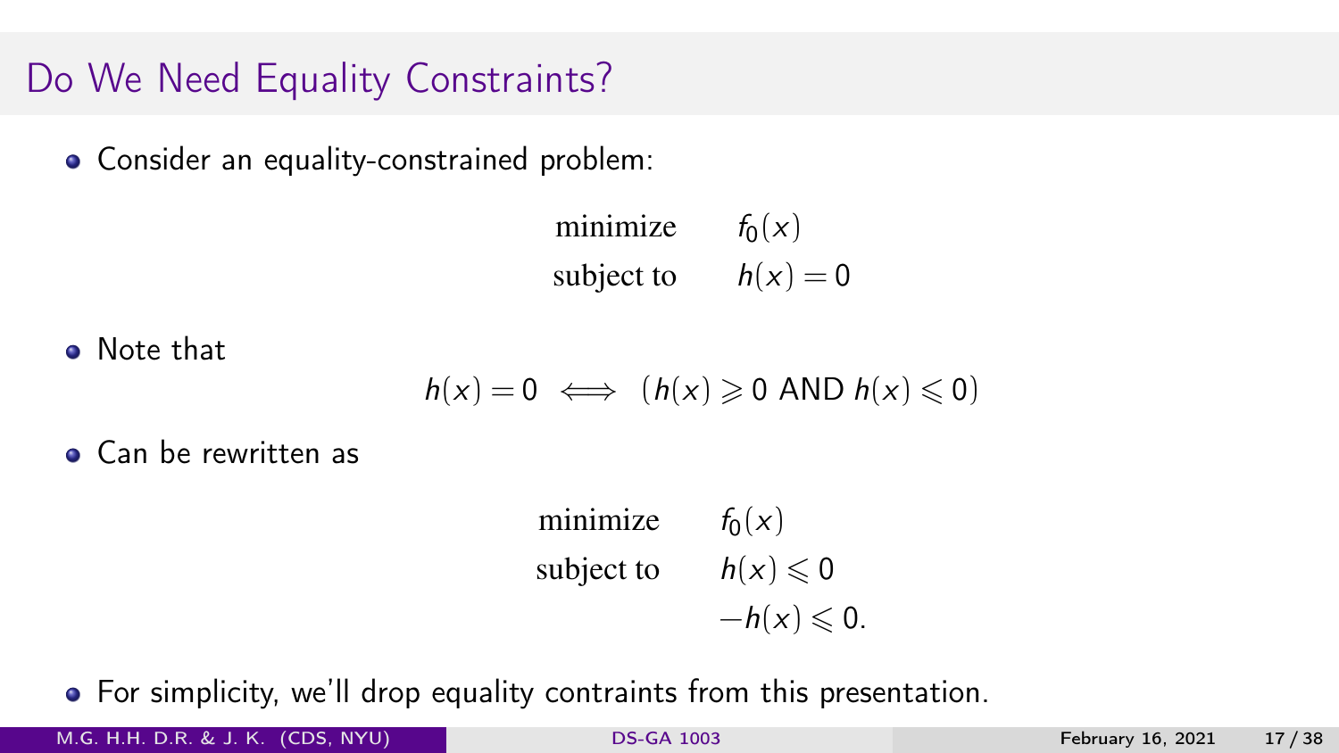# Do We Need Equality Constraints?

- Consider an equality-constrained problem:

$$
\begin{array}{ll}
\text{minimize} & f_0(x) \\
\text{subject to} & h(x) = 0
\end{array}
$$

- Note that

$$
h(x) = 0 \iff (h(x) \geqslant 0 \text{ AND } h(x) \leqslant 0)
$$

- Can be rewritten as

$$
\begin{array}{ll}
\text{minimize} & f_0(x) \\
\text{subject to} & h(x) \leqslant 0 \\
& -h(x) \leqslant 0.
\end{array}
$$

- For simplicity, we'll drop equality contraints from this presentation.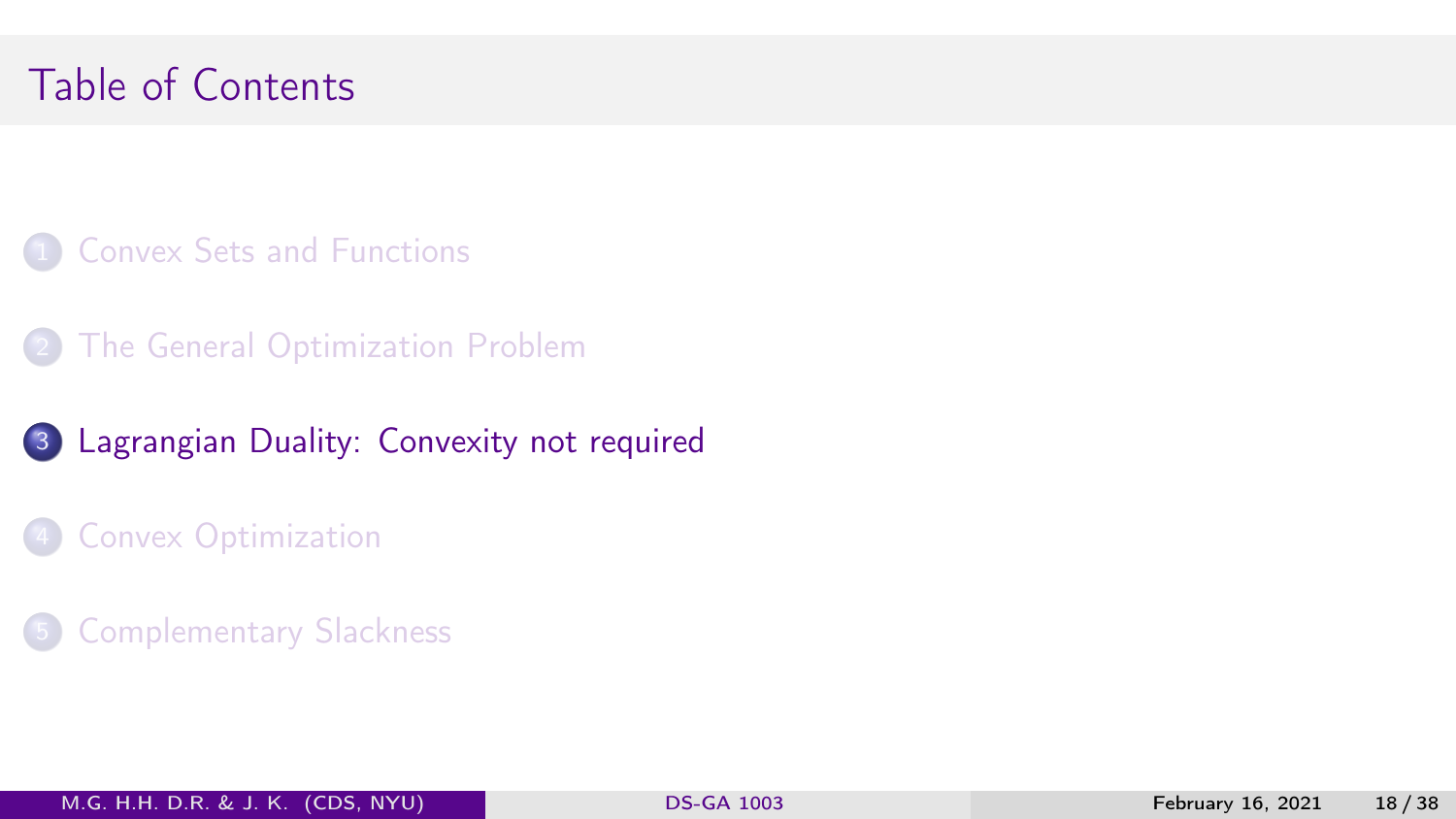## Table of Contents

1. Convex Sets and Functions
2. The General Optimization Problem
3. Lagrangian Duality: Convexity not required
4. Convex Optimization
5. Complementary Slackness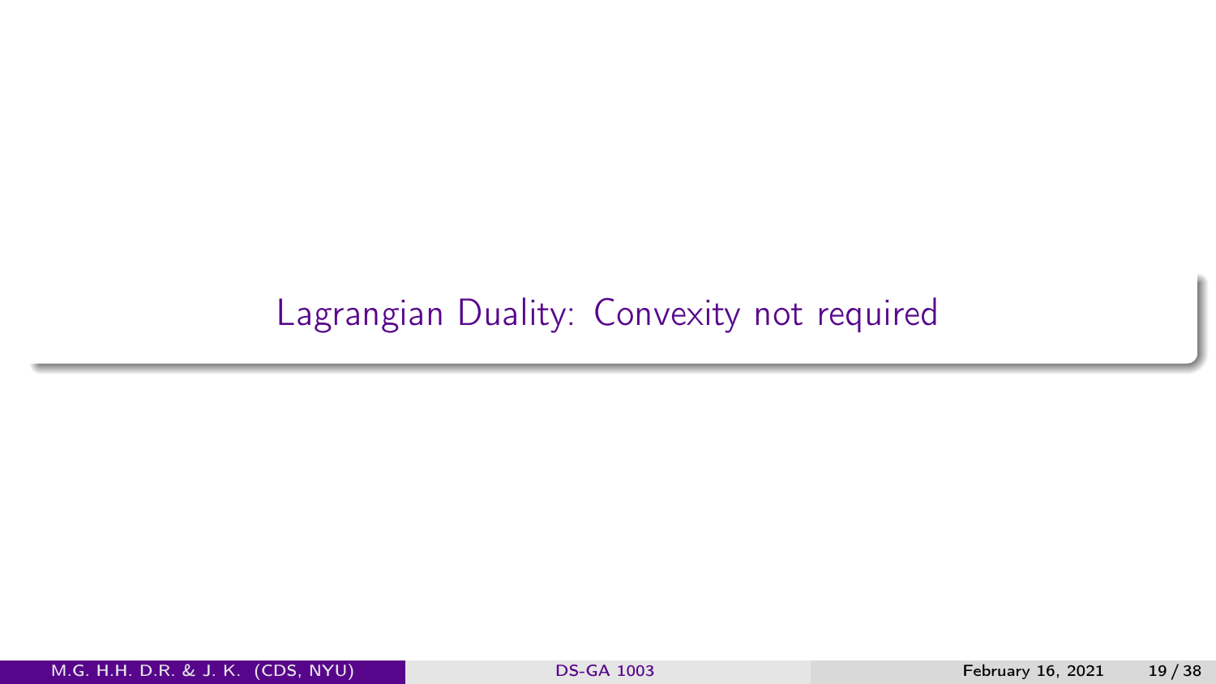# Lagrangian Duality: Convexity not required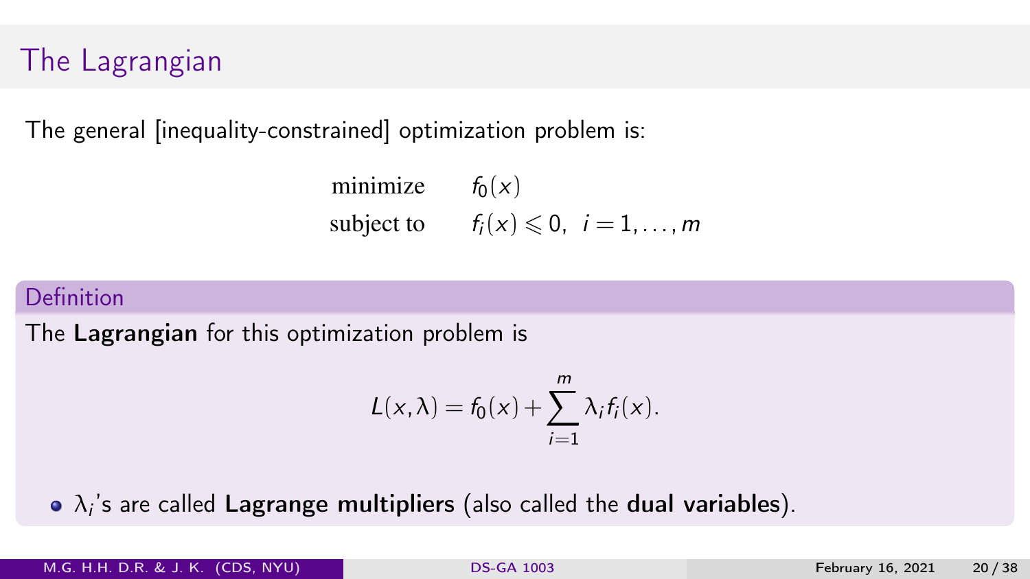# The Lagrangian

The general [inequality-constrained] optimization problem is:

$$
\begin{array}{ll}
\text{minimize} & f_0(x) \\
\text{subject to} & f_i(x) \leqslant 0, \;\; i = 1, \ldots, m
\end{array}
$$

**Definition**

The **Lagrangian** for this optimization problem is

$$L(x, \lambda) = f_0(x) + \sum_{i=1}^{m} \lambda_i f_i(x).$$

- $\lambda_i$'s are called **Lagrange multipliers** (also called the **dual variables**).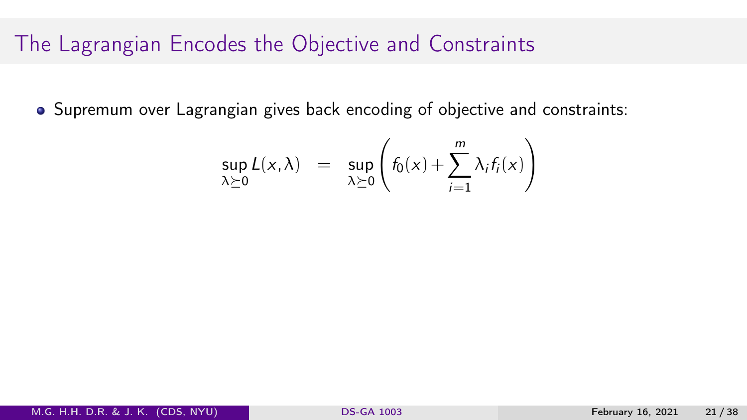## The Lagrangian Encodes the Objective and Constraints

- Supremum over Lagrangian gives back encoding of objective and constraints:

$$\sup_{\lambda \succeq 0} L(x, \lambda) = \sup_{\lambda \succeq 0} \left( f_0(x) + \sum_{i=1}^{m} \lambda_i f_i(x) \right)$$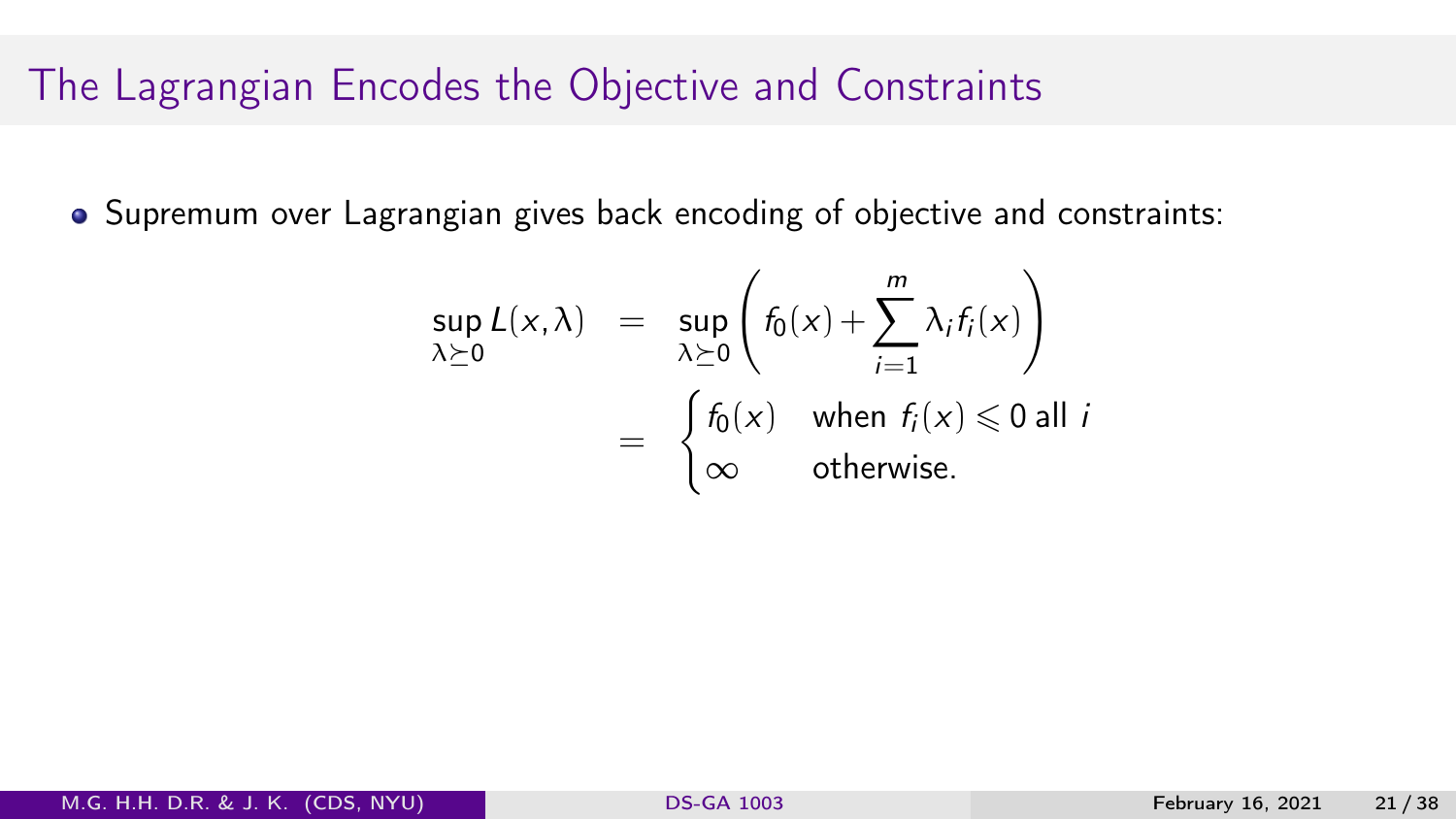## The Lagrangian Encodes the Objective and Constraints

- Supremum over Lagrangian gives back encoding of objective and constraints:

$$
\begin{aligned}
\sup_{\lambda \succeq 0} L(x, \lambda) &= \sup_{\lambda \succeq 0} \left( f_0(x) + \sum_{i=1}^{m} \lambda_i f_i(x) \right) \\
&= \begin{cases} f_0(x) & \text{when } f_i(x) \leqslant 0 \text{ all } i \\ \infty & \text{otherwise.} \end{cases}
\end{aligned}
$$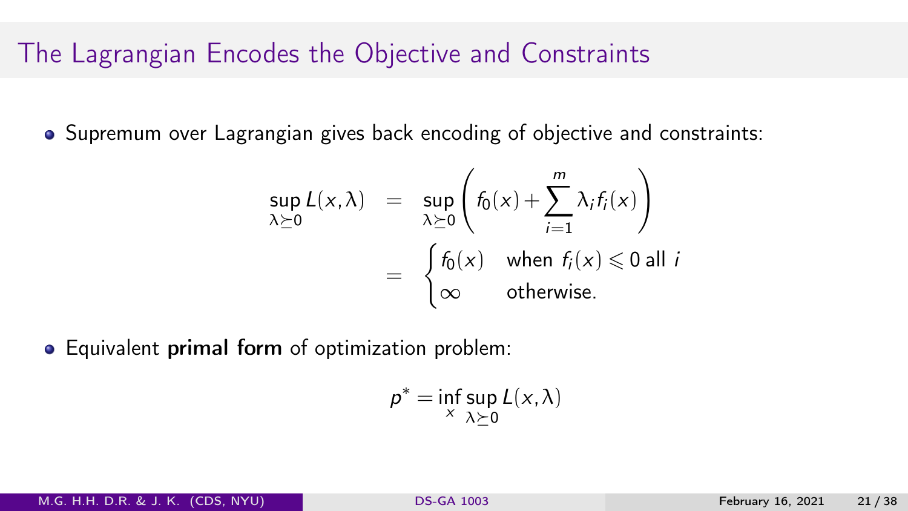## The Lagrangian Encodes the Objective and Constraints

- Supremum over Lagrangian gives back encoding of objective and constraints:

$$
\begin{aligned}
\sup_{\lambda \succeq 0} L(x, \lambda) &= \sup_{\lambda \succeq 0} \left( f_0(x) + \sum_{i=1}^{m} \lambda_i f_i(x) \right) \\
&= \begin{cases} f_0(x) & \text{when } f_i(x) \leqslant 0 \text{ all } i \\ \infty & \text{otherwise.} \end{cases}
\end{aligned}
$$

- Equivalent **primal form** of optimization problem:

$$
p^* = \inf_x \sup_{\lambda \succeq 0} L(x, \lambda)
$$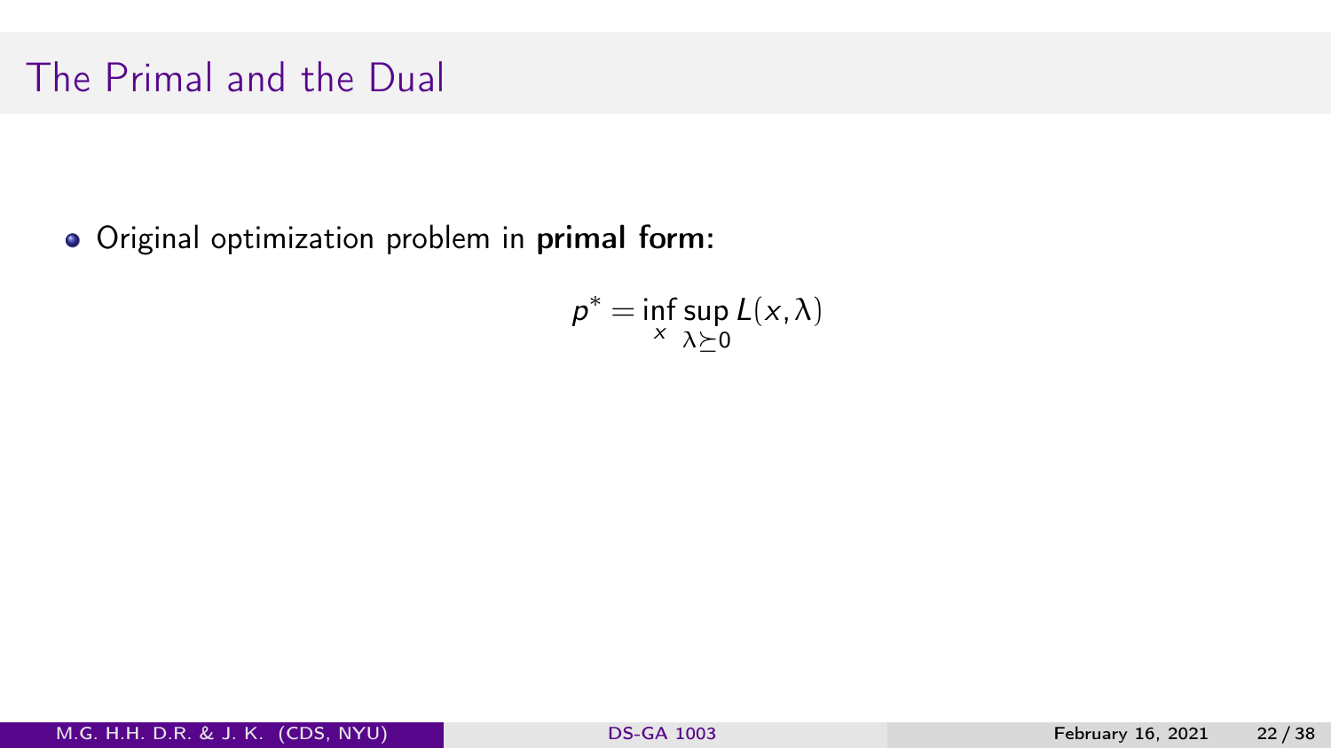# The Primal and the Dual

- Original optimization problem in **primal form:**

$$p^* = \inf_x \sup_{\lambda \succeq 0} L(x, \lambda)$$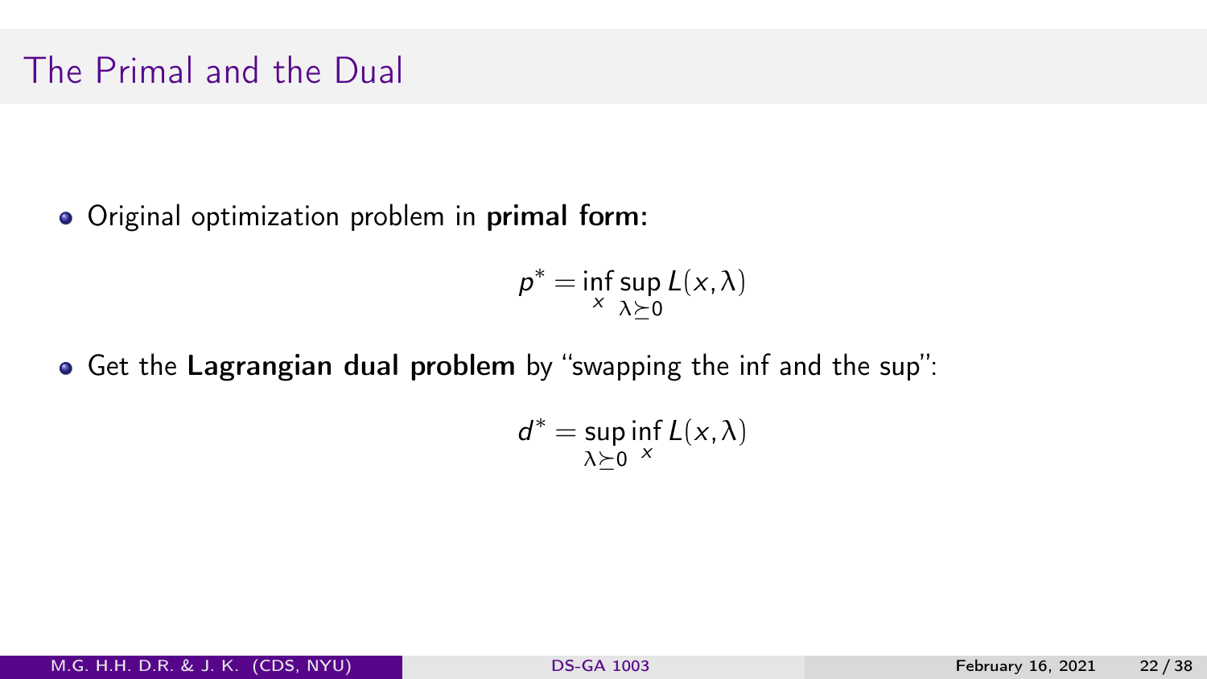# The Primal and the Dual

- Original optimization problem in **primal form:**

$$p^* = \inf_x \sup_{\lambda \succeq 0} L(x, \lambda)$$

- Get the **Lagrangian dual problem** by "swapping the inf and the sup":

$$d^* = \sup_{\lambda \succeq 0} \inf_x L(x, \lambda)$$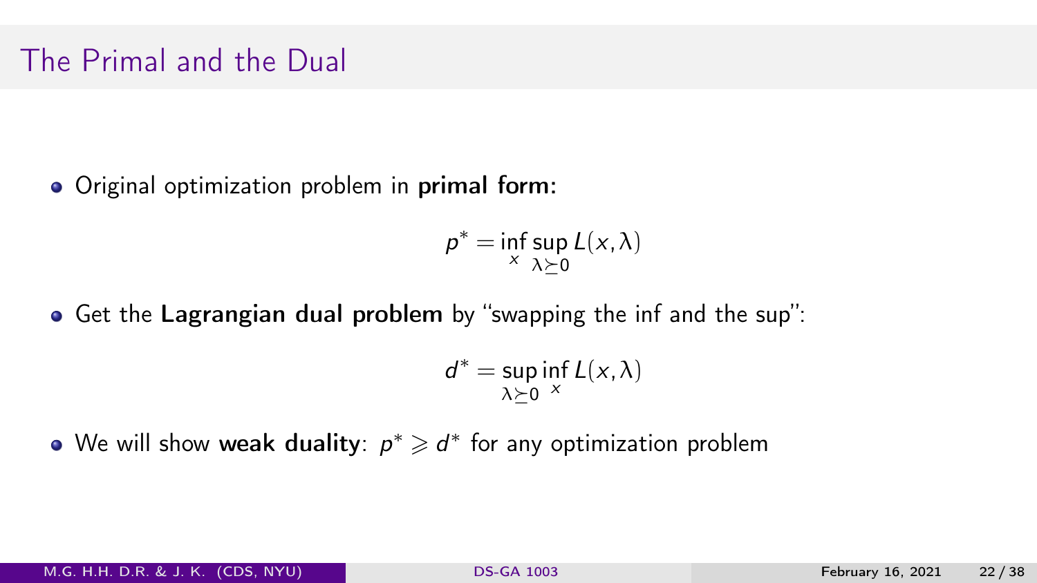# The Primal and the Dual

- Original optimization problem in **primal form:**

$$p^* = \inf_x \sup_{\lambda \succeq 0} L(x, \lambda)$$

- Get the **Lagrangian dual problem** by "swapping the inf and the sup":

$$d^* = \sup_{\lambda \succeq 0} \inf_x L(x, \lambda)$$

- We will show **weak duality**: $p^* \geqslant d^*$ for any optimization problem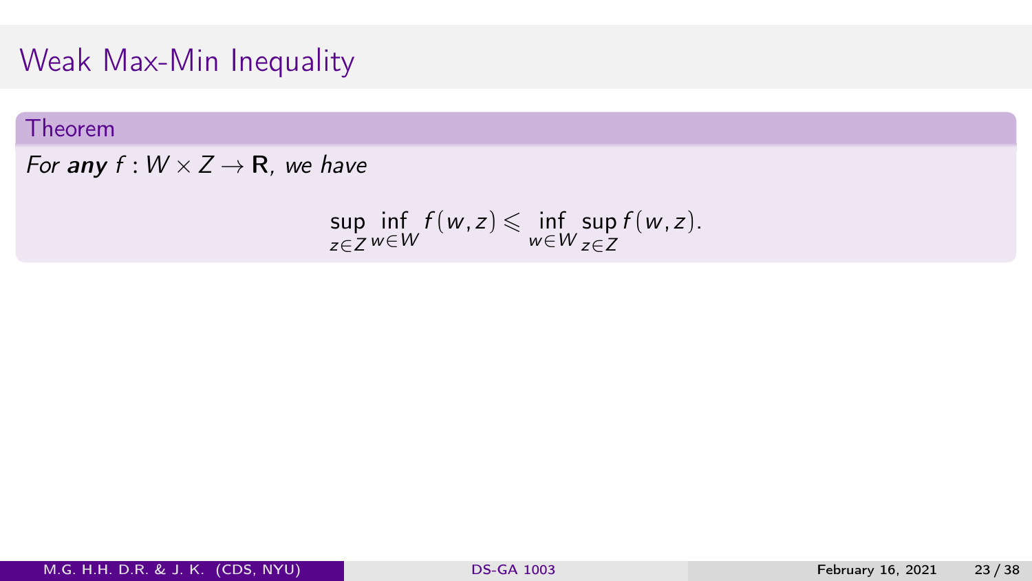# Weak Max-Min Inequality

**Theorem**

*For* ***any*** $f : W \times Z \to \mathbf{R}$*, we have*

$$\sup_{z \in Z} \inf_{w \in W} f(w, z) \leqslant \inf_{w \in W} \sup_{z \in Z} f(w, z).$$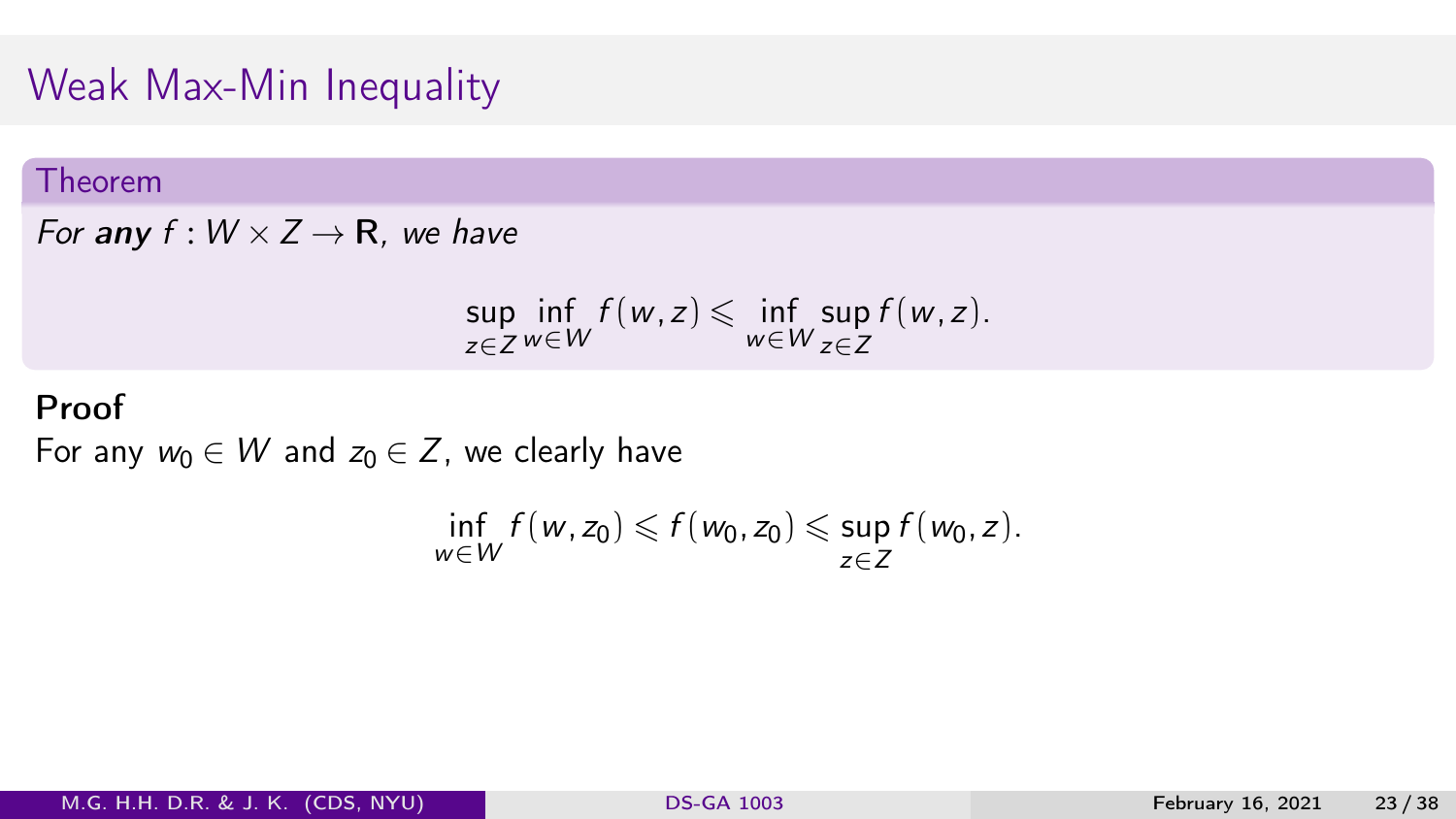# Weak Max-Min Inequality

**Theorem**

*For **any** $f : W \times Z \to \mathbf{R}$, we have*

$$\sup_{z \in Z} \inf_{w \in W} f(w, z) \leqslant \inf_{w \in W} \sup_{z \in Z} f(w, z).$$

**Proof**

For any $w_0 \in W$ and $z_0 \in Z$, we clearly have

$$\inf_{w \in W} f(w, z_0) \leqslant f(w_0, z_0) \leqslant \sup_{z \in Z} f(w_0, z).$$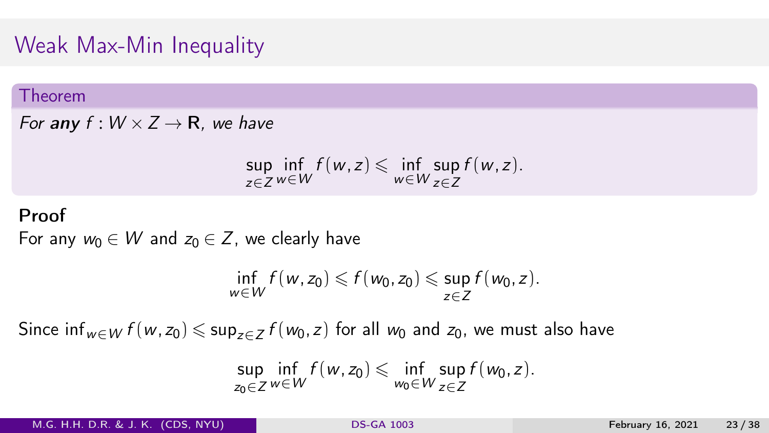# Weak Max-Min Inequality

**Theorem**

*For **any** $f : W \times Z \to \mathbf{R}$, we have*

$$\sup_{z \in Z} \inf_{w \in W} f(w, z) \leqslant \inf_{w \in W} \sup_{z \in Z} f(w, z).$$

**Proof**

For any $w_0 \in W$ and $z_0 \in Z$, we clearly have

$$\inf_{w \in W} f(w, z_0) \leqslant f(w_0, z_0) \leqslant \sup_{z \in Z} f(w_0, z).$$

Since $\inf_{w \in W} f(w, z_0) \leqslant \sup_{z \in Z} f(w_0, z)$ for all $w_0$ and $z_0$, we must also have

$$\sup_{z_0 \in Z} \inf_{w \in W} f(w, z_0) \leqslant \inf_{w_0 \in W} \sup_{z \in Z} f(w_0, z).$$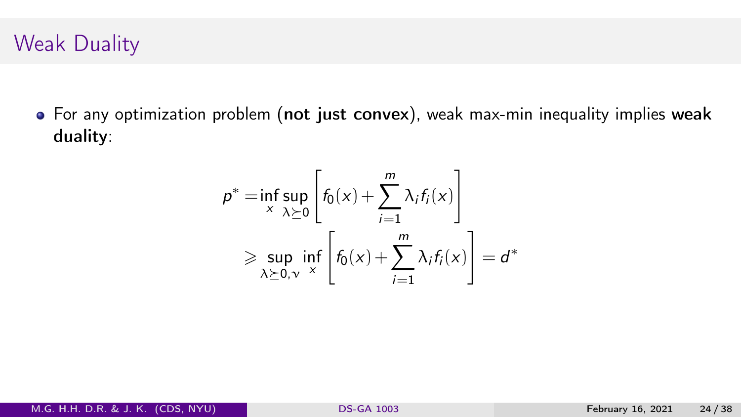# Weak Duality

- For any optimization problem (**not just convex**), weak max-min inequality implies **weak duality**:

$$
\begin{aligned}
p^* =& \inf_{x} \sup_{\lambda \succeq 0} \left[ f_0(x) + \sum_{i=1}^{m} \lambda_i f_i(x) \right] \\
&\geqslant \sup_{\lambda \succeq 0, \nu} \inf_{x} \left[ f_0(x) + \sum_{i=1}^{m} \lambda_i f_i(x) \right] = d^*
\end{aligned}
$$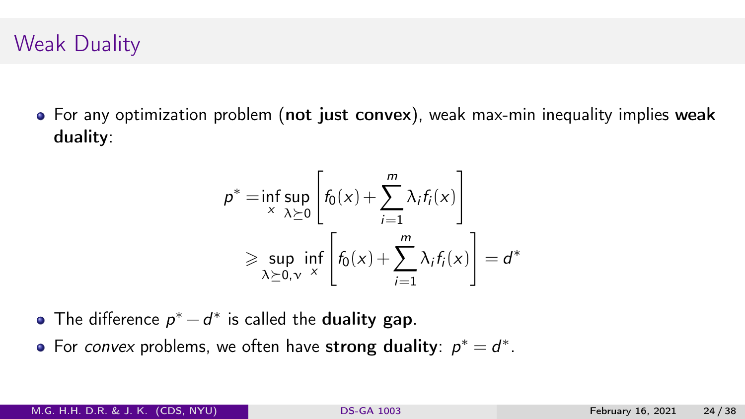# Weak Duality

- For any optimization problem (**not just convex**), weak max-min inequality implies **weak duality**:

$$
\begin{aligned}
p^* = & \inf_x \sup_{\lambda \succeq 0} \left[ f_0(x) + \sum_{i=1}^m \lambda_i f_i(x) \right] \\
\geqslant & \sup_{\lambda \succeq 0, \nu} \inf_x \left[ f_0(x) + \sum_{i=1}^m \lambda_i f_i(x) \right] = d^*
\end{aligned}
$$

- The difference $p^* - d^*$ is called the **duality gap**.
- For *convex* problems, we often have **strong duality**: $p^* = d^*$.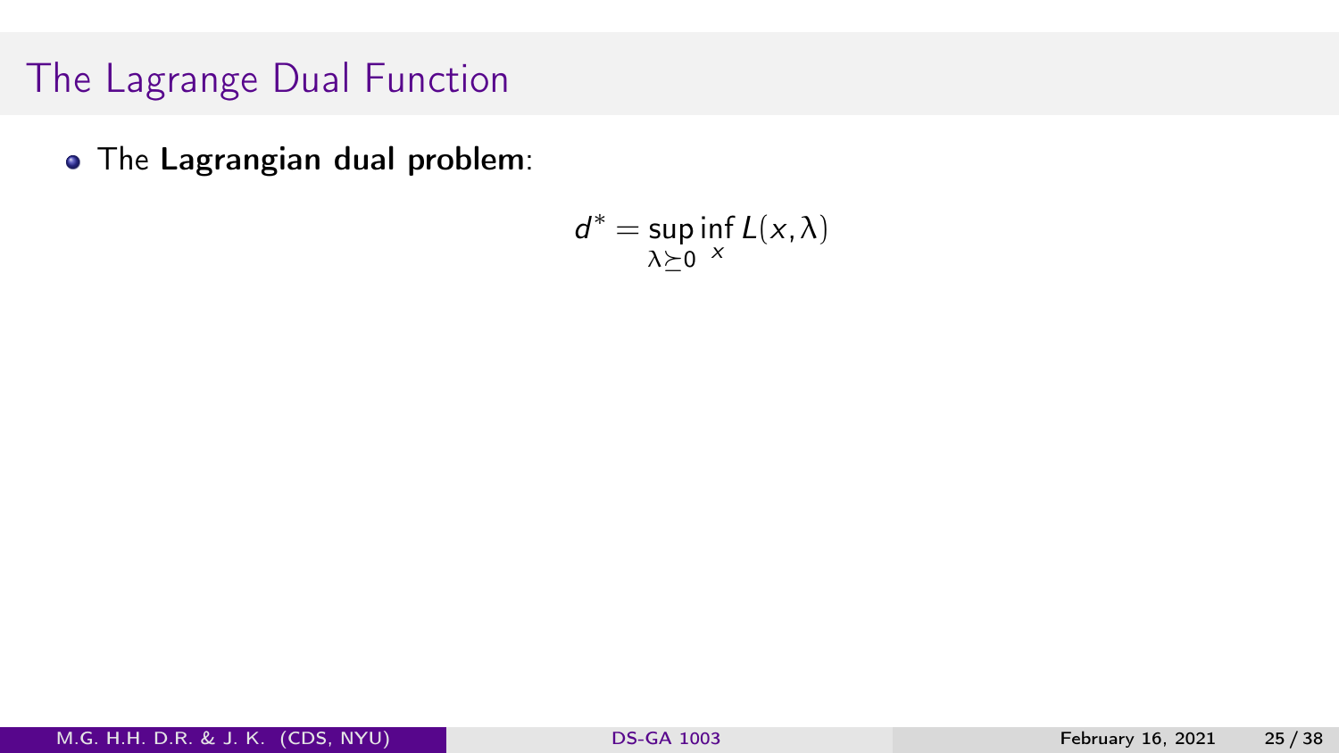# The Lagrange Dual Function

- The **Lagrangian dual problem**:

$$d^* = \sup_{\lambda \succeq 0} \inf_{x} L(x, \lambda)$$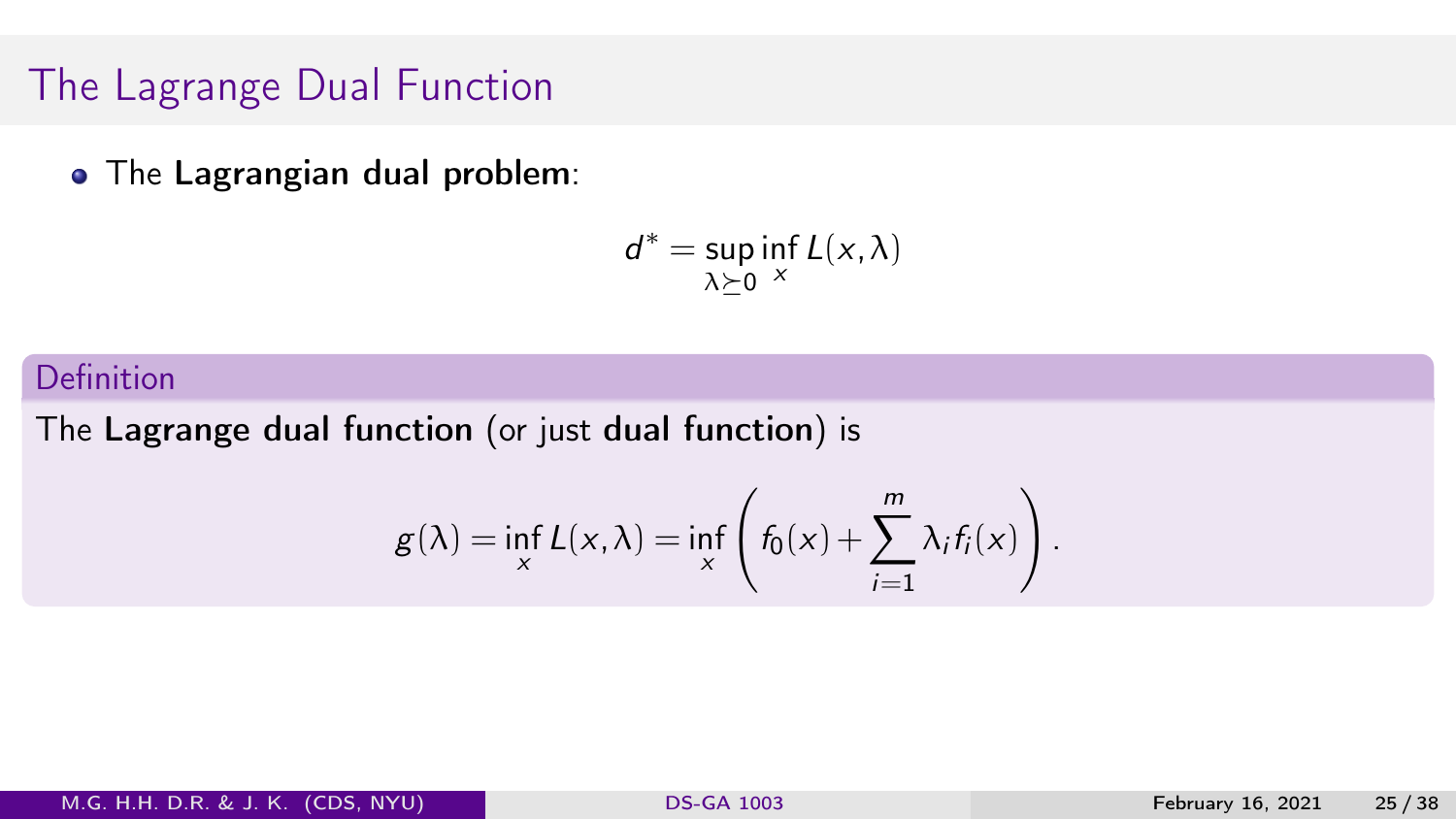# The Lagrange Dual Function

- The **Lagrangian dual problem**:

$$d^* = \sup_{\lambda \succeq 0} \inf_x L(x, \lambda)$$

**Definition**

The **Lagrange dual function** (or just **dual function**) is

$$g(\lambda) = \inf_x L(x, \lambda) = \inf_x \left( f_0(x) + \sum_{i=1}^{m} \lambda_i f_i(x) \right).$$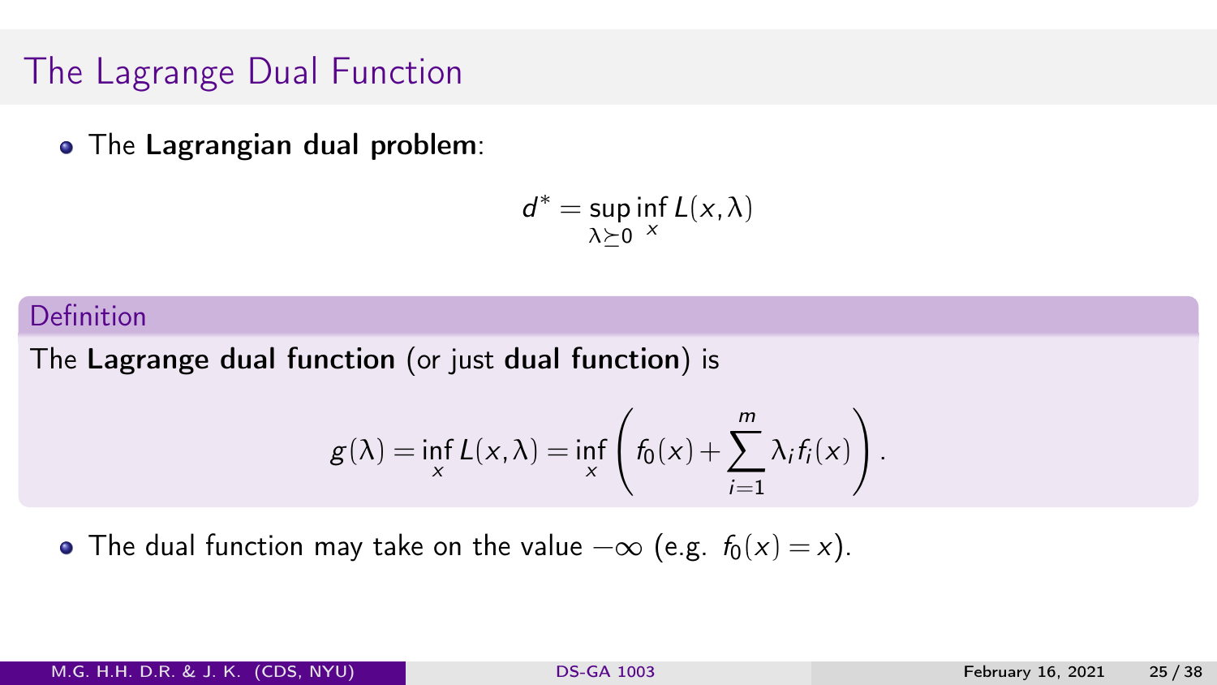# The Lagrange Dual Function

- The **Lagrangian dual problem**:

$$d^* = \sup_{\lambda \succeq 0} \inf_x L(x, \lambda)$$

## Definition

The **Lagrange dual function** (or just **dual function**) is

$$g(\lambda) = \inf_x L(x, \lambda) = \inf_x \left( f_0(x) + \sum_{i=1}^{m} \lambda_i f_i(x) \right).$$

- The dual function may take on the value $-\infty$ (e.g. $f_0(x) = x$).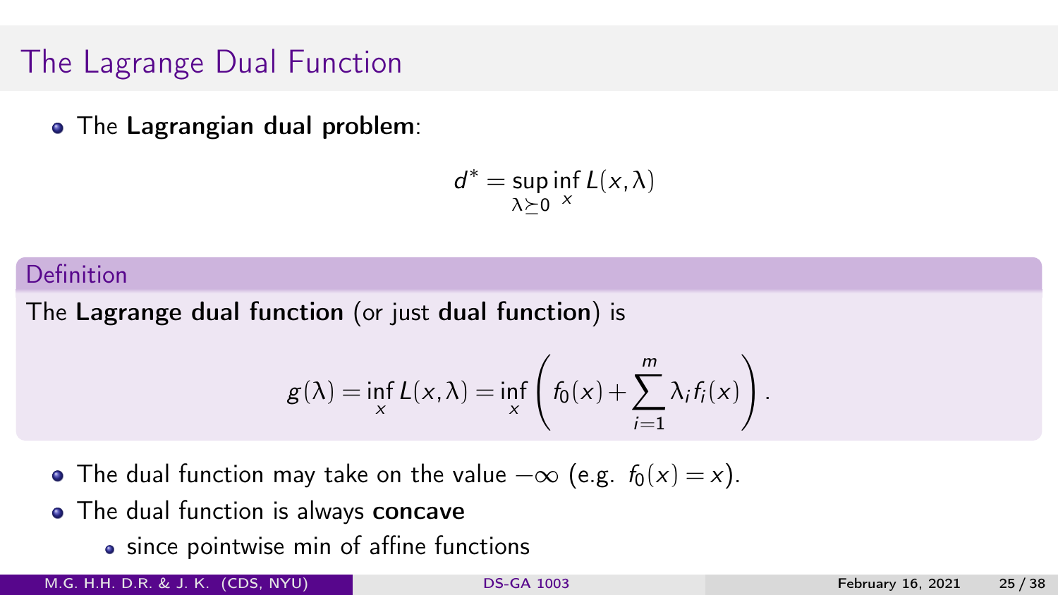# The Lagrange Dual Function

- The **Lagrangian dual problem**:

$$d^* = \sup_{\lambda \succeq 0} \inf_x L(x, \lambda)$$

**Definition**

The **Lagrange dual function** (or just **dual function**) is

$$g(\lambda) = \inf_x L(x, \lambda) = \inf_x \left( f_0(x) + \sum_{i=1}^{m} \lambda_i f_i(x) \right).$$

- The dual function may take on the value $-\infty$ (e.g. $f_0(x) = x$).
- The dual function is always **concave**
  - since pointwise min of affine functions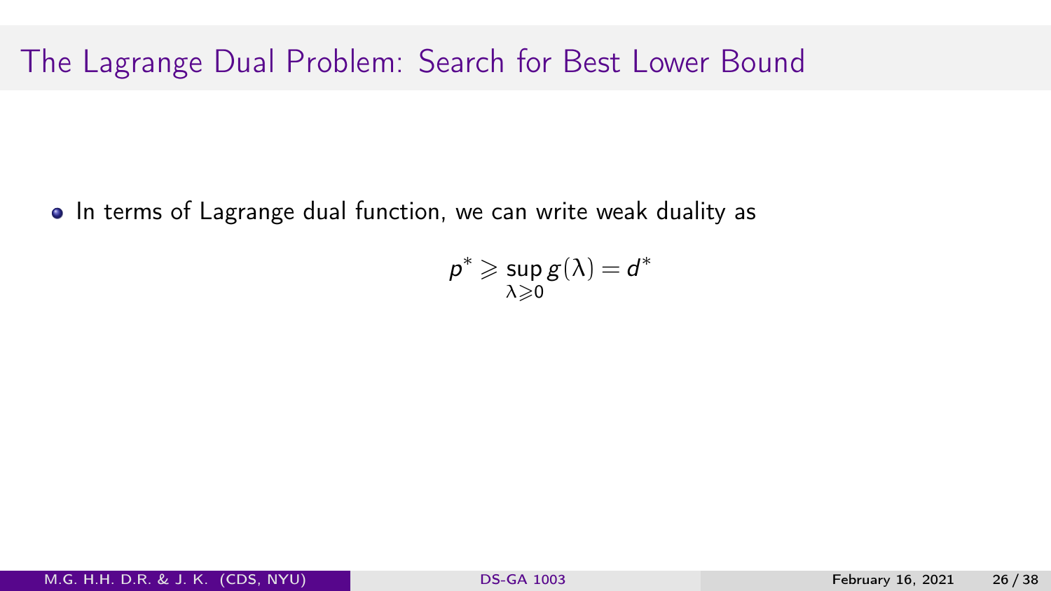# The Lagrange Dual Problem: Search for Best Lower Bound

- In terms of Lagrange dual function, we can write weak duality as

$$p^* \geqslant \sup_{\lambda \geqslant 0} g(\lambda) = d^*$$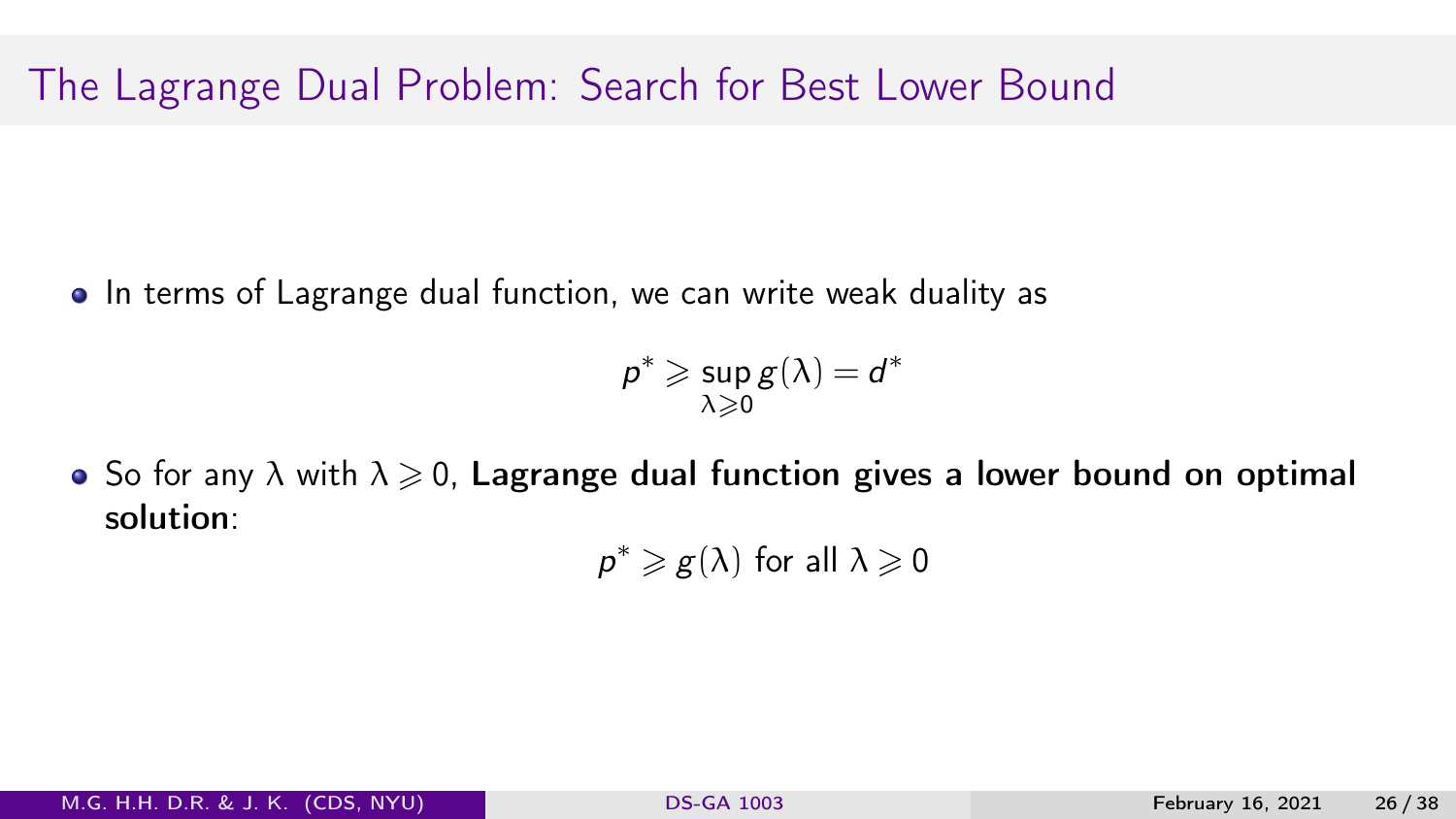# The Lagrange Dual Problem: Search for Best Lower Bound

- In terms of Lagrange dual function, we can write weak duality as

$$p^* \geqslant \sup_{\lambda \geqslant 0} g(\lambda) = d^*$$

- So for any $\lambda$ with $\lambda \geqslant 0$, **Lagrange dual function gives a lower bound on optimal solution**:

$$p^* \geqslant g(\lambda) \text{ for all } \lambda \geqslant 0$$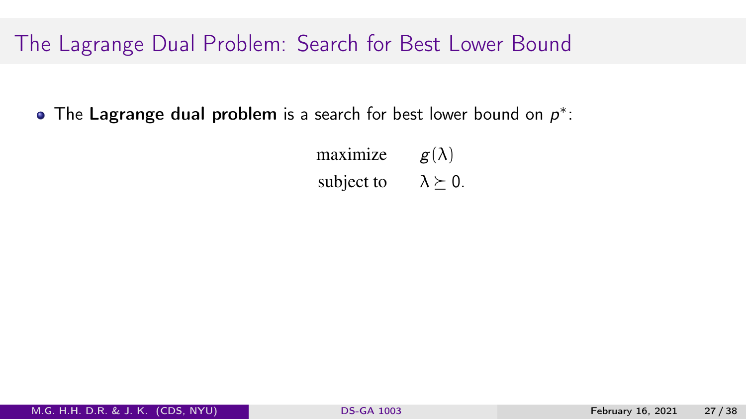# The Lagrange Dual Problem: Search for Best Lower Bound

- The **Lagrange dual problem** is a search for best lower bound on $p^*$:

$$
\begin{array}{ll}
\text{maximize} & g(\lambda) \\
\text{subject to} & \lambda \succeq 0.
\end{array}
$$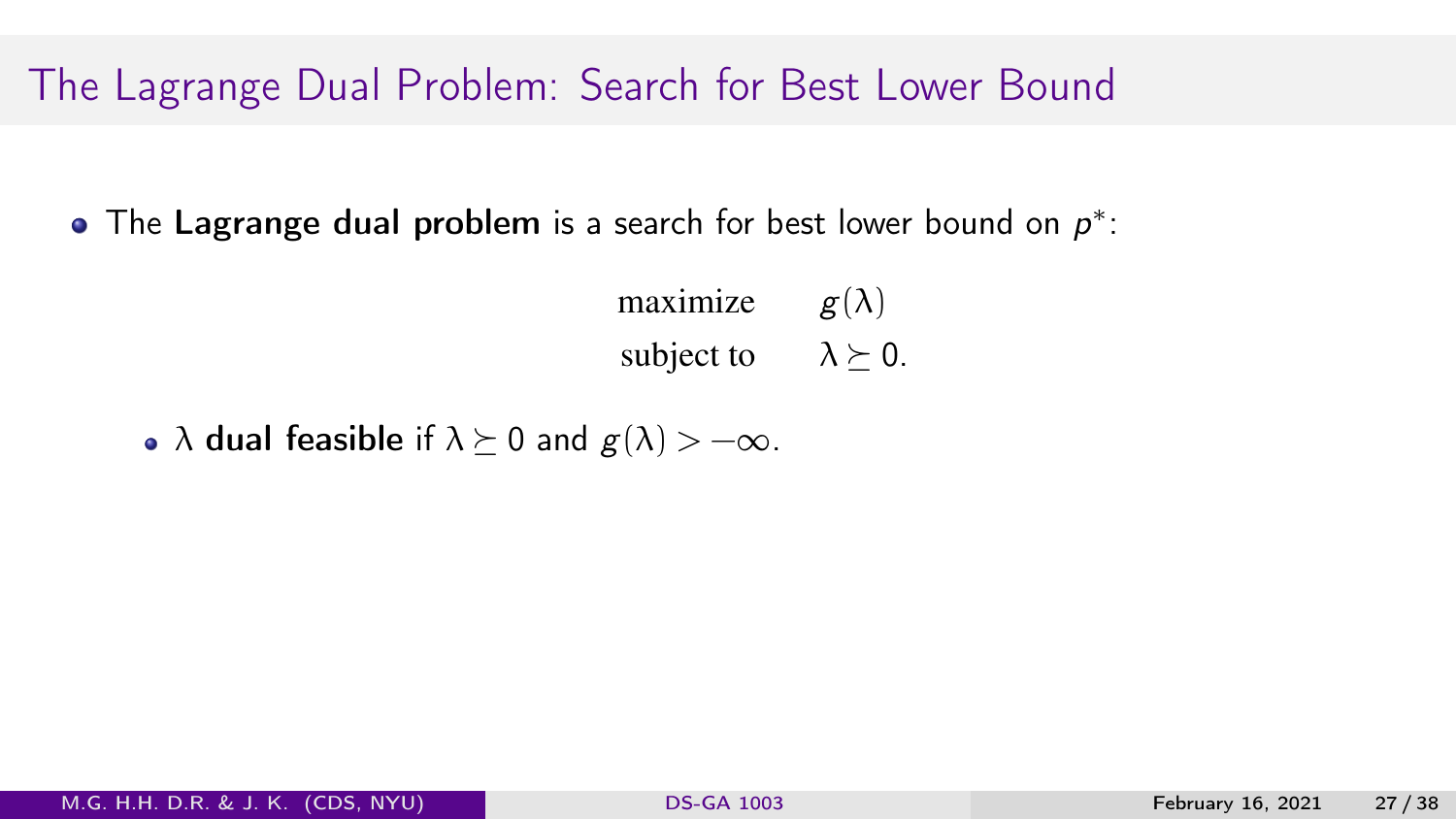# The Lagrange Dual Problem: Search for Best Lower Bound

- The **Lagrange dual problem** is a search for best lower bound on $p^*$:

$$
\begin{aligned}
\text{maximize} \quad & g(\lambda) \\
\text{subject to} \quad & \lambda \succeq 0.
\end{aligned}
$$

  - $\lambda$ **dual feasible** if $\lambda \succeq 0$ and $g(\lambda) > -\infty$.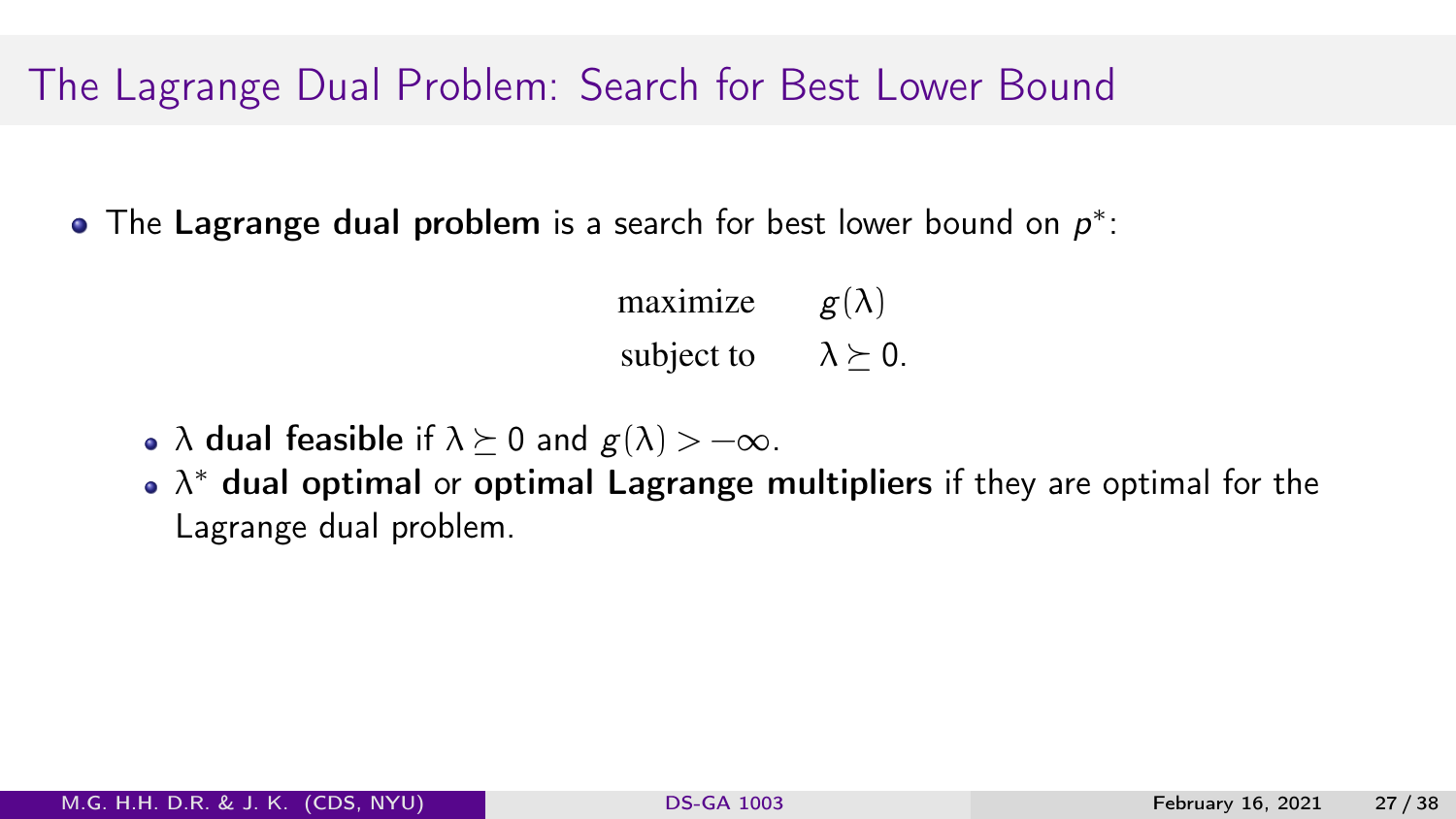# The Lagrange Dual Problem: Search for Best Lower Bound

- The **Lagrange dual problem** is a search for best lower bound on $p^*$:

$$
\begin{array}{ll}
\text{maximize} & g(\lambda) \\
\text{subject to} & \lambda \succeq 0.
\end{array}
$$

  - $\lambda$ **dual feasible** if $\lambda \succeq 0$ and $g(\lambda) > -\infty$.
  - $\lambda^*$ **dual optimal** or **optimal Lagrange multipliers** if they are optimal for the Lagrange dual problem.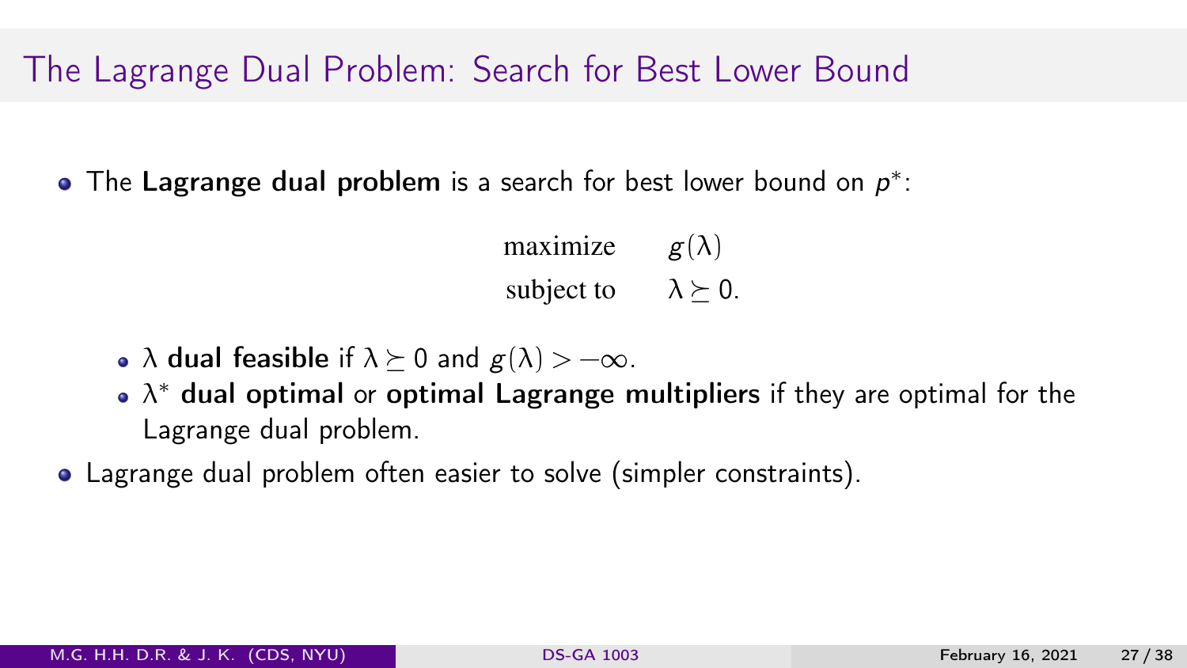# The Lagrange Dual Problem: Search for Best Lower Bound

- The **Lagrange dual problem** is a search for best lower bound on $p^*$:

$$
\begin{aligned}
\text{maximize} \quad & g(\lambda) \\
\text{subject to} \quad & \lambda \succeq 0.
\end{aligned}
$$

  - $\lambda$ **dual feasible** if $\lambda \succeq 0$ and $g(\lambda) > -\infty$.
  - $\lambda^*$ **dual optimal** or **optimal Lagrange multipliers** if they are optimal for the Lagrange dual problem.
- Lagrange dual problem often easier to solve (simpler constraints).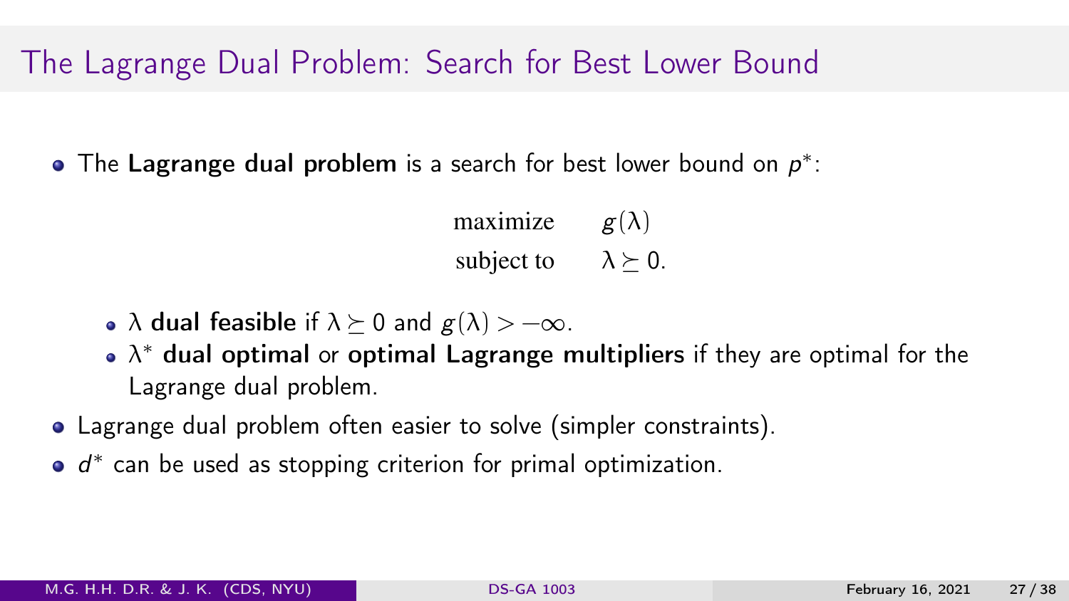# The Lagrange Dual Problem: Search for Best Lower Bound

- The **Lagrange dual problem** is a search for best lower bound on $p^*$:

$$
\begin{array}{ll}
\text{maximize} & g(\lambda) \\
\text{subject to} & \lambda \succeq 0.
\end{array}
$$

  - $\lambda$ **dual feasible** if $\lambda \succeq 0$ and $g(\lambda) > -\infty$.
  - $\lambda^*$ **dual optimal** or **optimal Lagrange multipliers** if they are optimal for the Lagrange dual problem.
- Lagrange dual problem often easier to solve (simpler constraints).
- $d^*$ can be used as stopping criterion for primal optimization.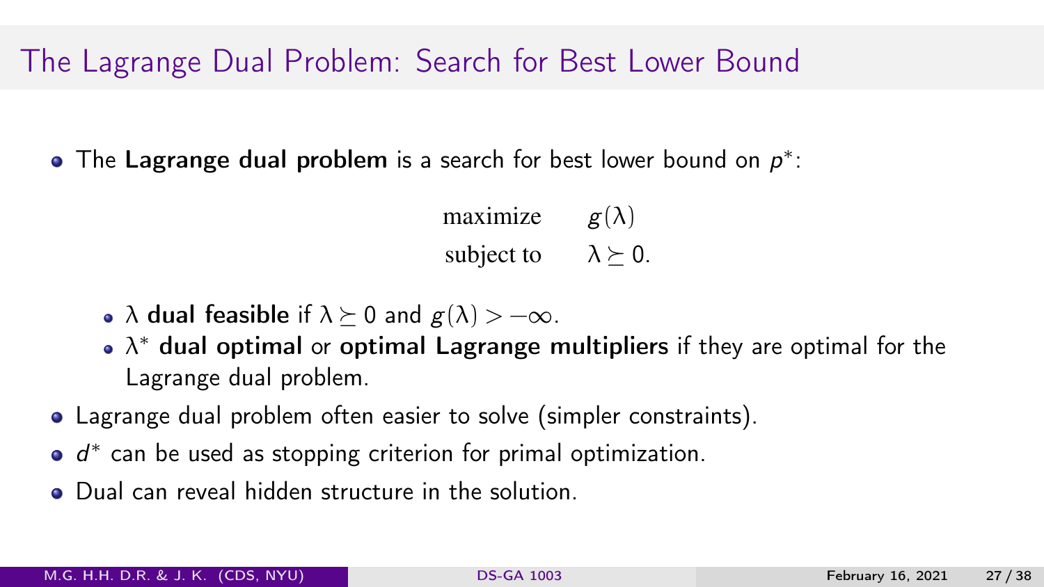# The Lagrange Dual Problem: Search for Best Lower Bound

- The **Lagrange dual problem** is a search for best lower bound on $p^*$:

$$
\begin{aligned}
\text{maximize} \quad & g(\lambda) \\
\text{subject to} \quad & \lambda \succeq 0.
\end{aligned}
$$

  - $\lambda$ **dual feasible** if $\lambda \succeq 0$ and $g(\lambda) > -\infty$.
  - $\lambda^*$ **dual optimal** or **optimal Lagrange multipliers** if they are optimal for the Lagrange dual problem.
- Lagrange dual problem often easier to solve (simpler constraints).
- $d^*$ can be used as stopping criterion for primal optimization.
- Dual can reveal hidden structure in the solution.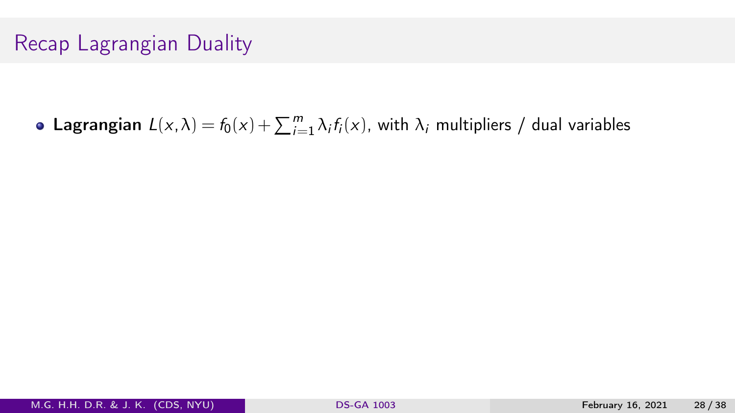# Recap Lagrangian Duality

- **Lagrangian** $L(x,\lambda) = f_0(x) + \sum_{i=1}^{m} \lambda_i f_i(x)$, with $\lambda_i$ multipliers / dual variables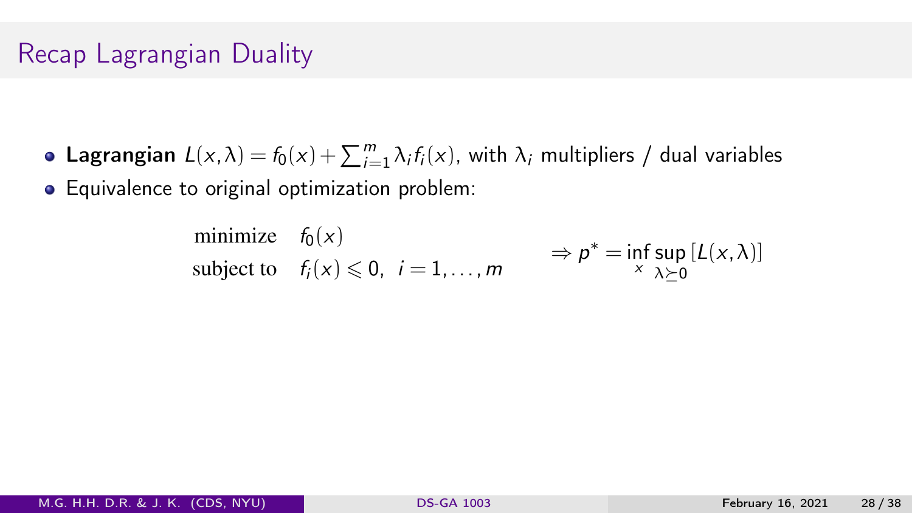# Recap Lagrangian Duality

- **Lagrangian** $L(x, \lambda) = f_0(x) + \sum_{i=1}^{m} \lambda_i f_i(x)$, with $\lambda_i$ multipliers / dual variables
- Equivalence to original optimization problem:

$$
\begin{array}{ll}
\text{minimize} & f_0(x) \\
\text{subject to} & f_i(x) \leqslant 0, \ \ i = 1, \ldots, m
\end{array}
\qquad \Rightarrow p^* = \inf_x \sup_{\lambda \succeq 0} \left[ L(x, \lambda) \right]
$$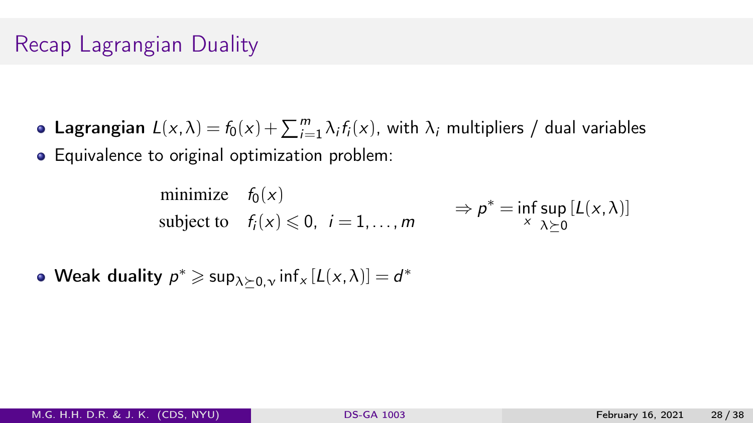# Recap Lagrangian Duality

- **Lagrangian** $L(x, \lambda) = f_0(x) + \sum_{i=1}^{m} \lambda_i f_i(x)$, with $\lambda_i$ multipliers / dual variables
- Equivalence to original optimization problem:

$$
\begin{array}{ll}
\text{minimize} & f_0(x) \\
\text{subject to} & f_i(x) \leqslant 0, \ \ i = 1, \ldots, m
\end{array}
\qquad \Rightarrow p^* = \inf_x \sup_{\lambda \succeq 0} \left[ L(x, \lambda) \right]
$$

- **Weak duality** $p^* \geqslant \sup_{\lambda \succeq 0, \nu} \inf_x \left[ L(x, \lambda) \right] = d^*$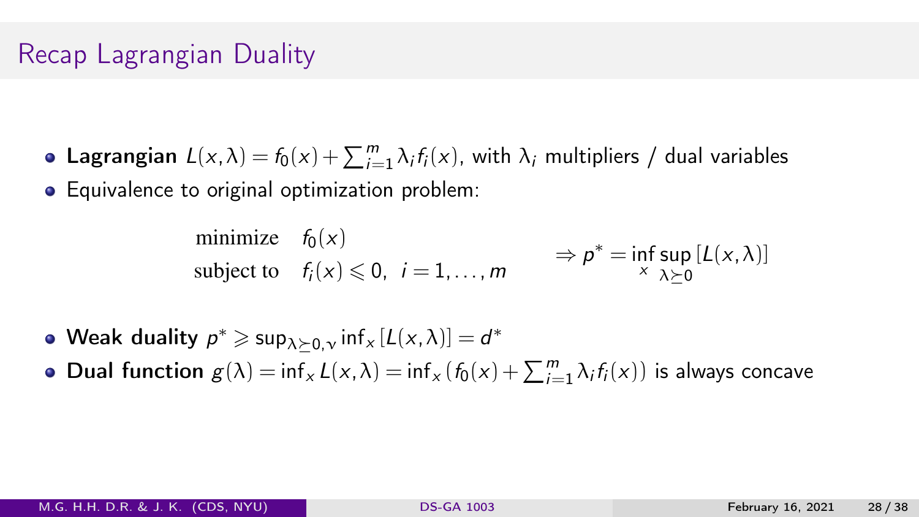# Recap Lagrangian Duality

- **Lagrangian** $L(x,\lambda) = f_0(x) + \sum_{i=1}^{m} \lambda_i f_i(x)$, with $\lambda_i$ multipliers / dual variables
- Equivalence to original optimization problem:

$$
\begin{array}{ll}
\text{minimize} & f_0(x) \\
\text{subject to} & f_i(x) \leqslant 0, \;\; i = 1, \ldots, m
\end{array}
\qquad \Rightarrow p^* = \inf_x \sup_{\lambda \succeq 0} \left[ L(x,\lambda) \right]
$$

- **Weak duality** $p^* \geqslant \sup_{\lambda \succeq 0, \nu} \inf_x \left[ L(x,\lambda) \right] = d^*$
- **Dual function** $g(\lambda) = \inf_x L(x,\lambda) = \inf_x \left( f_0(x) + \sum_{i=1}^{m} \lambda_i f_i(x) \right)$ is always concave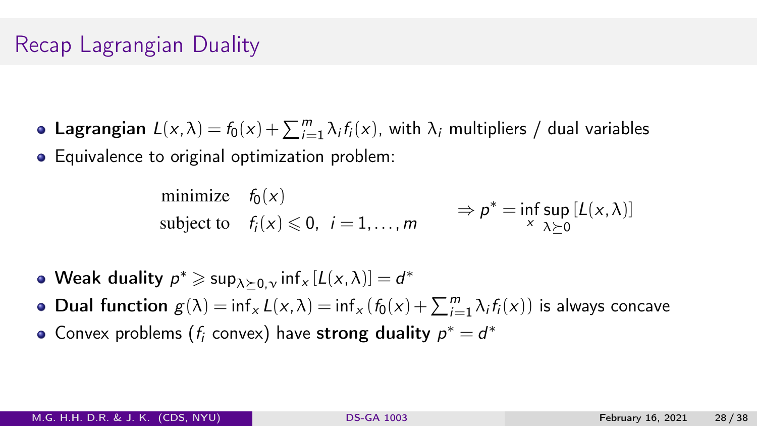# Recap Lagrangian Duality

- **Lagrangian** $L(x,\lambda) = f_0(x) + \sum_{i=1}^{m} \lambda_i f_i(x)$, with $\lambda_i$ multipliers / dual variables
- Equivalence to original optimization problem:

$$\begin{array}{ll} \text{minimize} & f_0(x) \\ \text{subject to} & f_i(x) \leqslant 0, \;\; i = 1, \ldots, m \end{array} \qquad \Rightarrow p^* = \inf_{x} \sup_{\lambda \succeq 0} \left[ L(x,\lambda) \right]$$

- **Weak duality** $p^* \geqslant \sup_{\lambda \succeq 0, \nu} \inf_x \left[ L(x,\lambda) \right] = d^*$
- **Dual function** $g(\lambda) = \inf_x L(x,\lambda) = \inf_x \left( f_0(x) + \sum_{i=1}^{m} \lambda_i f_i(x) \right)$ is always concave
- Convex problems ($f_i$ convex) have **strong duality** $p^* = d^*$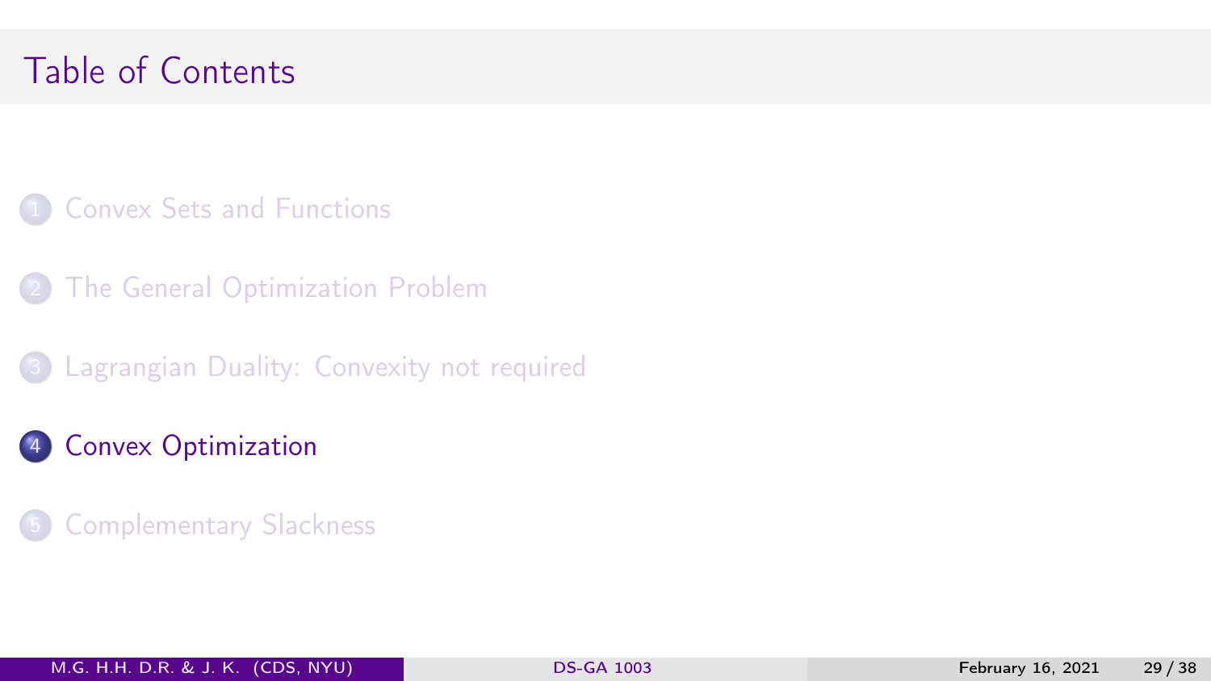# Table of Contents

1. Convex Sets and Functions
2. The General Optimization Problem
3. Lagrangian Duality: Convexity not required
4. **Convex Optimization**
5. Complementary Slackness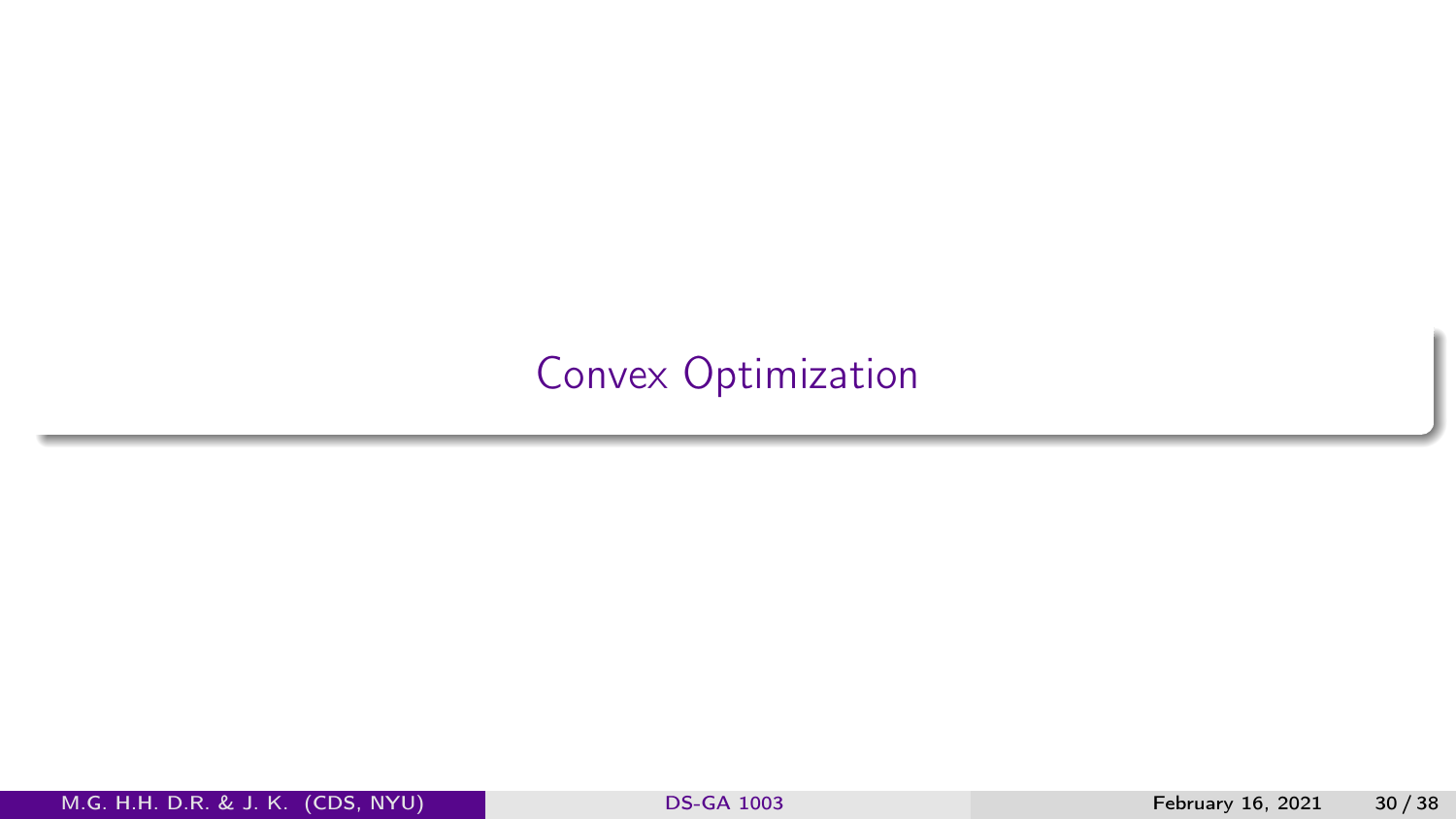# Convex Optimization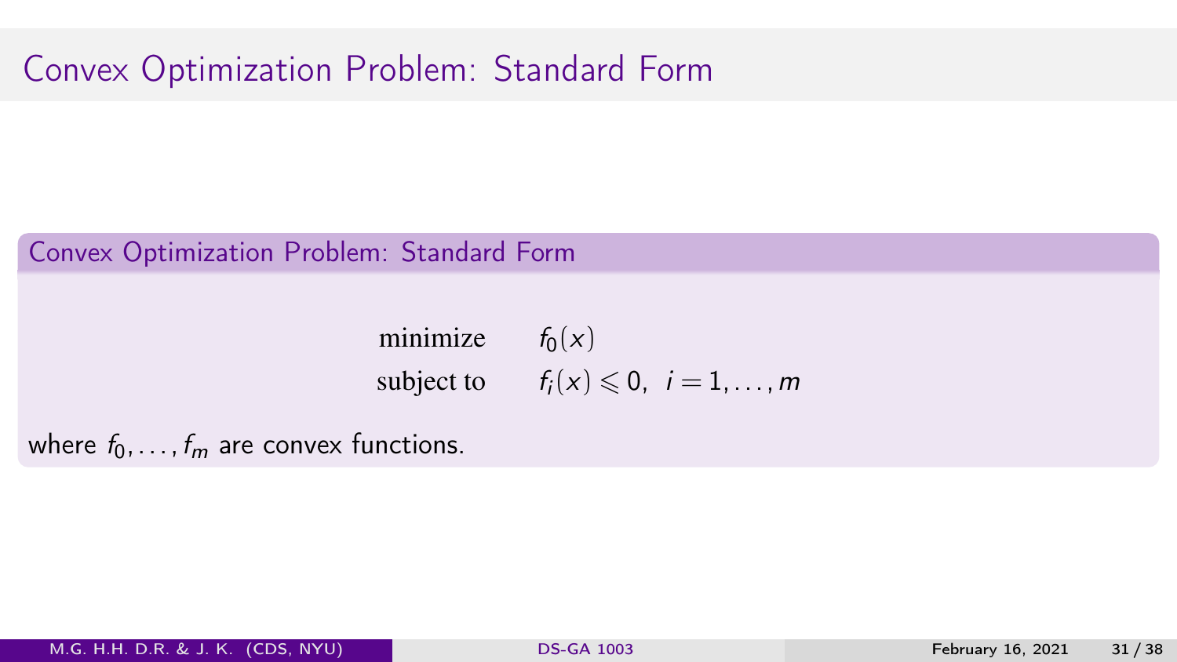# Convex Optimization Problem: Standard Form

## Convex Optimization Problem: Standard Form

$$
\begin{array}{ll}
\text{minimize} & f_0(x) \\
\text{subject to} & f_i(x) \leqslant 0, \;\; i = 1, \ldots, m
\end{array}
$$

where $f_0, \ldots, f_m$ are convex functions.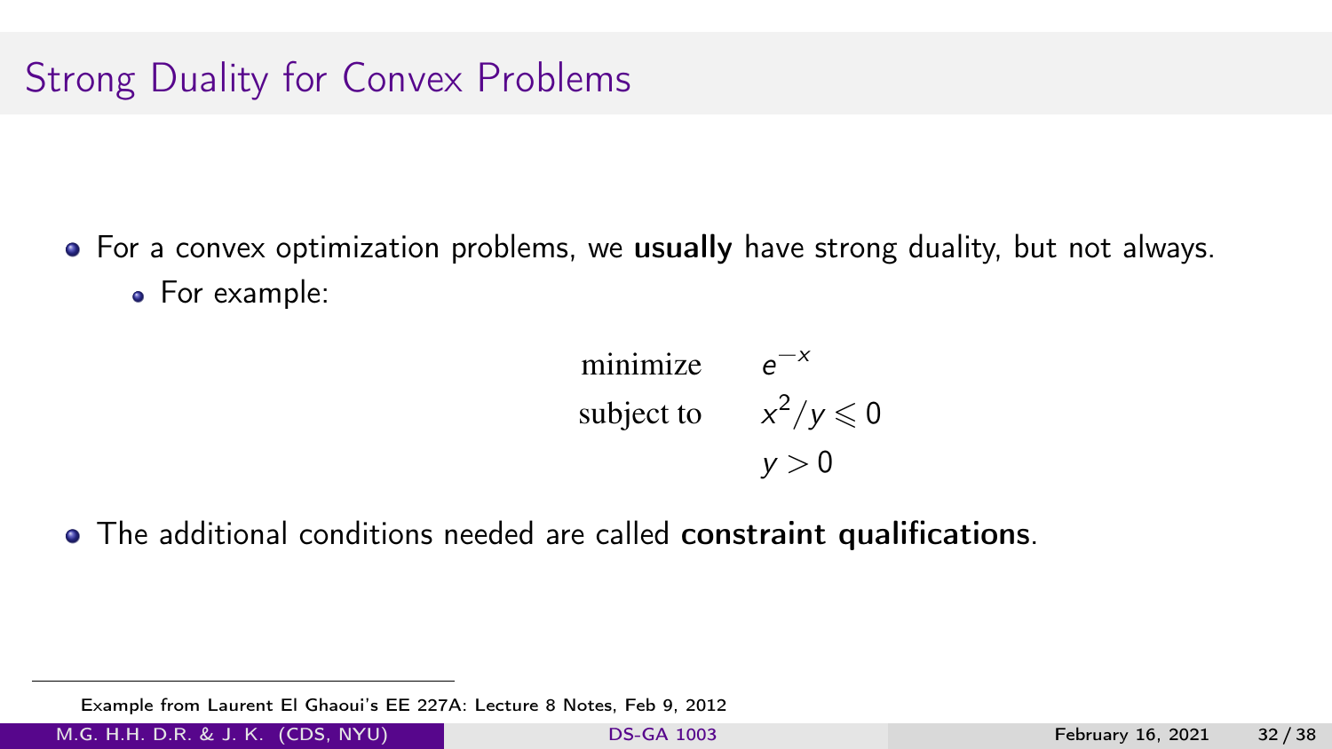## Strong Duality for Convex Problems

- For a convex optimization problems, we **usually** have strong duality, but not always.
  - For example:

$$
\begin{array}{ll}
\text{minimize} & e^{-x} \\
\text{subject to} & x^2/y \leqslant 0 \\
 & y > 0
\end{array}
$$

- The additional conditions needed are called **constraint qualifications**.

Example from Laurent El Ghaoui's EE 227A: Lecture 8 Notes, Feb 9, 2012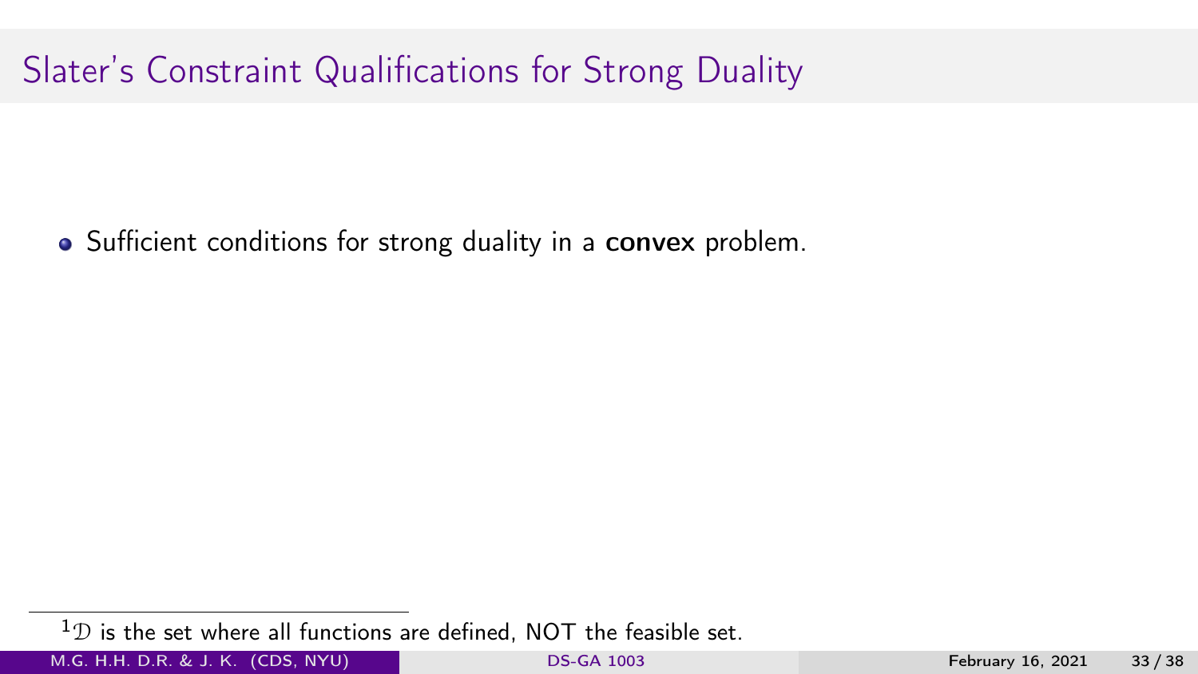# Slater's Constraint Qualifications for Strong Duality

- Sufficient conditions for strong duality in a **convex** problem.

[1] $\mathcal{D}$ is the set where all functions are defined, NOT the feasible set.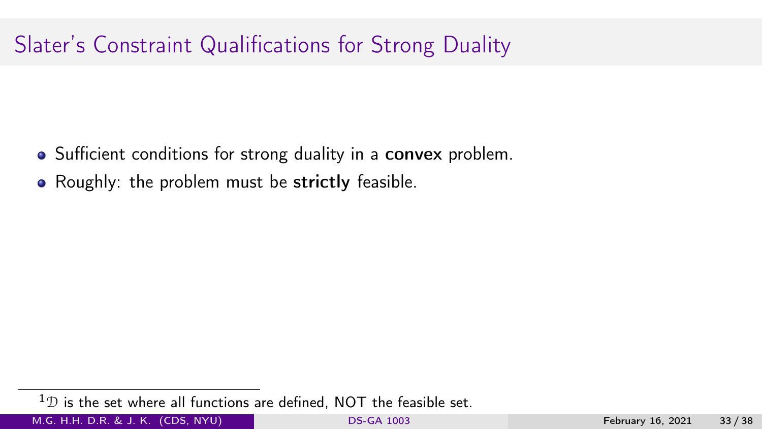# Slater's Constraint Qualifications for Strong Duality

- Sufficient conditions for strong duality in a **convex** problem.
- Roughly: the problem must be **strictly** feasible.

[1] $\mathcal{D}$ is the set where all functions are defined, NOT the feasible set.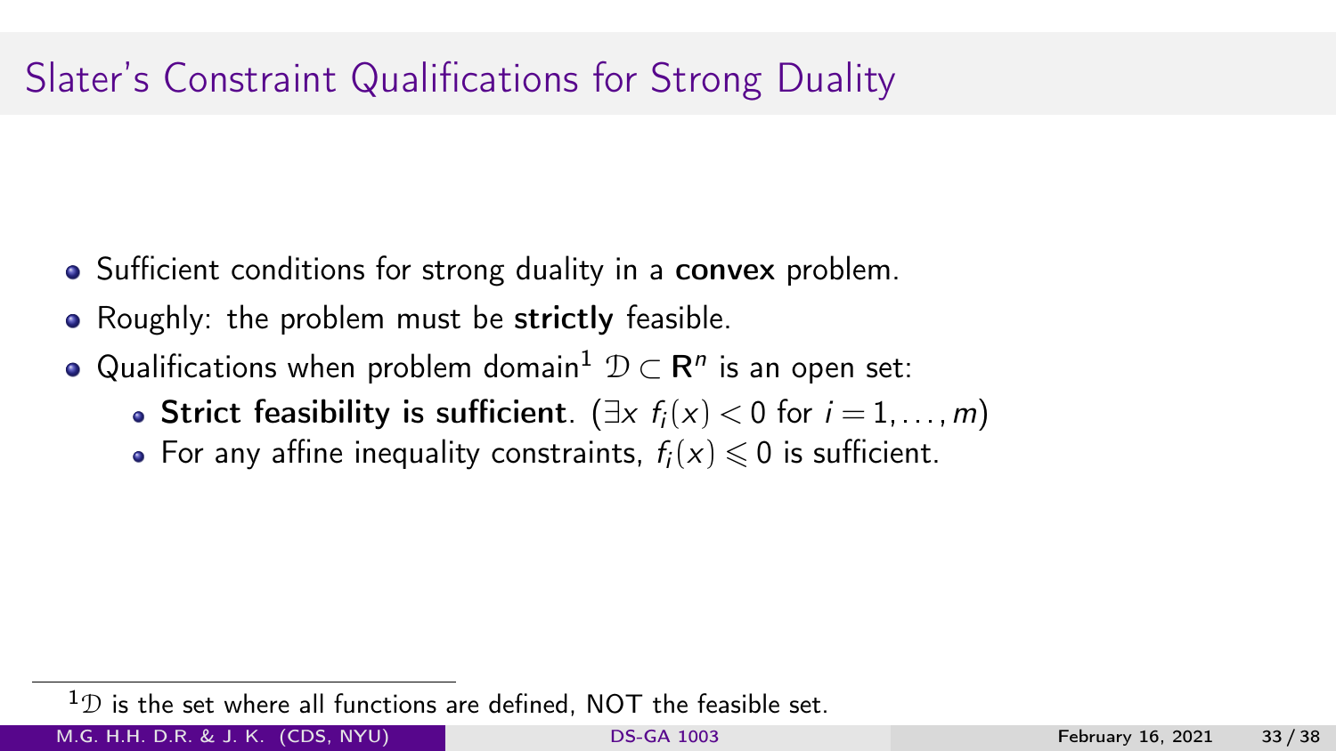# Slater's Constraint Qualifications for Strong Duality

- Sufficient conditions for strong duality in a **convex** problem.
- Roughly: the problem must be **strictly** feasible.
- Qualifications when problem domain[1] $\mathcal{D} \subset \mathbf{R}^n$ is an open set:
  - **Strict feasibility is sufficient**. ($\exists x \; f_i(x) < 0$ for $i = 1, \ldots, m$)
  - For any affine inequality constraints, $f_i(x) \leqslant 0$ is sufficient.

[1] $\mathcal{D}$ is the set where all functions are defined, NOT the feasible set.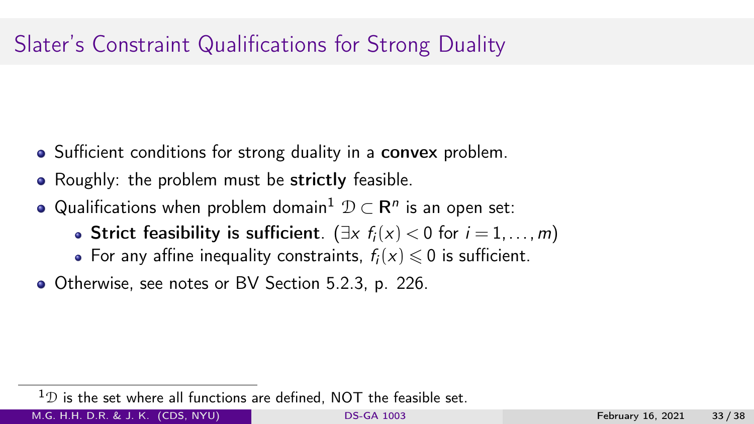# Slater's Constraint Qualifications for Strong Duality

- Sufficient conditions for strong duality in a **convex** problem.
- Roughly: the problem must be **strictly** feasible.
- Qualifications when problem domain[1] $\mathcal{D} \subset \mathbf{R}^n$ is an open set:
  - **Strict feasibility is sufficient**. ($\exists x \; f_i(x) < 0$ for $i = 1, \ldots, m$)
  - For any affine inequality constraints, $f_i(x) \leqslant 0$ is sufficient.
- Otherwise, see notes or BV Section 5.2.3, p. 226.

[1] $\mathcal{D}$ is the set where all functions are defined, NOT the feasible set.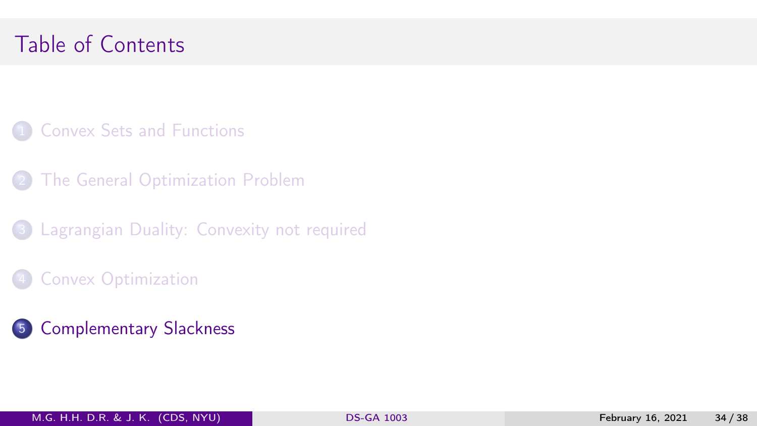# Table of Contents

1. Convex Sets and Functions
2. The General Optimization Problem
3. Lagrangian Duality: Convexity not required
4. Convex Optimization
5. **Complementary Slackness**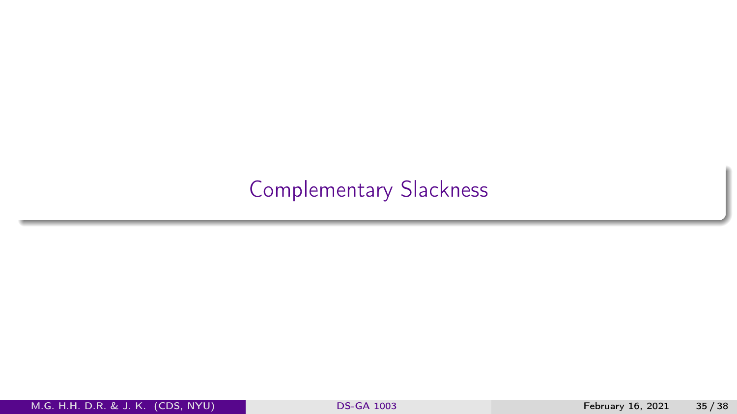# Complementary Slackness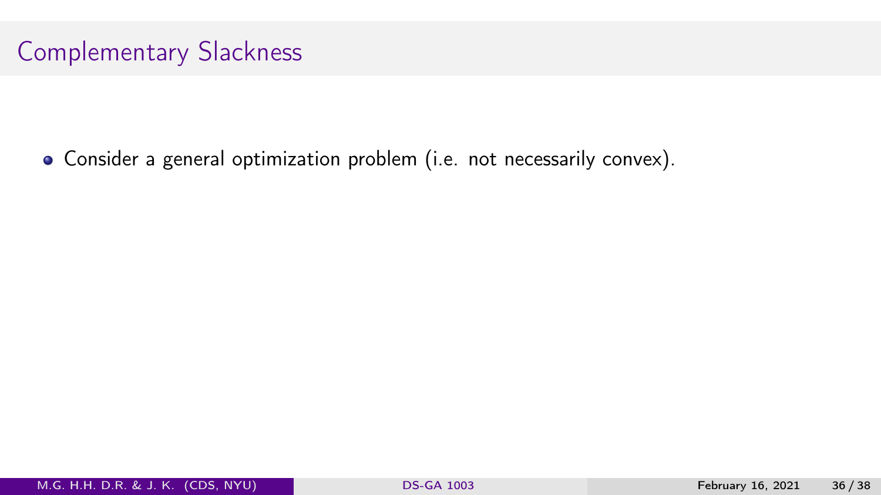## Complementary Slackness

- Consider a general optimization problem (i.e. not necessarily convex).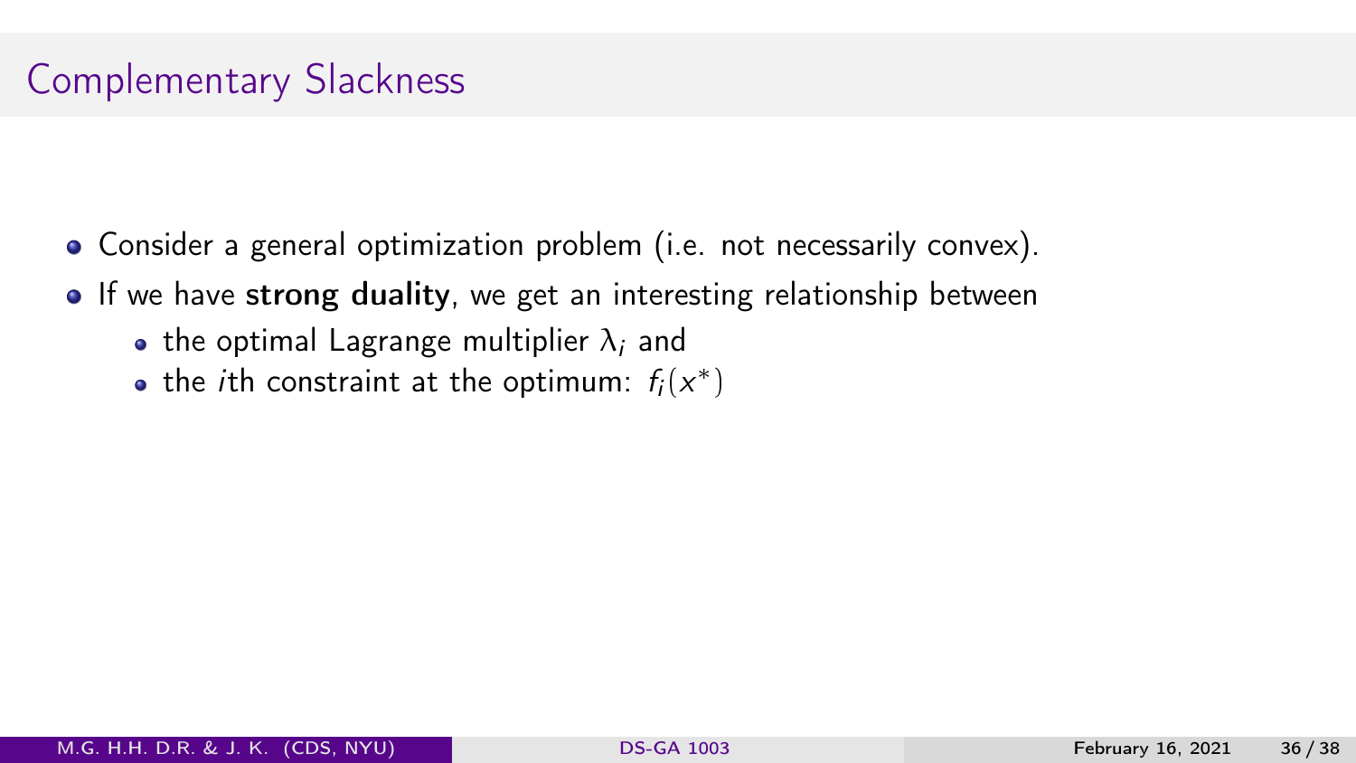## Complementary Slackness

- Consider a general optimization problem (i.e. not necessarily convex).
- If we have **strong duality**, we get an interesting relationship between
  - the optimal Lagrange multiplier $\lambda_i$ and
  - the $i$th constraint at the optimum: $f_i(x^*)$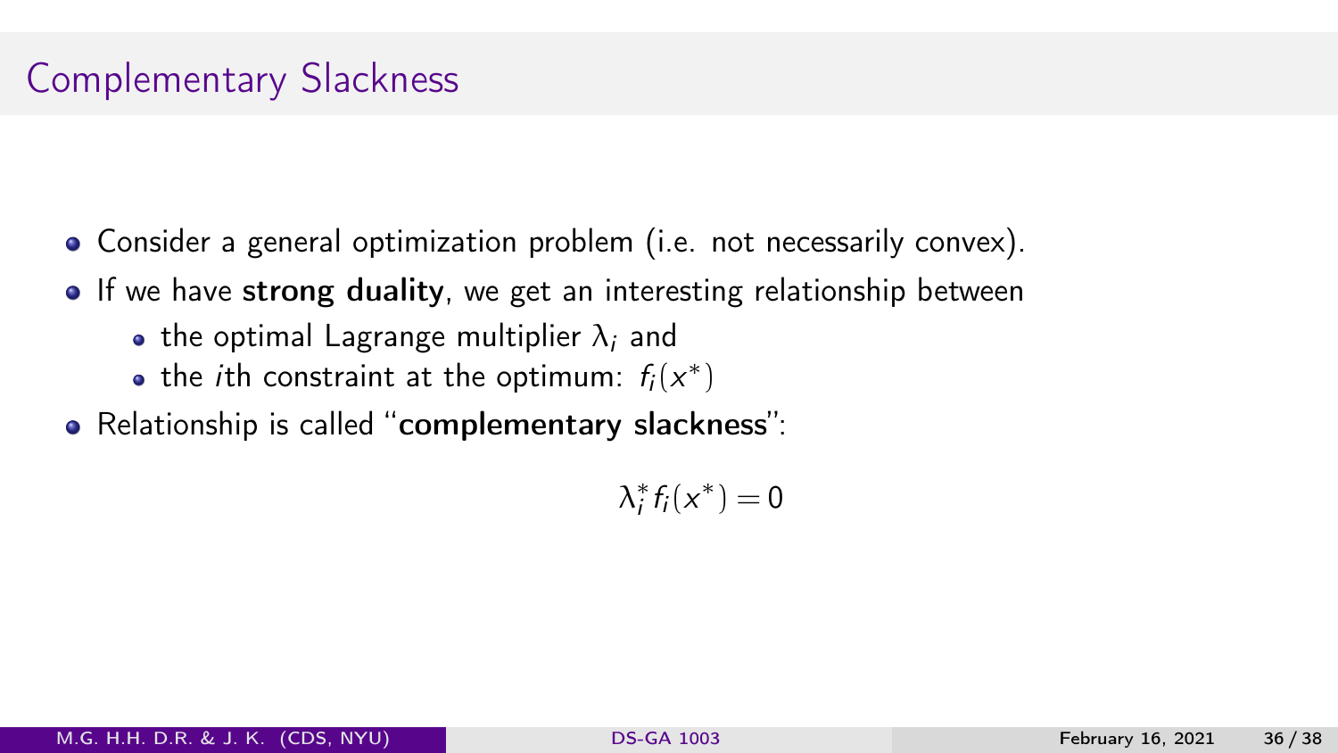# Complementary Slackness

- Consider a general optimization problem (i.e. not necessarily convex).
- If we have **strong duality**, we get an interesting relationship between
  - the optimal Lagrange multiplier $\lambda_i$ and
  - the *i*th constraint at the optimum: $f_i(x^*)$
- Relationship is called "**complementary slackness**":

$$\lambda_i^* f_i(x^*) = 0$$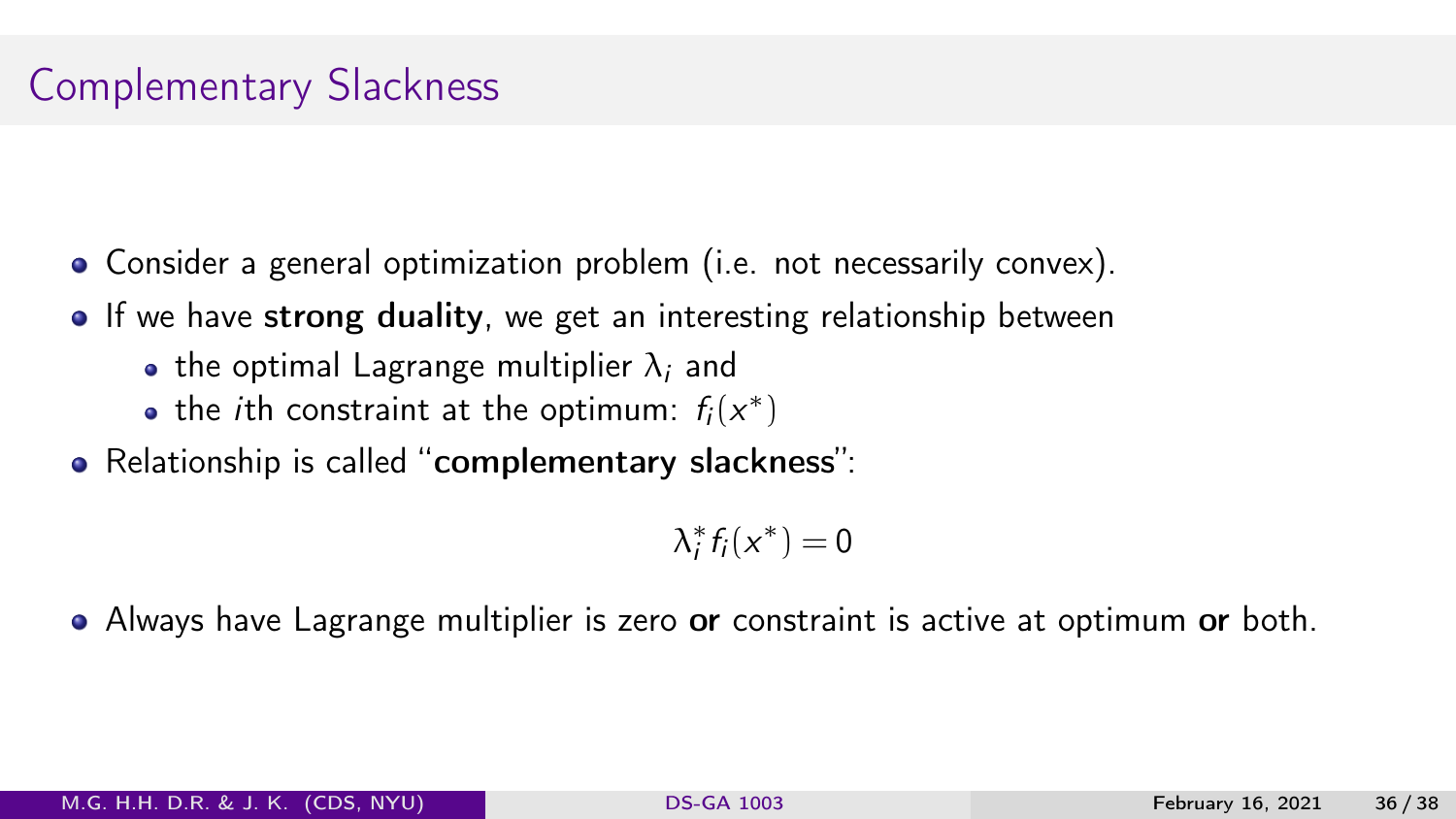## Complementary Slackness

- Consider a general optimization problem (i.e. not necessarily convex).
- If we have **strong duality**, we get an interesting relationship between
  - the optimal Lagrange multiplier $\lambda_i$ and
  - the $i$th constraint at the optimum: $f_i(x^*)$
- Relationship is called "**complementary slackness**":

$$\lambda_i^* f_i(x^*) = 0$$

- Always have Lagrange multiplier is zero **or** constraint is active at optimum **or** both.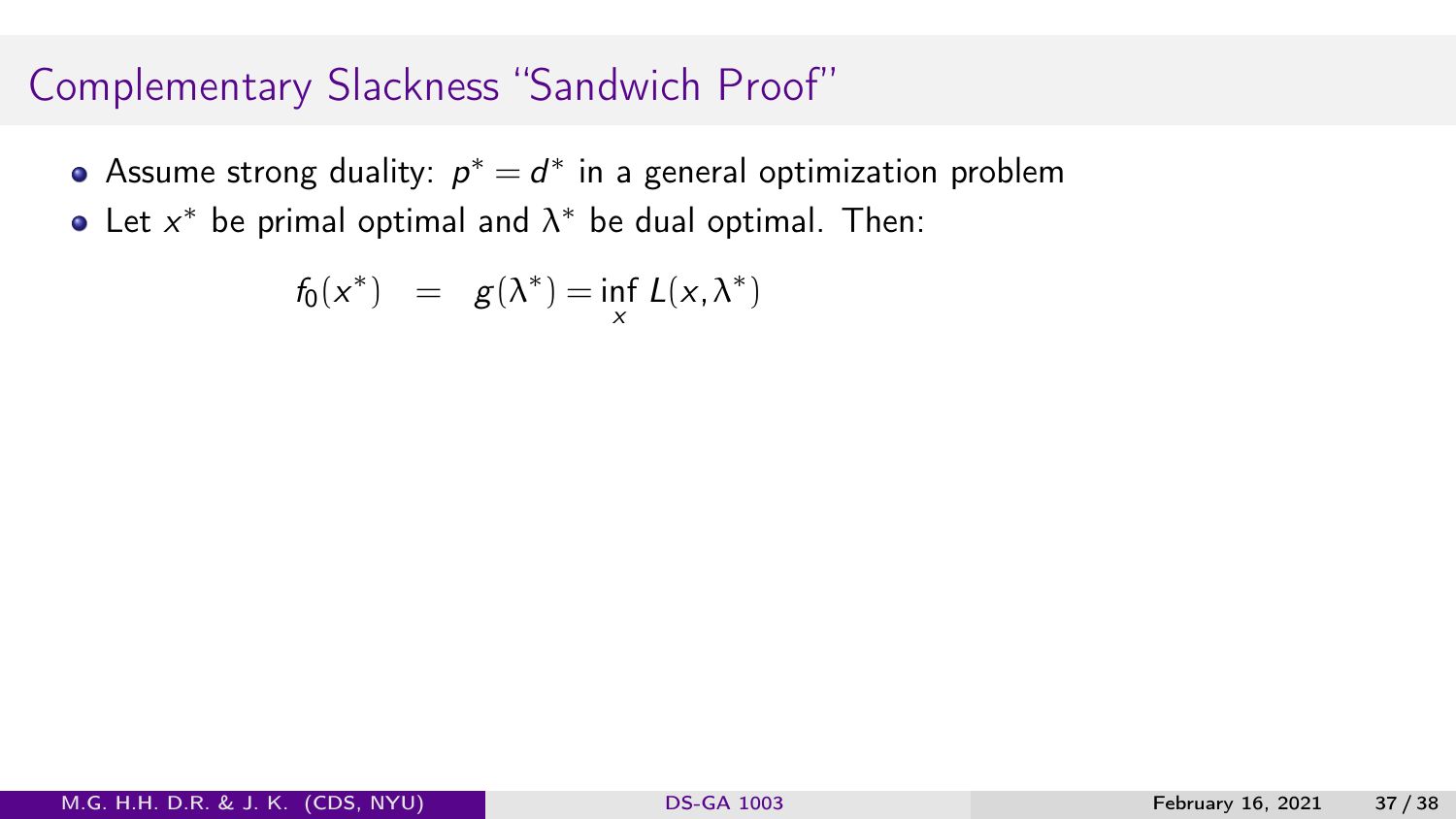# Complementary Slackness "Sandwich Proof"

- Assume strong duality: $p^* = d^*$ in a general optimization problem
- Let $x^*$ be primal optimal and $\lambda^*$ be dual optimal. Then:

$$f_0(x^*) \quad = \quad g(\lambda^*) = \inf_x L(x, \lambda^*)$$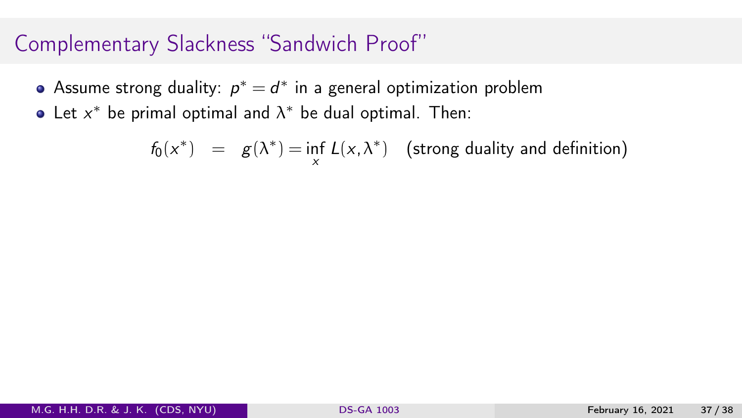## Complementary Slackness "Sandwich Proof"

- Assume strong duality: $p^* = d^*$ in a general optimization problem
- Let $x^*$ be primal optimal and $\lambda^*$ be dual optimal. Then:

$$f_0(x^*) \quad = \quad g(\lambda^*) = \inf_x L(x, \lambda^*) \quad \text{(strong duality and definition)}$$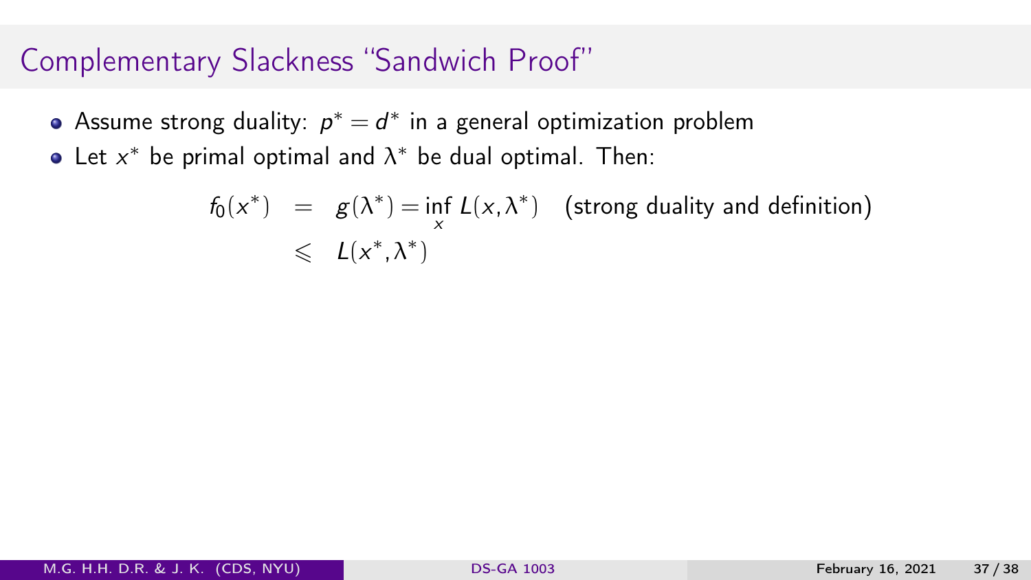## Complementary Slackness "Sandwich Proof"

- Assume strong duality: $p^* = d^*$ in a general optimization problem
- Let $x^*$ be primal optimal and $\lambda^*$ be dual optimal. Then:

$$
\begin{aligned}
f_0(x^*) &= g(\lambda^*) = \inf_x L(x, \lambda^*) \quad \text{(strong duality and definition)} \\
&\leqslant L(x^*, \lambda^*)
\end{aligned}
$$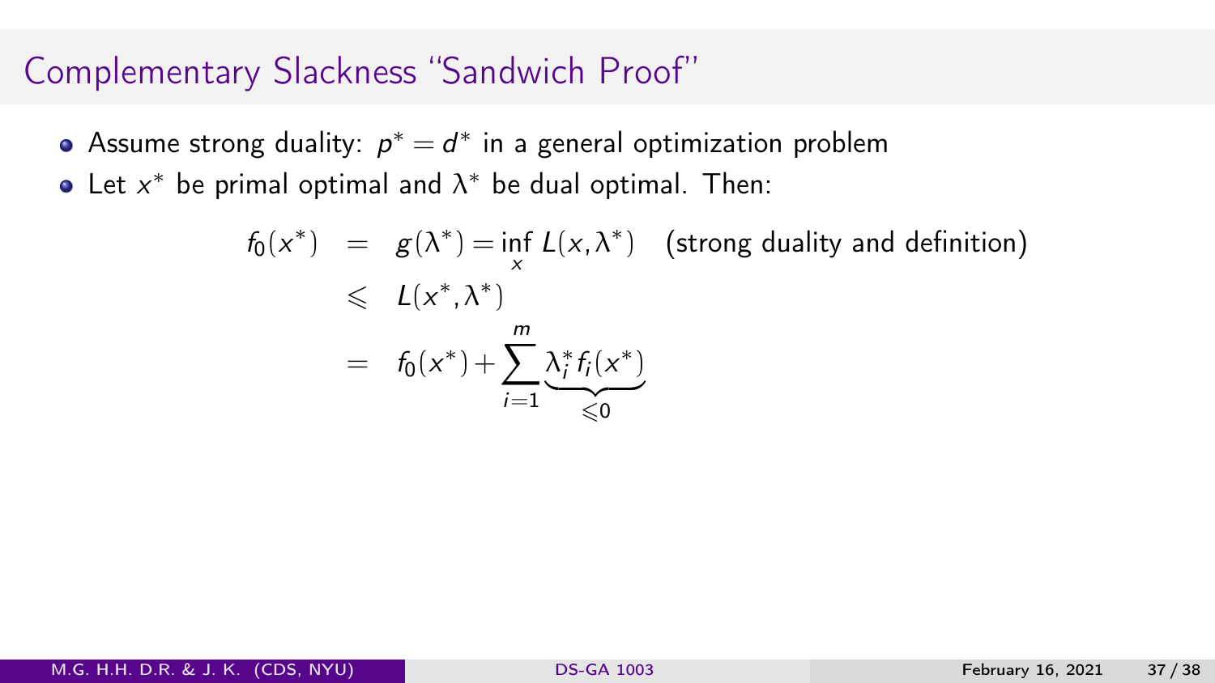# Complementary Slackness "Sandwich Proof"

- Assume strong duality: $p^* = d^*$ in a general optimization problem
- Let $x^*$ be primal optimal and $\lambda^*$ be dual optimal. Then:

$$
\begin{aligned}
f_0(x^*) &= g(\lambda^*) = \inf_x L(x, \lambda^*) \quad \text{(strong duality and definition)} \\
&\leqslant L(x^*, \lambda^*) \\
&= f_0(x^*) + \sum_{i=1}^{m} \underbrace{\lambda_i^* f_i(x^*)}_{\leqslant 0}
\end{aligned}
$$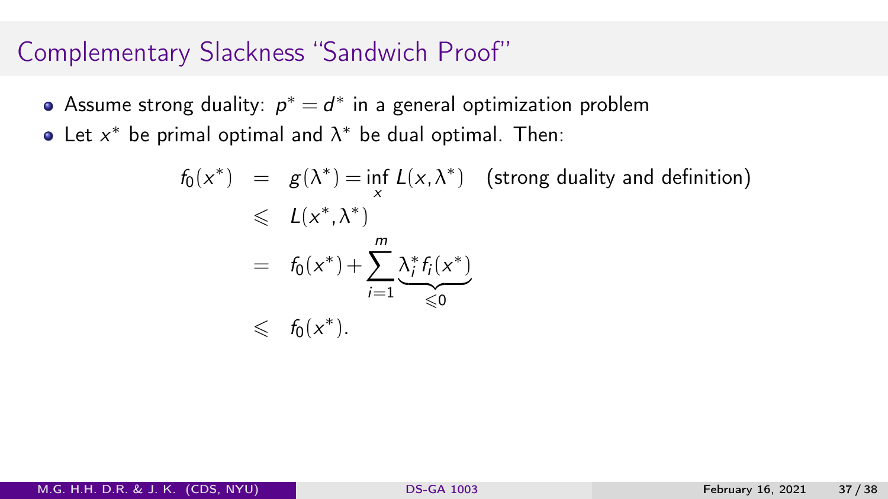## Complementary Slackness "Sandwich Proof"

- Assume strong duality: $p^* = d^*$ in a general optimization problem
- Let $x^*$ be primal optimal and $\lambda^*$ be dual optimal. Then:

$$
\begin{aligned}
f_0(x^*) &= g(\lambda^*) = \inf_x L(x, \lambda^*) \quad \text{(strong duality and definition)} \\
&\leqslant L(x^*, \lambda^*) \\
&= f_0(x^*) + \sum_{i=1}^{m} \underbrace{\lambda_i^* f_i(x^*)}_{\leqslant 0} \\
&\leqslant f_0(x^*).
\end{aligned}
$$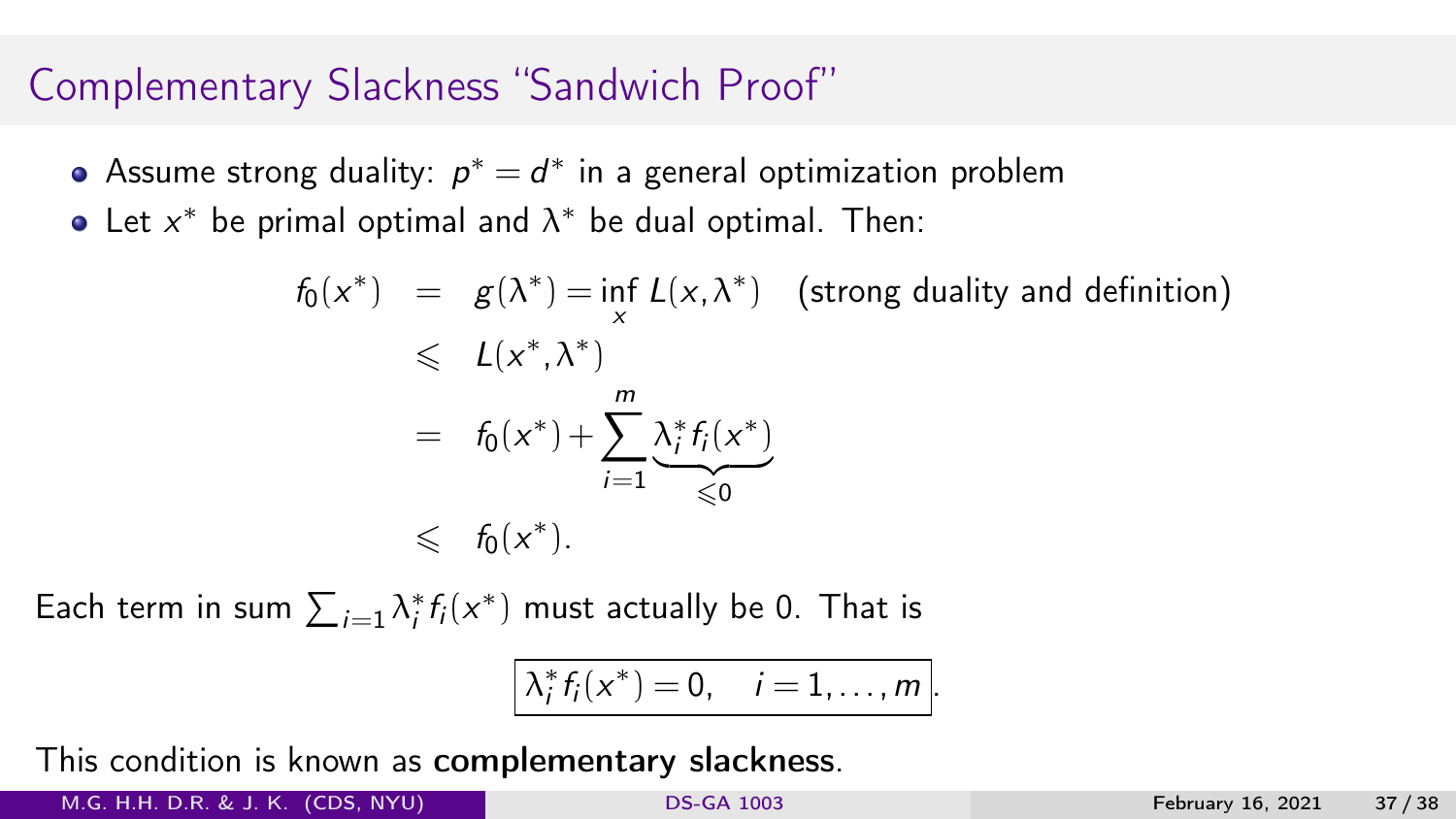## Complementary Slackness "Sandwich Proof"

- Assume strong duality: $p^* = d^*$ in a general optimization problem
- Let $x^*$ be primal optimal and $\lambda^*$ be dual optimal. Then:

$$
\begin{aligned}
f_0(x^*) &= g(\lambda^*) = \inf_x L(x, \lambda^*) \quad \text{(strong duality and definition)} \\
&\leqslant L(x^*, \lambda^*) \\
&= f_0(x^*) + \sum_{i=1}^{m} \underbrace{\lambda_i^* f_i(x^*)}_{\leqslant 0} \\
&\leqslant f_0(x^*).
\end{aligned}
$$

Each term in sum $\sum_{i=1} \lambda_i^* f_i(x^*)$ must actually be 0. That is

$$
\boxed{\lambda_i^* f_i(x^*) = 0, \quad i = 1, \ldots, m}.
$$

This condition is known as **complementary slackness**.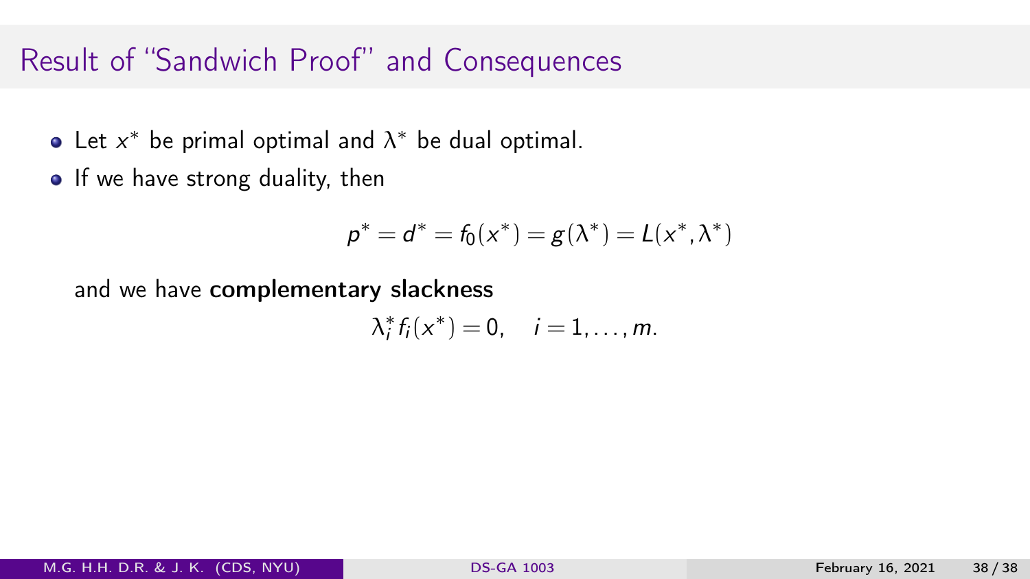# Result of "Sandwich Proof" and Consequences

- Let $x^*$ be primal optimal and $\lambda^*$ be dual optimal.
- If we have strong duality, then

$$p^* = d^* = f_0(x^*) = g(\lambda^*) = L(x^*, \lambda^*)$$

  and we have **complementary slackness**

$$\lambda_i^* f_i(x^*) = 0, \quad i = 1, \ldots, m.$$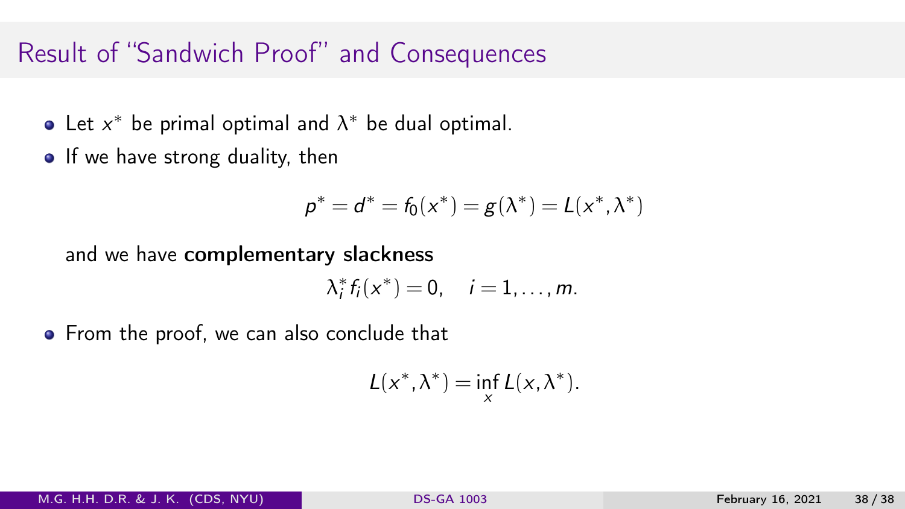## Result of "Sandwich Proof" and Consequences

- Let $x^*$ be primal optimal and $\lambda^*$ be dual optimal.
- If we have strong duality, then

$$p^* = d^* = f_0(x^*) = g(\lambda^*) = L(x^*, \lambda^*)$$

  and we have **complementary slackness**

$$\lambda_i^* f_i(x^*) = 0, \quad i = 1, \ldots, m.$$

- From the proof, we can also conclude that

$$L(x^*, \lambda^*) = \inf_x L(x, \lambda^*).$$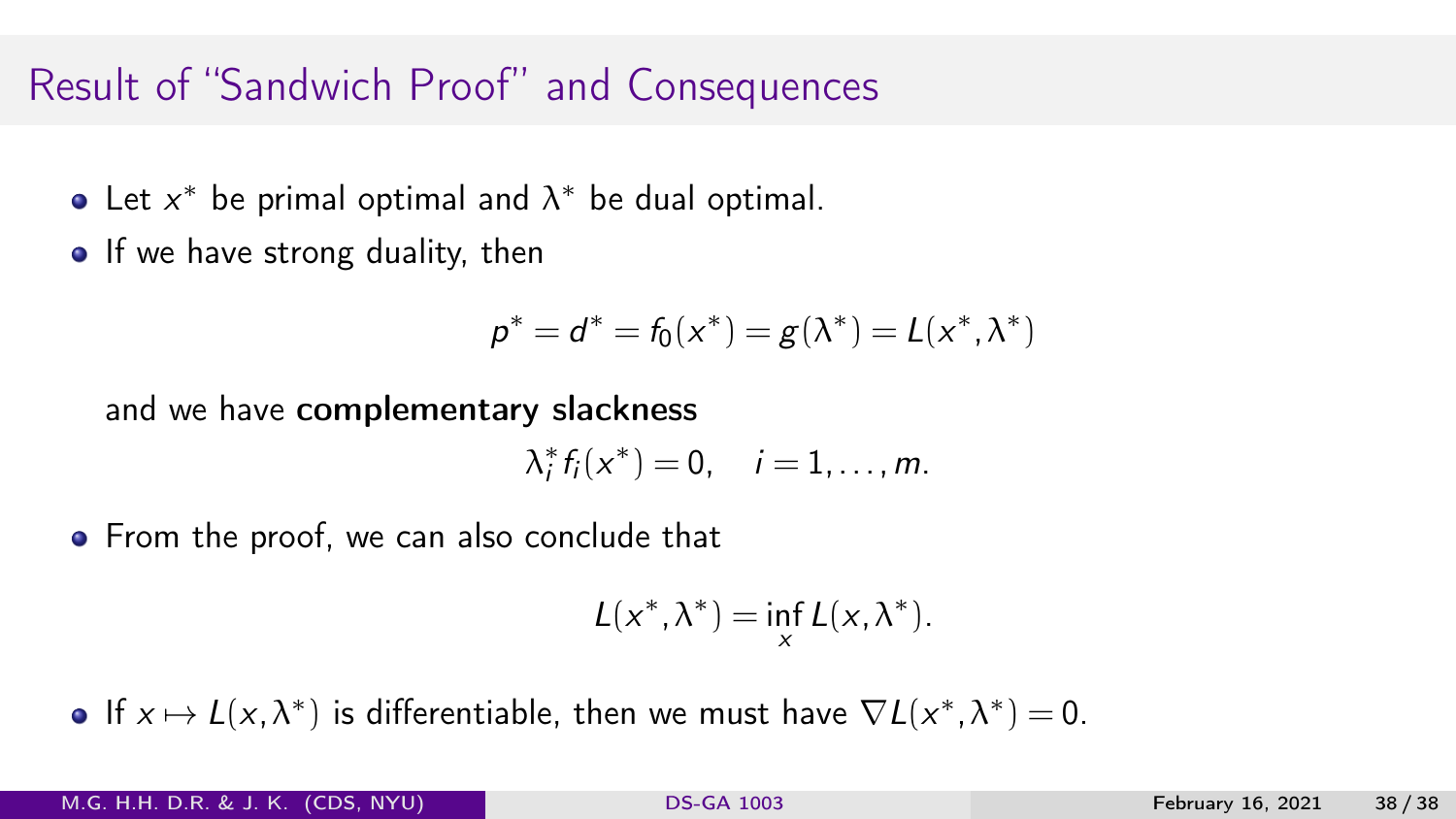## Result of "Sandwich Proof" and Consequences

- Let $x^*$ be primal optimal and $\lambda^*$ be dual optimal.
- If we have strong duality, then

$$p^* = d^* = f_0(x^*) = g(\lambda^*) = L(x^*, \lambda^*)$$

  and we have **complementary slackness**

$$\lambda_i^* f_i(x^*) = 0, \quad i = 1, \ldots, m.$$

- From the proof, we can also conclude that

$$L(x^*, \lambda^*) = \inf_x L(x, \lambda^*).$$

- If $x \mapsto L(x, \lambda^*)$ is differentiable, then we must have $\nabla L(x^*, \lambda^*) = 0$.